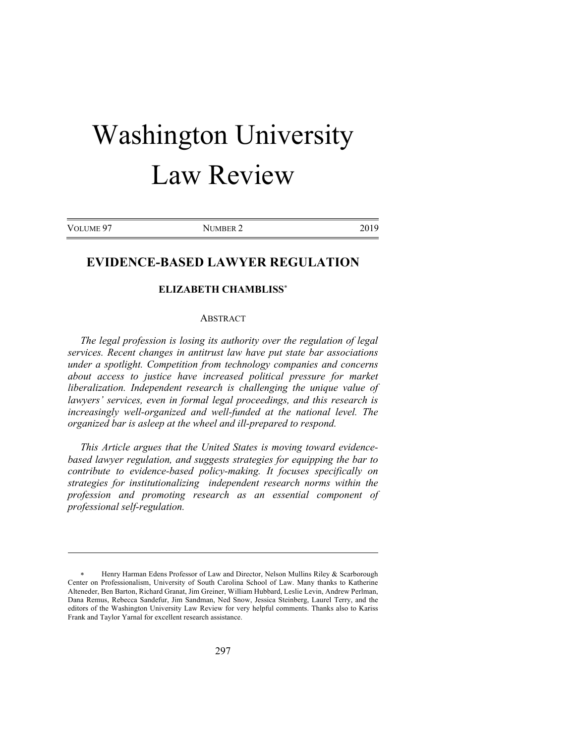# Washington University Law Review

VOLUME 97 NUMBER 2 2019

## EVIDENCE-BASED LAWYER REGULATION

**ELIZABETH CHAMBLISS***

ABSTRACT

*The legal profession is losing its authority over the regulation of legal services. Recent changes in antitrust law have put state bar associations under a spotlight. Competition from technology companies and concerns about access to justice have increased political pressure for market liberalization. Independent research is challenging the unique value of lawyers' services, even in formal legal proceedings, and this research is increasingly well-organized and well-funded at the national level. The organized bar is asleep at the wheel and ill-prepared to respond.*

*This Article argues that the United States is moving toward evidence-based lawyer regulation, and suggests strategies for equipping the bar to contribute to evidence-based policy-making. It focuses specifically on strategies for institutionalizing independent research norms within the profession and promoting research as an essential component of professional self-regulation.*

---

\* Henry Harman Edens Professor of Law and Director, Nelson Mullins Riley & Scarborough Center on Professionalism, University of South Carolina School of Law. Many thanks to Katherine Alteneder, Ben Barton, Richard Granat, Jim Greiner, William Hubbard, Leslie Levin, Andrew Perlman, Dana Remus, Rebecca Sandefur, Jim Sandman, Ned Snow, Jessica Steinberg, Laurel Terry, and the editors of the Washington University Law Review for very helpful comments. Thanks also to Kariss Frank and Taylor Yarnal for excellent research assistance.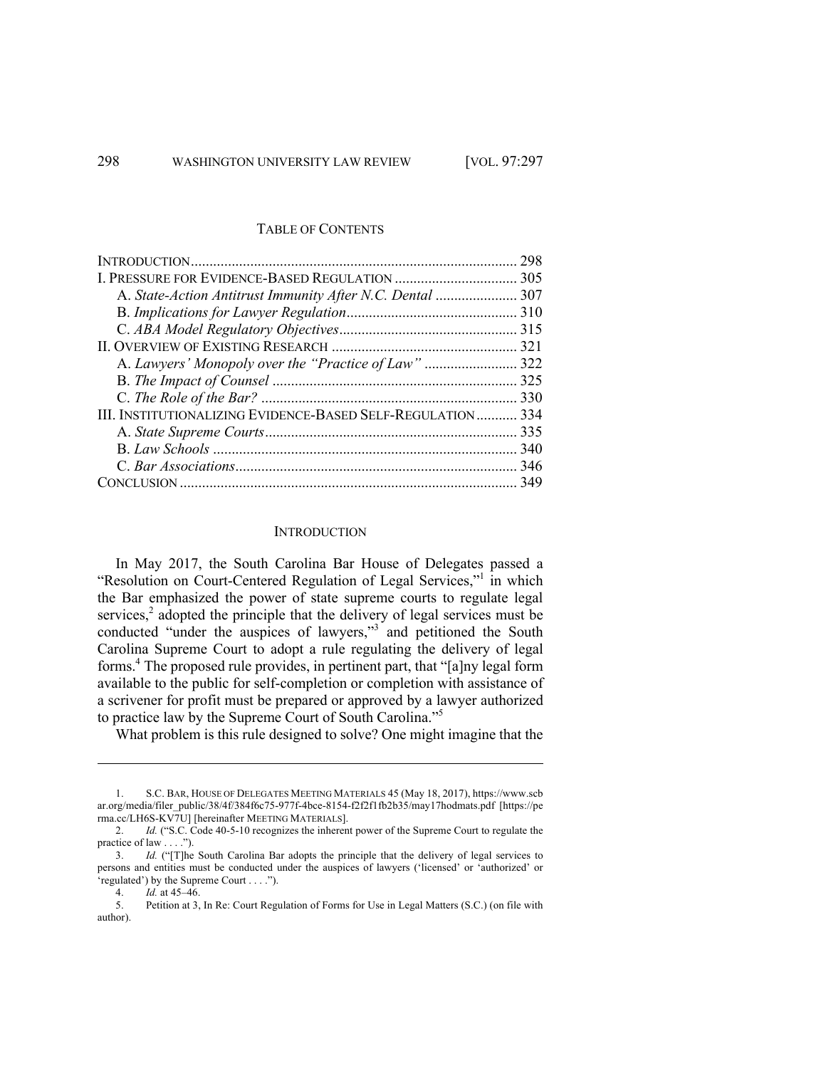## TABLE OF CONTENTS

| | |
|---|---|
| INTRODUCTION | 298 |
| I. PRESSURE FOR EVIDENCE-BASED REGULATION | 305 |
| A. *State-Action Antitrust Immunity After N.C. Dental* | 307 |
| B. *Implications for Lawyer Regulation* | 310 |
| C. *ABA Model Regulatory Objectives* | 315 |
| II. OVERVIEW OF EXISTING RESEARCH | 321 |
| A. *Lawyers' Monopoly over the "Practice of Law"* | 322 |
| B. *The Impact of Counsel* | 325 |
| C. *The Role of the Bar?* | 330 |
| III. INSTITUTIONALIZING EVIDENCE-BASED SELF-REGULATION | 334 |
| A. *State Supreme Courts* | 335 |
| B. *Law Schools* | 340 |
| C. *Bar Associations* | 346 |
| CONCLUSION | 349 |

## INTRODUCTION

In May 2017, the South Carolina Bar House of Delegates passed a "Resolution on Court-Centered Regulation of Legal Services,"[1] in which the Bar emphasized the power of state supreme courts to regulate legal services,[2] adopted the principle that the delivery of legal services must be conducted "under the auspices of lawyers,"[3] and petitioned the South Carolina Supreme Court to adopt a rule regulating the delivery of legal forms.[4] The proposed rule provides, in pertinent part, that "[a]ny legal form available to the public for self-completion or completion with assistance of a scrivener for profit must be prepared or approved by a lawyer authorized to practice law by the Supreme Court of South Carolina."[5]

What problem is this rule designed to solve? One might imagine that the

---

1. S.C. BAR, HOUSE OF DELEGATES MEETING MATERIALS 45 (May 18, 2017), https://www.scbar.org/media/filer_public/38/4f/384f6c75-977f-4bce-8154-f2f2f1fb2b35/may17hodmats.pdf [https://perma.cc/LH6S-KV7U] [hereinafter MEETING MATERIALS].

2. *Id.* ("S.C. Code 40-5-10 recognizes the inherent power of the Supreme Court to regulate the practice of law . . . .").

3. *Id.* ("[T]he South Carolina Bar adopts the principle that the delivery of legal services to persons and entities must be conducted under the auspices of lawyers ('licensed' or 'authorized' or 'regulated') by the Supreme Court . . . .").

4. *Id.* at 45–46.

5. Petition at 3, In Re: Court Regulation of Forms for Use in Legal Matters (S.C.) (on file with author).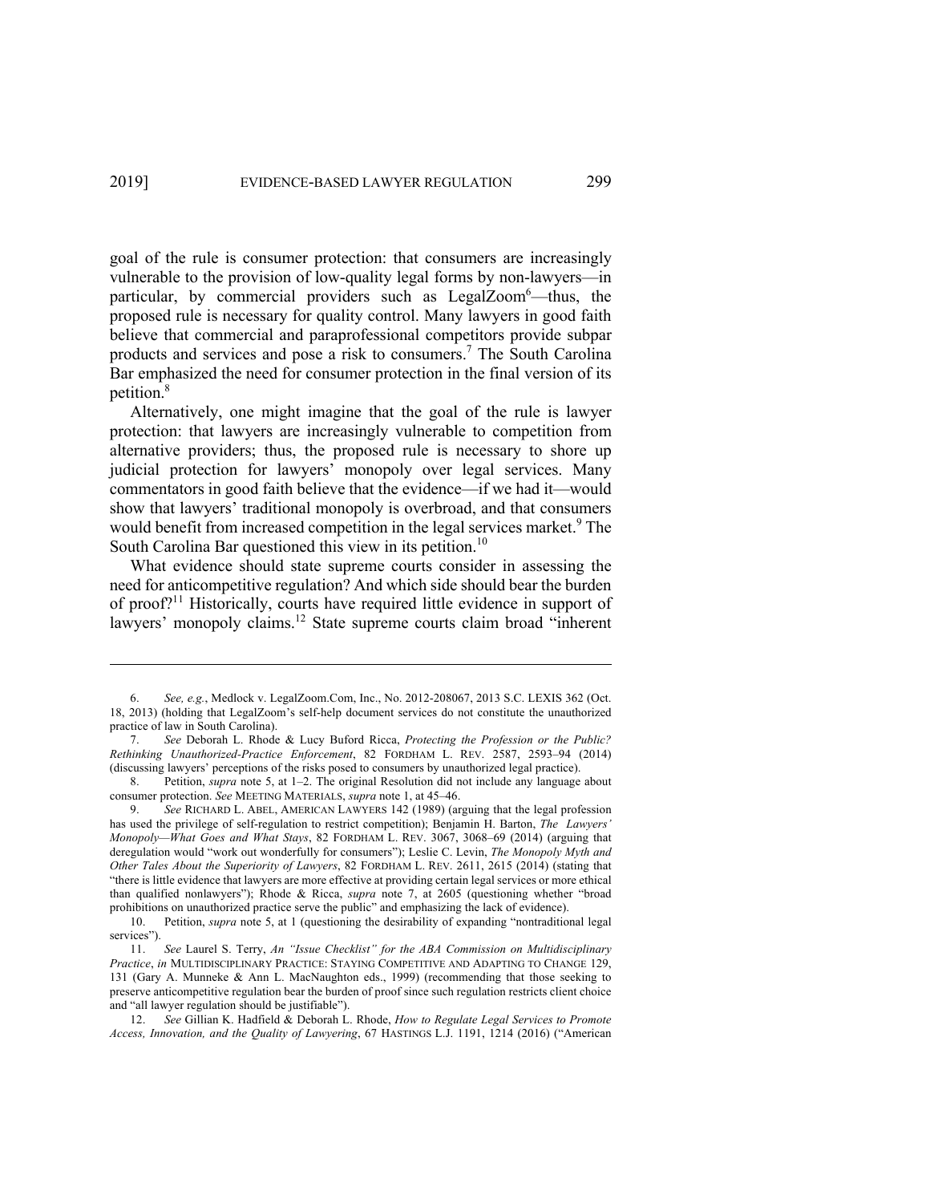goal of the rule is consumer protection: that consumers are increasingly vulnerable to the provision of low-quality legal forms by non-lawyers—in particular, by commercial providers such as LegalZoom[6]—thus, the proposed rule is necessary for quality control. Many lawyers in good faith believe that commercial and paraprofessional competitors provide subpar products and services and pose a risk to consumers.[7] The South Carolina Bar emphasized the need for consumer protection in the final version of its petition.[8]

Alternatively, one might imagine that the goal of the rule is lawyer protection: that lawyers are increasingly vulnerable to competition from alternative providers; thus, the proposed rule is necessary to shore up judicial protection for lawyers' monopoly over legal services. Many commentators in good faith believe that the evidence—if we had it—would show that lawyers' traditional monopoly is overbroad, and that consumers would benefit from increased competition in the legal services market.[9] The South Carolina Bar questioned this view in its petition.[10]

What evidence should state supreme courts consider in assessing the need for anticompetitive regulation? And which side should bear the burden of proof?[11] Historically, courts have required little evidence in support of lawyers' monopoly claims.[12] State supreme courts claim broad "inherent

---

6. *See, e.g.*, Medlock v. LegalZoom.Com, Inc., No. 2012-208067, 2013 S.C. LEXIS 362 (Oct. 18, 2013) (holding that LegalZoom's self-help document services do not constitute the unauthorized practice of law in South Carolina).

7. *See* Deborah L. Rhode & Lucy Buford Ricca, *Protecting the Profession or the Public? Rethinking Unauthorized-Practice Enforcement*, 82 FORDHAM L. REV. 2587, 2593–94 (2014) (discussing lawyers' perceptions of the risks posed to consumers by unauthorized legal practice).

8. Petition, *supra* note 5, at 1–2. The original Resolution did not include any language about consumer protection. *See* MEETING MATERIALS, *supra* note 1, at 45–46.

9. *See* RICHARD L. ABEL, AMERICAN LAWYERS 142 (1989) (arguing that the legal profession has used the privilege of self-regulation to restrict competition); Benjamin H. Barton, *The Lawyers' Monopoly—What Goes and What Stays*, 82 FORDHAM L. REV. 3067, 3068–69 (2014) (arguing that deregulation would "work out wonderfully for consumers"); Leslie C. Levin, *The Monopoly Myth and Other Tales About the Superiority of Lawyers*, 82 FORDHAM L. REV. 2611, 2615 (2014) (stating that "there is little evidence that lawyers are more effective at providing certain legal services or more ethical than qualified nonlawyers"); Rhode & Ricca, *supra* note 7, at 2605 (questioning whether "broad prohibitions on unauthorized practice serve the public" and emphasizing the lack of evidence).

10. Petition, *supra* note 5, at 1 (questioning the desirability of expanding "nontraditional legal services").

11. *See* Laurel S. Terry, *An "Issue Checklist" for the ABA Commission on Multidisciplinary Practice*, *in* MULTIDISCIPLINARY PRACTICE: STAYING COMPETITIVE AND ADAPTING TO CHANGE 129, 131 (Gary A. Munneke & Ann L. MacNaughton eds., 1999) (recommending that those seeking to preserve anticompetitive regulation bear the burden of proof since such regulation restricts client choice and "all lawyer regulation should be justifiable").

12. *See* Gillian K. Hadfield & Deborah L. Rhode, *How to Regulate Legal Services to Promote Access, Innovation, and the Quality of Lawyering*, 67 HASTINGS L.J. 1191, 1214 (2016) ("American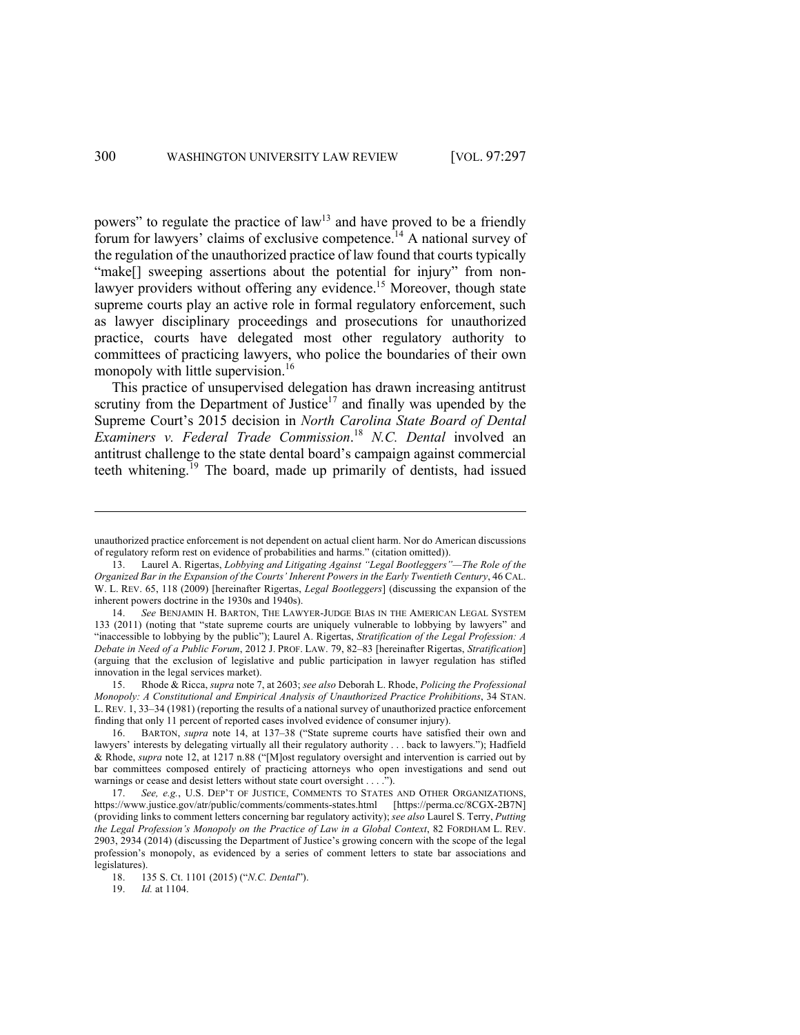powers" to regulate the practice of law[13] and have proved to be a friendly forum for lawyers' claims of exclusive competence.[14] A national survey of the regulation of the unauthorized practice of law found that courts typically "make[] sweeping assertions about the potential for injury" from non-lawyer providers without offering any evidence.[15] Moreover, though state supreme courts play an active role in formal regulatory enforcement, such as lawyer disciplinary proceedings and prosecutions for unauthorized practice, courts have delegated most other regulatory authority to committees of practicing lawyers, who police the boundaries of their own monopoly with little supervision.[16]

This practice of unsupervised delegation has drawn increasing antitrust scrutiny from the Department of Justice[17] and finally was upended by the Supreme Court's 2015 decision in *North Carolina State Board of Dental Examiners v. Federal Trade Commission*.[18] *N.C. Dental* involved an antitrust challenge to the state dental board's campaign against commercial teeth whitening.[19] The board, made up primarily of dentists, had issued

---

unauthorized practice enforcement is not dependent on actual client harm. Nor do American discussions of regulatory reform rest on evidence of probabilities and harms." (citation omitted)).

13. Laurel A. Rigertas, *Lobbying and Litigating Against "Legal Bootleggers"—The Role of the Organized Bar in the Expansion of the Courts' Inherent Powers in the Early Twentieth Century*, 46 CAL. W. L. REV. 65, 118 (2009) [hereinafter Rigertas, *Legal Bootleggers*] (discussing the expansion of the inherent powers doctrine in the 1930s and 1940s).

14. *See* BENJAMIN H. BARTON, THE LAWYER-JUDGE BIAS IN THE AMERICAN LEGAL SYSTEM 133 (2011) (noting that "state supreme courts are uniquely vulnerable to lobbying by lawyers" and "inaccessible to lobbying by the public"); Laurel A. Rigertas, *Stratification of the Legal Profession: A Debate in Need of a Public Forum*, 2012 J. PROF. LAW. 79, 82–83 [hereinafter Rigertas, *Stratification*] (arguing that the exclusion of legislative and public participation in lawyer regulation has stifled innovation in the legal services market).

15. Rhode & Ricca, *supra* note 7, at 2603; *see also* Deborah L. Rhode, *Policing the Professional Monopoly: A Constitutional and Empirical Analysis of Unauthorized Practice Prohibitions*, 34 STAN. L. REV. 1, 33–34 (1981) (reporting the results of a national survey of unauthorized practice enforcement finding that only 11 percent of reported cases involved evidence of consumer injury).

16. BARTON, *supra* note 14, at 137–38 ("State supreme courts have satisfied their own and lawyers' interests by delegating virtually all their regulatory authority . . . back to lawyers."); Hadfield & Rhode, *supra* note 12, at 1217 n.88 ("[M]ost regulatory oversight and intervention is carried out by bar committees composed entirely of practicing attorneys who open investigations and send out warnings or cease and desist letters without state court oversight . . . .").

17. *See, e.g.*, U.S. DEP'T OF JUSTICE, COMMENTS TO STATES AND OTHER ORGANIZATIONS, https://www.justice.gov/atr/public/comments/comments-states.html [https://perma.cc/8CGX-2B7N] (providing links to comment letters concerning bar regulatory activity); *see also* Laurel S. Terry, *Putting the Legal Profession's Monopoly on the Practice of Law in a Global Context*, 82 FORDHAM L. REV. 2903, 2934 (2014) (discussing the Department of Justice's growing concern with the scope of the legal profession's monopoly, as evidenced by a series of comment letters to state bar associations and legislatures).

18. 135 S. Ct. 1101 (2015) ("*N.C. Dental*").

19. *Id.* at 1104.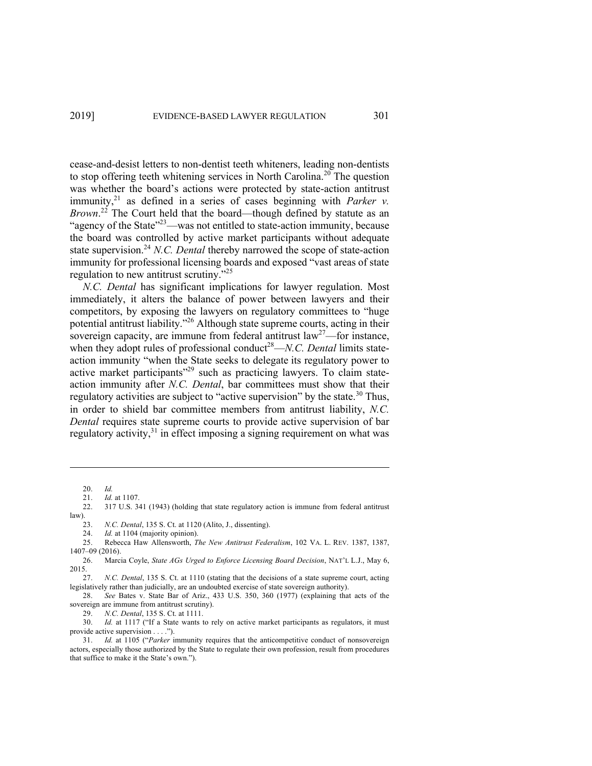cease-and-desist letters to non-dentist teeth whiteners, leading non-dentists to stop offering teeth whitening services in North Carolina.[20] The question was whether the board's actions were protected by state-action antitrust immunity,[21] as defined in a series of cases beginning with *Parker v. Brown*.[22] The Court held that the board—though defined by statute as an "agency of the State"[23]—was not entitled to state-action immunity, because the board was controlled by active market participants without adequate state supervision.[24] *N.C. Dental* thereby narrowed the scope of state-action immunity for professional licensing boards and exposed "vast areas of state regulation to new antitrust scrutiny."[25]

*N.C. Dental* has significant implications for lawyer regulation. Most immediately, it alters the balance of power between lawyers and their competitors, by exposing the lawyers on regulatory committees to "huge potential antitrust liability."[26] Although state supreme courts, acting in their sovereign capacity, are immune from federal antitrust law[27]—for instance, when they adopt rules of professional conduct[28]—*N.C. Dental* limits state-action immunity "when the State seeks to delegate its regulatory power to active market participants"[29] such as practicing lawyers. To claim state-action immunity after *N.C. Dental*, bar committees must show that their regulatory activities are subject to "active supervision" by the state.[30] Thus, in order to shield bar committee members from antitrust liability, *N.C. Dental* requires state supreme courts to provide active supervision of bar regulatory activity,[31] in effect imposing a signing requirement on what was

---

20. *Id.*

21. *Id.* at 1107.

22. 317 U.S. 341 (1943) (holding that state regulatory action is immune from federal antitrust law).

23. *N.C. Dental*, 135 S. Ct. at 1120 (Alito, J., dissenting).

24. *Id.* at 1104 (majority opinion).

25. Rebecca Haw Allensworth, *The New Antitrust Federalism*, 102 VA. L. REV. 1387, 1387, 1407–09 (2016).

26. Marcia Coyle, *State AGs Urged to Enforce Licensing Board Decision*, NAT'L L.J., May 6, 2015.

27. *N.C. Dental*, 135 S. Ct. at 1110 (stating that the decisions of a state supreme court, acting legislatively rather than judicially, are an undoubted exercise of state sovereign authority).

28. *See* Bates v. State Bar of Ariz., 433 U.S. 350, 360 (1977) (explaining that acts of the sovereign are immune from antitrust scrutiny).

29. *N.C. Dental*, 135 S. Ct. at 1111.

30. *Id.* at 1117 ("If a State wants to rely on active market participants as regulators, it must provide active supervision . . . .").

31. *Id.* at 1105 ("*Parker* immunity requires that the anticompetitive conduct of nonsovereign actors, especially those authorized by the State to regulate their own profession, result from procedures that suffice to make it the State's own.").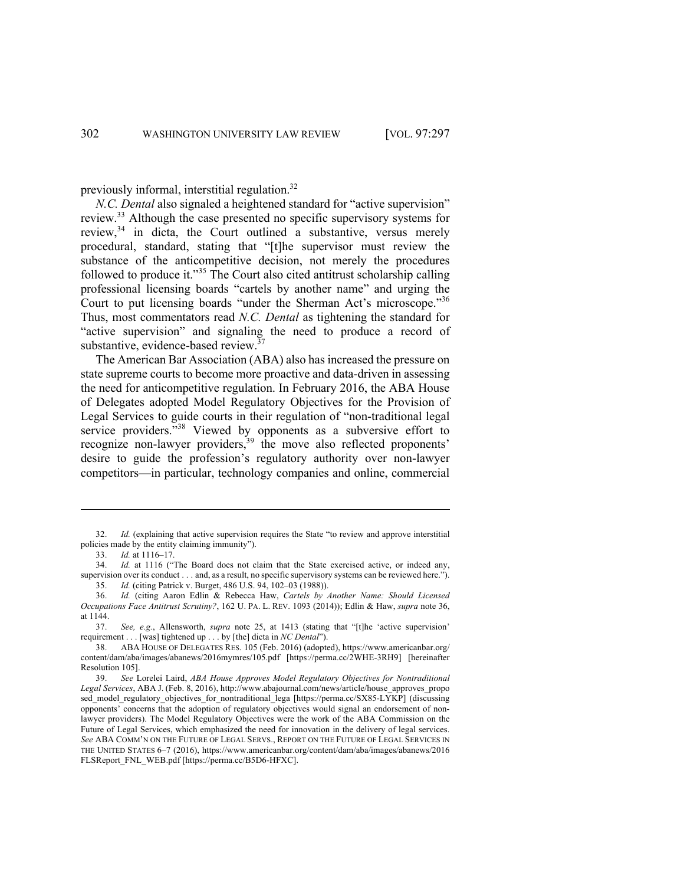previously informal, interstitial regulation.[32]

*N.C. Dental* also signaled a heightened standard for "active supervision" review.[33] Although the case presented no specific supervisory systems for review,[34] in dicta, the Court outlined a substantive, versus merely procedural, standard, stating that "[t]he supervisor must review the substance of the anticompetitive decision, not merely the procedures followed to produce it."[35] The Court also cited antitrust scholarship calling professional licensing boards "cartels by another name" and urging the Court to put licensing boards "under the Sherman Act's microscope."[36] Thus, most commentators read *N.C. Dental* as tightening the standard for "active supervision" and signaling the need to produce a record of substantive, evidence-based review.[37]

The American Bar Association (ABA) also has increased the pressure on state supreme courts to become more proactive and data-driven in assessing the need for anticompetitive regulation. In February 2016, the ABA House of Delegates adopted Model Regulatory Objectives for the Provision of Legal Services to guide courts in their regulation of "non-traditional legal service providers."[38] Viewed by opponents as a subversive effort to recognize non-lawyer providers,[39] the move also reflected proponents' desire to guide the profession's regulatory authority over non-lawyer competitors—in particular, technology companies and online, commercial

---

32. *Id.* (explaining that active supervision requires the State "to review and approve interstitial policies made by the entity claiming immunity").

33. *Id.* at 1116–17.

34. *Id.* at 1116 ("The Board does not claim that the State exercised active, or indeed any, supervision over its conduct . . . and, as a result, no specific supervisory systems can be reviewed here.").

35. *Id.* (citing Patrick v. Burget, 486 U.S. 94, 102–03 (1988)).

36. *Id.* (citing Aaron Edlin & Rebecca Haw, *Cartels by Another Name: Should Licensed Occupations Face Antitrust Scrutiny?*, 162 U. PA. L. REV. 1093 (2014)); Edlin & Haw, *supra* note 36, at 1144.

37. *See, e.g.*, Allensworth, *supra* note 25, at 1413 (stating that "[t]he 'active supervision' requirement . . . [was] tightened up . . . by [the] dicta in *NC Dental*").

38. ABA HOUSE OF DELEGATES RES. 105 (Feb. 2016) (adopted), https://www.americanbar.org/content/dam/aba/images/abanews/2016mymres/105.pdf [https://perma.cc/2WHE-3RH9] [hereinafter Resolution 105].

39. *See* Lorelei Laird, *ABA House Approves Model Regulatory Objectives for Nontraditional Legal Services*, ABA J. (Feb. 8, 2016), http://www.abajournal.com/news/article/house_approves_proposed_model_regulatory_objectives_for_nontraditional_lega [https://perma.cc/SX85-LYKP] (discussing opponents' concerns that the adoption of regulatory objectives would signal an endorsement of non-lawyer providers). The Model Regulatory Objectives were the work of the ABA Commission on the Future of Legal Services, which emphasized the need for innovation in the delivery of legal services. *See* ABA COMM'N ON THE FUTURE OF LEGAL SERVS., REPORT ON THE FUTURE OF LEGAL SERVICES IN THE UNITED STATES 6–7 (2016), https://www.americanbar.org/content/dam/aba/images/abanews/2016FLSReport_FNL_WEB.pdf [https://perma.cc/B5D6-HFXC].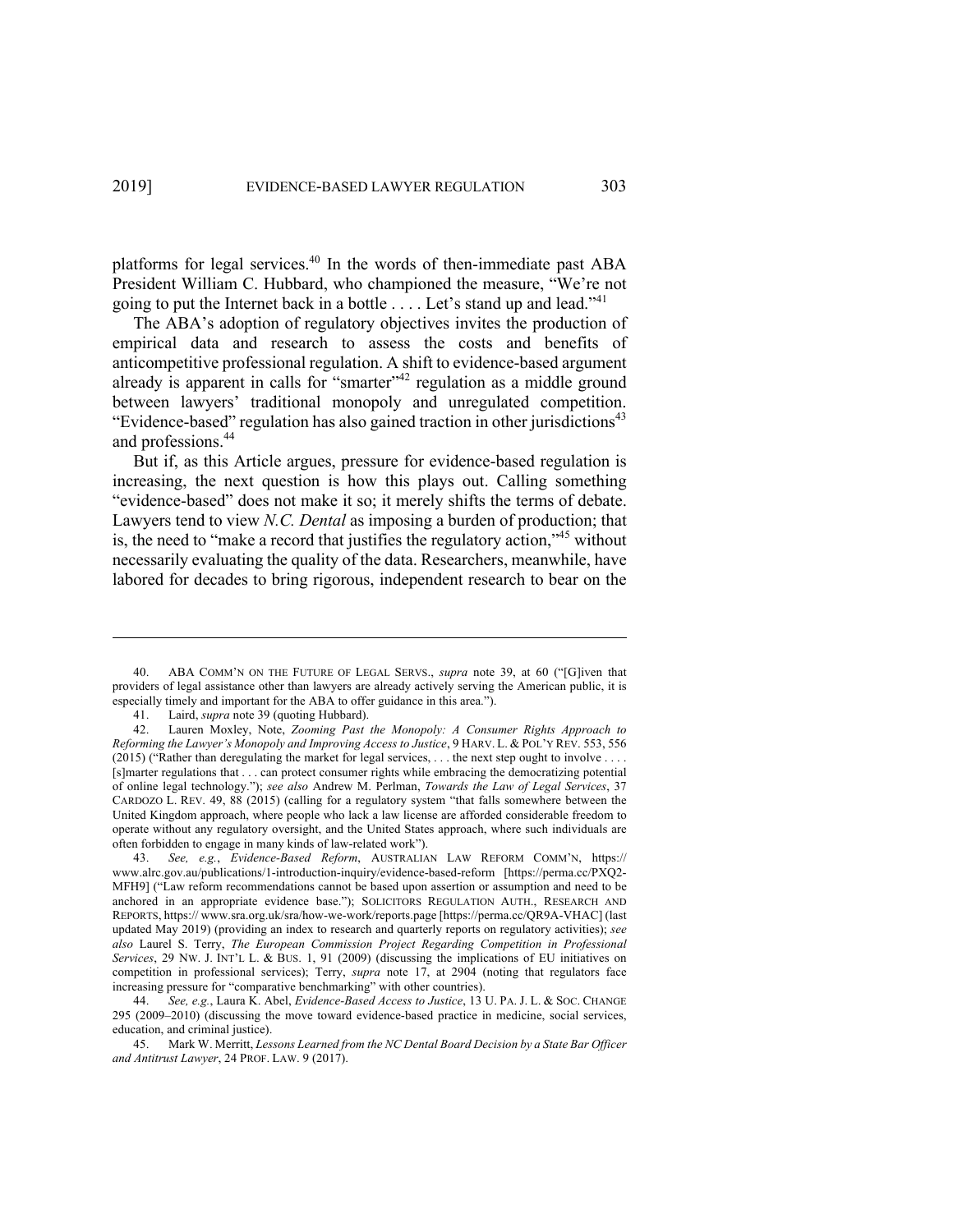platforms for legal services.[40] In the words of then-immediate past ABA President William C. Hubbard, who championed the measure, "We're not going to put the Internet back in a bottle . . . . Let's stand up and lead."[41]

The ABA's adoption of regulatory objectives invites the production of empirical data and research to assess the costs and benefits of anticompetitive professional regulation. A shift to evidence-based argument already is apparent in calls for "smarter"[42] regulation as a middle ground between lawyers' traditional monopoly and unregulated competition. "Evidence-based" regulation has also gained traction in other jurisdictions[43] and professions.[44]

But if, as this Article argues, pressure for evidence-based regulation is increasing, the next question is how this plays out. Calling something "evidence-based" does not make it so; it merely shifts the terms of debate. Lawyers tend to view *N.C. Dental* as imposing a burden of production; that is, the need to "make a record that justifies the regulatory action,"[45] without necessarily evaluating the quality of the data. Researchers, meanwhile, have labored for decades to bring rigorous, independent research to bear on the

---

40. ABA COMM'N ON THE FUTURE OF LEGAL SERVS., *supra* note 39, at 60 ("[G]iven that providers of legal assistance other than lawyers are already actively serving the American public, it is especially timely and important for the ABA to offer guidance in this area.").

41. Laird, *supra* note 39 (quoting Hubbard).

42. Lauren Moxley, Note, *Zooming Past the Monopoly: A Consumer Rights Approach to Reforming the Lawyer's Monopoly and Improving Access to Justice*, 9 HARV. L. & POL'Y REV. 553, 556 (2015) ("Rather than deregulating the market for legal services, . . . the next step ought to involve . . . . [s]marter regulations that . . . can protect consumer rights while embracing the democratizing potential of online legal technology."); *see also* Andrew M. Perlman, *Towards the Law of Legal Services*, 37 CARDOZO L. REV. 49, 88 (2015) (calling for a regulatory system "that falls somewhere between the United Kingdom approach, where people who lack a law license are afforded considerable freedom to operate without any regulatory oversight, and the United States approach, where such individuals are often forbidden to engage in many kinds of law-related work").

43. *See, e.g.*, *Evidence-Based Reform*, AUSTRALIAN LAW REFORM COMM'N, https://www.alrc.gov.au/publications/1-introduction-inquiry/evidence-based-reform [https://perma.cc/PXQ2-MFH9] ("Law reform recommendations cannot be based upon assertion or assumption and need to be anchored in an appropriate evidence base."); SOLICITORS REGULATION AUTH., RESEARCH AND REPORTS, https://www.sra.org.uk/sra/how-we-work/reports.page [https://perma.cc/QR9A-VHAC] (last updated May 2019) (providing an index to research and quarterly reports on regulatory activities); *see also* Laurel S. Terry, *The European Commission Project Regarding Competition in Professional Services*, 29 NW. J. INT'L L. & BUS. 1, 91 (2009) (discussing the implications of EU initiatives on competition in professional services); Terry, *supra* note 17, at 2904 (noting that regulators face increasing pressure for "comparative benchmarking" with other countries).

44. *See, e.g.*, Laura K. Abel, *Evidence-Based Access to Justice*, 13 U. PA. J. L. & SOC. CHANGE 295 (2009–2010) (discussing the move toward evidence-based practice in medicine, social services, education, and criminal justice).

45. Mark W. Merritt, *Lessons Learned from the NC Dental Board Decision by a State Bar Officer and Antitrust Lawyer*, 24 PROF. LAW. 9 (2017).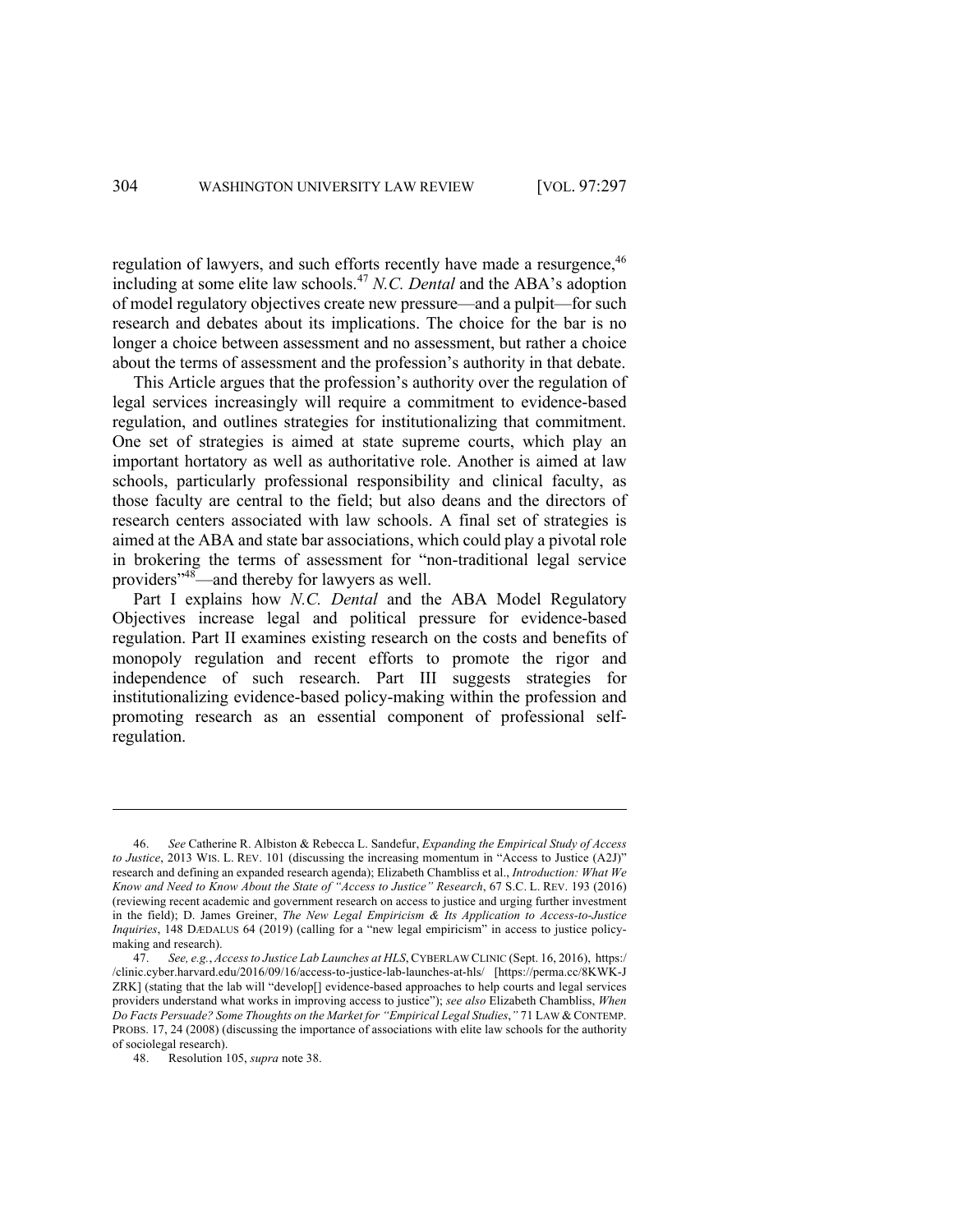regulation of lawyers, and such efforts recently have made a resurgence,[46] including at some elite law schools.[47] *N.C. Dental* and the ABA's adoption of model regulatory objectives create new pressure—and a pulpit—for such research and debates about its implications. The choice for the bar is no longer a choice between assessment and no assessment, but rather a choice about the terms of assessment and the profession's authority in that debate.

This Article argues that the profession's authority over the regulation of legal services increasingly will require a commitment to evidence-based regulation, and outlines strategies for institutionalizing that commitment. One set of strategies is aimed at state supreme courts, which play an important hortatory as well as authoritative role. Another is aimed at law schools, particularly professional responsibility and clinical faculty, as those faculty are central to the field; but also deans and the directors of research centers associated with law schools. A final set of strategies is aimed at the ABA and state bar associations, which could play a pivotal role in brokering the terms of assessment for "non-traditional legal service providers"[48]—and thereby for lawyers as well.

Part I explains how *N.C. Dental* and the ABA Model Regulatory Objectives increase legal and political pressure for evidence-based regulation. Part II examines existing research on the costs and benefits of monopoly regulation and recent efforts to promote the rigor and independence of such research. Part III suggests strategies for institutionalizing evidence-based policy-making within the profession and promoting research as an essential component of professional self-regulation.

---

46. *See* Catherine R. Albiston & Rebecca L. Sandefur, *Expanding the Empirical Study of Access to Justice*, 2013 WIS. L. REV. 101 (discussing the increasing momentum in "Access to Justice (A2J)" research and defining an expanded research agenda); Elizabeth Chambliss et al., *Introduction: What We Know and Need to Know About the State of "Access to Justice" Research*, 67 S.C. L. REV. 193 (2016) (reviewing recent academic and government research on access to justice and urging further investment in the field); D. James Greiner, *The New Legal Empiricism & Its Application to Access-to-Justice Inquiries*, 148 DÆDALUS 64 (2019) (calling for a "new legal empiricism" in access to justice policy-making and research).

47. *See, e.g.*, *Access to Justice Lab Launches at HLS*, CYBERLAW CLINIC (Sept. 16, 2016), https://clinic.cyber.harvard.edu/2016/09/16/access-to-justice-lab-launches-at-hls/ [https://perma.cc/8KWK-JZRK] (stating that the lab will "develop[] evidence-based approaches to help courts and legal services providers understand what works in improving access to justice"); *see also* Elizabeth Chambliss, *When Do Facts Persuade? Some Thoughts on the Market for "Empirical Legal Studies*,*"* 71 LAW & CONTEMP. PROBS. 17, 24 (2008) (discussing the importance of associations with elite law schools for the authority of sociolegal research).

48. Resolution 105, *supra* note 38.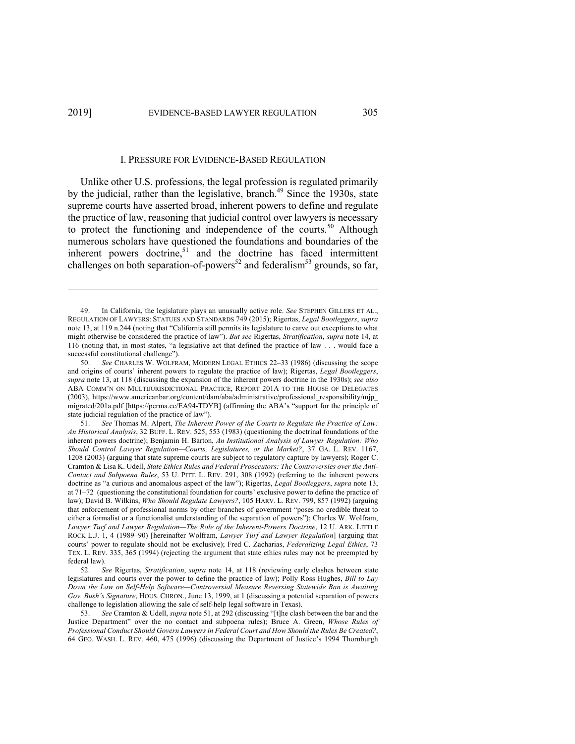## I. PRESSURE FOR EVIDENCE-BASED REGULATION

Unlike other U.S. professions, the legal profession is regulated primarily by the judicial, rather than the legislative, branch.[49] Since the 1930s, state supreme courts have asserted broad, inherent powers to define and regulate the practice of law, reasoning that judicial control over lawyers is necessary to protect the functioning and independence of the courts.[50] Although numerous scholars have questioned the foundations and boundaries of the inherent powers doctrine,[51] and the doctrine has faced intermittent challenges on both separation-of-powers[52] and federalism[53] grounds, so far,

---

49. In California, the legislature plays an unusually active role. *See* STEPHEN GILLERS ET AL., REGULATION OF LAWYERS: STATUES AND STANDARDS 749 (2015); Rigertas, *Legal Bootleggers*, *supra* note 13, at 119 n.244 (noting that "California still permits its legislature to carve out exceptions to what might otherwise be considered the practice of law"). *But see* Rigertas, *Stratification*, *supra* note 14, at 116 (noting that, in most states, "a legislative act that defined the practice of law . . . would face a successful constitutional challenge").

50. *See* CHARLES W. WOLFRAM, MODERN LEGAL ETHICS 22–33 (1986) (discussing the scope and origins of courts' inherent powers to regulate the practice of law); Rigertas, *Legal Bootleggers*, *supra* note 13, at 118 (discussing the expansion of the inherent powers doctrine in the 1930s); *see also* ABA COMM'N ON MULTIJURISDICTIONAL PRACTICE, REPORT 201A TO THE HOUSE OF DELEGATES (2003), https://www.americanbar.org/content/dam/aba/administrative/professional_responsibility/mjp_migrated/201a.pdf [https://perma.cc/EA94-TDYB] (affirming the ABA's "support for the principle of state judicial regulation of the practice of law").

51. *See* Thomas M. Alpert, *The Inherent Power of the Courts to Regulate the Practice of Law: An Historical Analysis*, 32 BUFF. L. REV. 525, 553 (1983) (questioning the doctrinal foundations of the inherent powers doctrine); Benjamin H. Barton, *An Institutional Analysis of Lawyer Regulation: Who Should Control Lawyer Regulation—Courts, Legislatures, or the Market?*, 37 GA. L. REV. 1167, 1208 (2003) (arguing that state supreme courts are subject to regulatory capture by lawyers); Roger C. Cramton & Lisa K. Udell, *State Ethics Rules and Federal Prosecutors: The Controversies over the Anti-Contact and Subpoena Rules*, 53 U. PITT. L. REV. 291, 308 (1992) (referring to the inherent powers doctrine as "a curious and anomalous aspect of the law"); Rigertas, *Legal Bootleggers*, *supra* note 13, at 71–72 (questioning the constitutional foundation for courts' exclusive power to define the practice of law); David B. Wilkins, *Who Should Regulate Lawyers?*, 105 HARV. L. REV. 799, 857 (1992) (arguing that enforcement of professional norms by other branches of government "poses no credible threat to either a formalist or a functionalist understanding of the separation of powers"); Charles W. Wolfram, *Lawyer Turf and Lawyer Regulation—The Role of the Inherent-Powers Doctrine*, 12 U. ARK. LITTLE ROCK L.J. 1, 4 (1989–90) [hereinafter Wolfram, *Lawyer Turf and Lawyer Regulation*] (arguing that courts' power to regulate should not be exclusive); Fred C. Zacharias, *Federalizing Legal Ethics*, 73 TEX. L. REV. 335, 365 (1994) (rejecting the argument that state ethics rules may not be preempted by federal law).

52. *See* Rigertas, *Stratification*, *supra* note 14, at 118 (reviewing early clashes between state legislatures and courts over the power to define the practice of law); Polly Ross Hughes, *Bill to Lay Down the Law on Self-Help Software—Controversial Measure Reversing Statewide Ban is Awaiting Gov. Bush's Signature*, HOUS. CHRON., June 13, 1999, at 1 (discussing a potential separation of powers challenge to legislation allowing the sale of self-help legal software in Texas).

53. *See* Cramton & Udell, *supra* note 51, at 292 (discussing "[t]he clash between the bar and the Justice Department" over the no contact and subpoena rules); Bruce A. Green, *Whose Rules of Professional Conduct Should Govern Lawyers in Federal Court and How Should the Rules Be Created?*, 64 GEO. WASH. L. REV. 460, 475 (1996) (discussing the Department of Justice's 1994 Thornburgh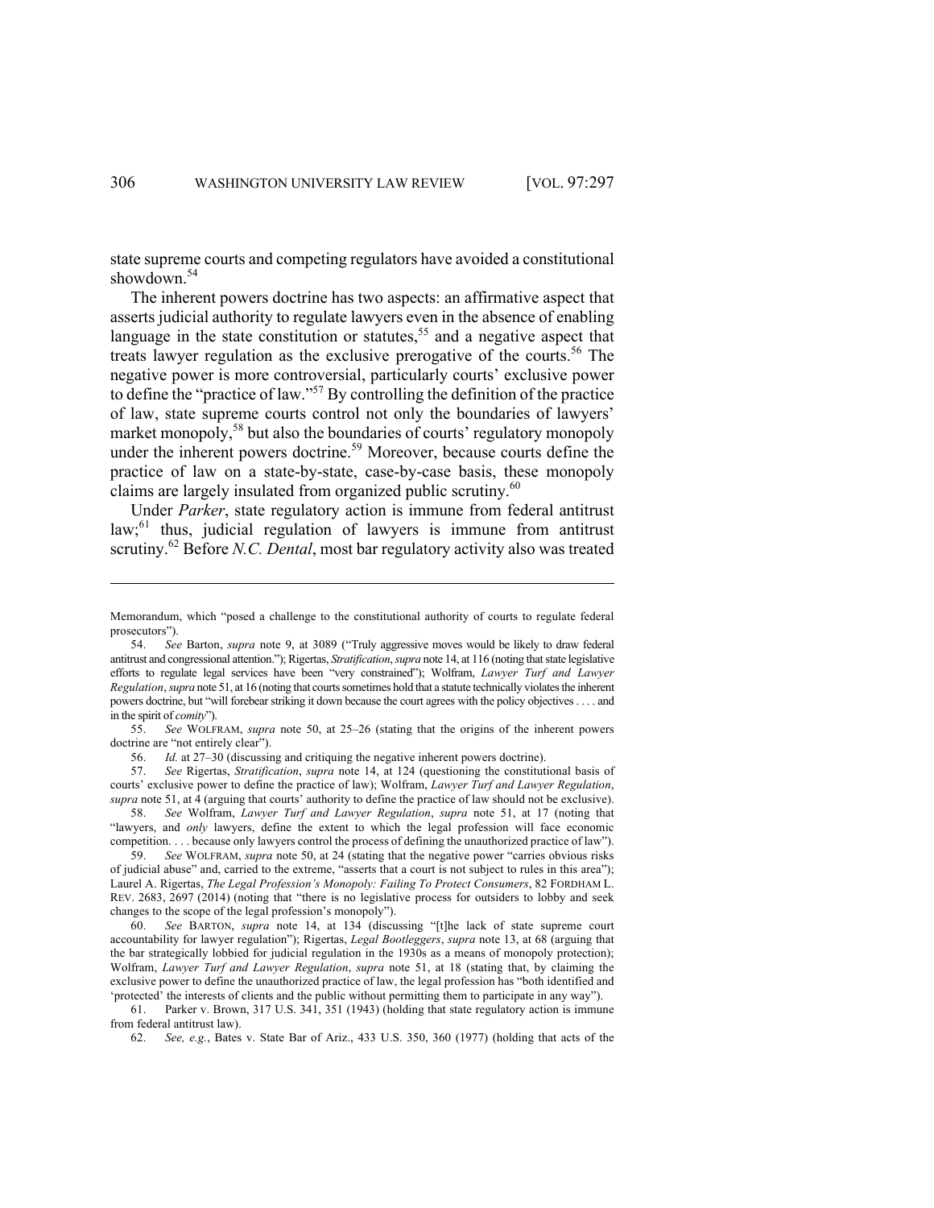state supreme courts and competing regulators have avoided a constitutional showdown.[54]

The inherent powers doctrine has two aspects: an affirmative aspect that asserts judicial authority to regulate lawyers even in the absence of enabling language in the state constitution or statutes,[55] and a negative aspect that treats lawyer regulation as the exclusive prerogative of the courts.[56] The negative power is more controversial, particularly courts' exclusive power to define the "practice of law."[57] By controlling the definition of the practice of law, state supreme courts control not only the boundaries of lawyers' market monopoly,[58] but also the boundaries of courts' regulatory monopoly under the inherent powers doctrine.[59] Moreover, because courts define the practice of law on a state-by-state, case-by-case basis, these monopoly claims are largely insulated from organized public scrutiny.[60]

Under *Parker*, state regulatory action is immune from federal antitrust law;[61] thus, judicial regulation of lawyers is immune from antitrust scrutiny.[62] Before *N.C. Dental*, most bar regulatory activity also was treated

---

Memorandum, which "posed a challenge to the constitutional authority of courts to regulate federal prosecutors").

54. *See* Barton, *supra* note 9, at 3089 ("Truly aggressive moves would be likely to draw federal antitrust and congressional attention."); Rigertas, *Stratification*, *supra* note 14, at 116 (noting that state legislative efforts to regulate legal services have been "very constrained"); Wolfram, *Lawyer Turf and Lawyer Regulation*, *supra* note 51, at 16 (noting that courts sometimes hold that a statute technically violates the inherent powers doctrine, but "will forebear striking it down because the court agrees with the policy objectives . . . . and in the spirit of *comity*").

55. *See* WOLFRAM, *supra* note 50, at 25–26 (stating that the origins of the inherent powers doctrine are "not entirely clear").

56. *Id.* at 27–30 (discussing and critiquing the negative inherent powers doctrine).

57. *See* Rigertas, *Stratification*, *supra* note 14, at 124 (questioning the constitutional basis of courts' exclusive power to define the practice of law); Wolfram, *Lawyer Turf and Lawyer Regulation*, *supra* note 51, at 4 (arguing that courts' authority to define the practice of law should not be exclusive).

58. *See* Wolfram, *Lawyer Turf and Lawyer Regulation*, *supra* note 51, at 17 (noting that "lawyers, and *only* lawyers, define the extent to which the legal profession will face economic competition. . . . because only lawyers control the process of defining the unauthorized practice of law").

59. *See* WOLFRAM, *supra* note 50, at 24 (stating that the negative power "carries obvious risks of judicial abuse" and, carried to the extreme, "asserts that a court is not subject to rules in this area"); Laurel A. Rigertas, *The Legal Profession's Monopoly: Failing To Protect Consumers*, 82 FORDHAM L. REV. 2683, 2697 (2014) (noting that "there is no legislative process for outsiders to lobby and seek changes to the scope of the legal profession's monopoly").

60. *See* BARTON, *supra* note 14, at 134 (discussing "[t]he lack of state supreme court accountability for lawyer regulation"); Rigertas, *Legal Bootleggers*, *supra* note 13, at 68 (arguing that the bar strategically lobbied for judicial regulation in the 1930s as a means of monopoly protection); Wolfram, *Lawyer Turf and Lawyer Regulation*, *supra* note 51, at 18 (stating that, by claiming the exclusive power to define the unauthorized practice of law, the legal profession has "both identified and 'protected' the interests of clients and the public without permitting them to participate in any way").

61. Parker v. Brown, 317 U.S. 341, 351 (1943) (holding that state regulatory action is immune from federal antitrust law).

62. *See, e.g.*, Bates v. State Bar of Ariz., 433 U.S. 350, 360 (1977) (holding that acts of the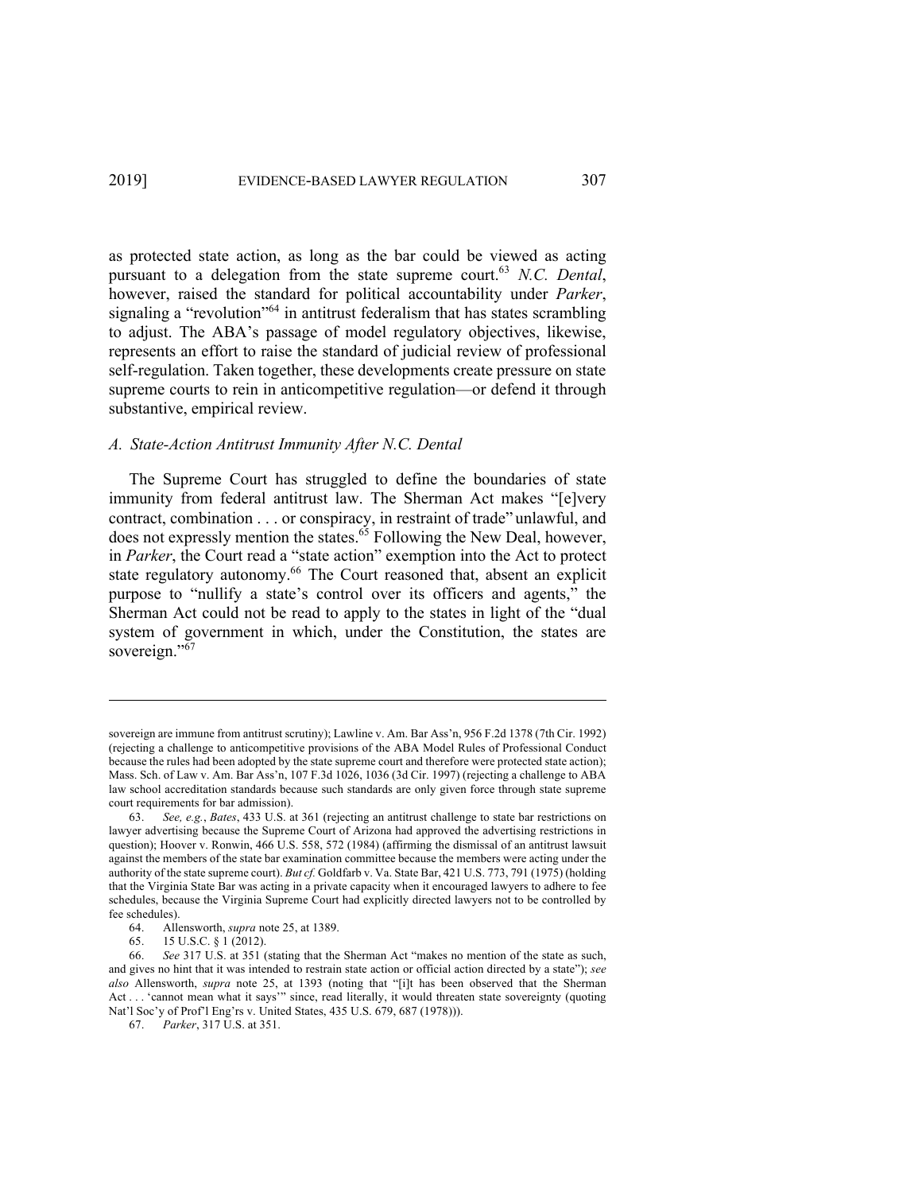as protected state action, as long as the bar could be viewed as acting pursuant to a delegation from the state supreme court.[63] *N.C. Dental*, however, raised the standard for political accountability under *Parker*, signaling a "revolution"[64] in antitrust federalism that has states scrambling to adjust. The ABA's passage of model regulatory objectives, likewise, represents an effort to raise the standard of judicial review of professional self-regulation. Taken together, these developments create pressure on state supreme courts to rein in anticompetitive regulation—or defend it through substantive, empirical review.

### *A. State-Action Antitrust Immunity After N.C. Dental*

The Supreme Court has struggled to define the boundaries of state immunity from federal antitrust law. The Sherman Act makes "[e]very contract, combination . . . or conspiracy, in restraint of trade" unlawful, and does not expressly mention the states.[65] Following the New Deal, however, in *Parker*, the Court read a "state action" exemption into the Act to protect state regulatory autonomy.[66] The Court reasoned that, absent an explicit purpose to "nullify a state's control over its officers and agents," the Sherman Act could not be read to apply to the states in light of the "dual system of government in which, under the Constitution, the states are sovereign."[67]

---

sovereign are immune from antitrust scrutiny); Lawline v. Am. Bar Ass'n, 956 F.2d 1378 (7th Cir. 1992) (rejecting a challenge to anticompetitive provisions of the ABA Model Rules of Professional Conduct because the rules had been adopted by the state supreme court and therefore were protected state action); Mass. Sch. of Law v. Am. Bar Ass'n, 107 F.3d 1026, 1036 (3d Cir. 1997) (rejecting a challenge to ABA law school accreditation standards because such standards are only given force through state supreme court requirements for bar admission).

63. *See, e.g.*, *Bates*, 433 U.S. at 361 (rejecting an antitrust challenge to state bar restrictions on lawyer advertising because the Supreme Court of Arizona had approved the advertising restrictions in question); Hoover v. Ronwin, 466 U.S. 558, 572 (1984) (affirming the dismissal of an antitrust lawsuit against the members of the state bar examination committee because the members were acting under the authority of the state supreme court). *But cf.* Goldfarb v. Va. State Bar, 421 U.S. 773, 791 (1975) (holding that the Virginia State Bar was acting in a private capacity when it encouraged lawyers to adhere to fee schedules, because the Virginia Supreme Court had explicitly directed lawyers not to be controlled by fee schedules).

64. Allensworth, *supra* note 25, at 1389.

65. 15 U.S.C. § 1 (2012).

66. *See* 317 U.S. at 351 (stating that the Sherman Act "makes no mention of the state as such, and gives no hint that it was intended to restrain state action or official action directed by a state"); *see also* Allensworth, *supra* note 25, at 1393 (noting that "[i]t has been observed that the Sherman Act . . . 'cannot mean what it says'" since, read literally, it would threaten state sovereignty (quoting Nat'l Soc'y of Prof'l Eng'rs v. United States, 435 U.S. 679, 687 (1978))).

67. *Parker*, 317 U.S. at 351.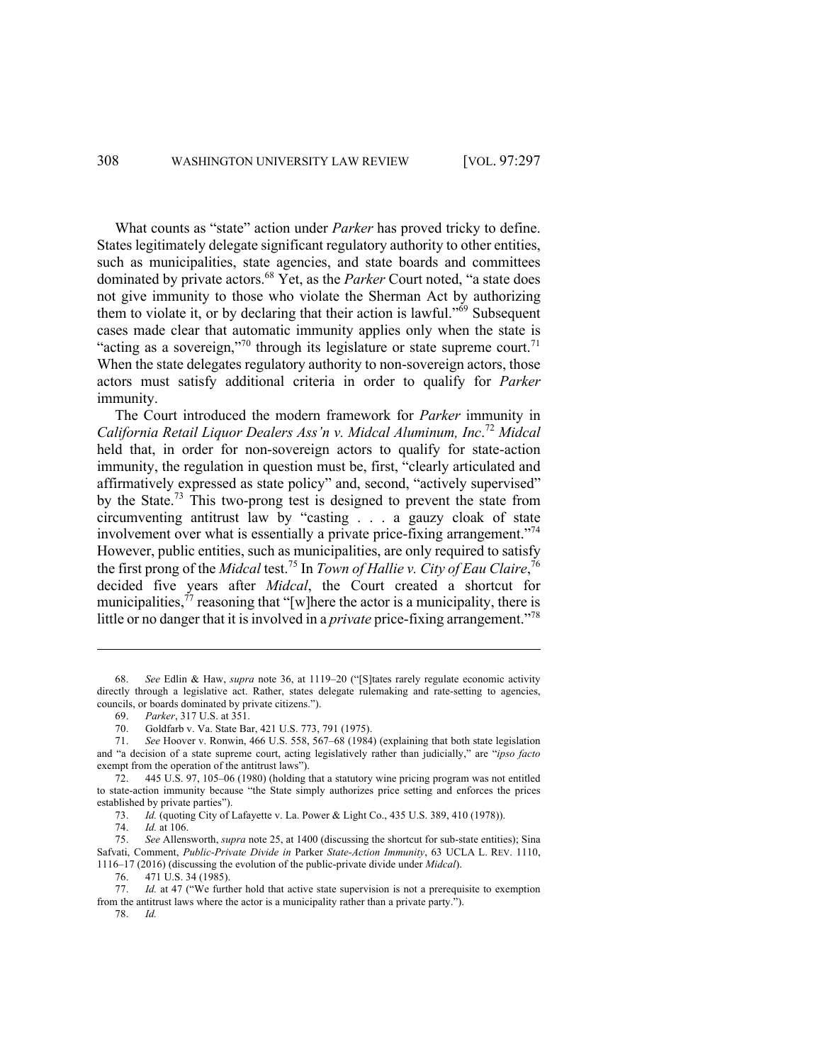What counts as "state" action under *Parker* has proved tricky to define. States legitimately delegate significant regulatory authority to other entities, such as municipalities, state agencies, and state boards and committees dominated by private actors.[68] Yet, as the *Parker* Court noted, "a state does not give immunity to those who violate the Sherman Act by authorizing them to violate it, or by declaring that their action is lawful."[69] Subsequent cases made clear that automatic immunity applies only when the state is "acting as a sovereign,"[70] through its legislature or state supreme court.[71] When the state delegates regulatory authority to non-sovereign actors, those actors must satisfy additional criteria in order to qualify for *Parker* immunity.

The Court introduced the modern framework for *Parker* immunity in *California Retail Liquor Dealers Ass'n v. Midcal Aluminum, Inc*.[72] *Midcal* held that, in order for non-sovereign actors to qualify for state-action immunity, the regulation in question must be, first, "clearly articulated and affirmatively expressed as state policy" and, second, "actively supervised" by the State.[73] This two-prong test is designed to prevent the state from circumventing antitrust law by "casting . . . a gauzy cloak of state involvement over what is essentially a private price-fixing arrangement."[74] However, public entities, such as municipalities, are only required to satisfy the first prong of the *Midcal* test.[75] In *Town of Hallie v. City of Eau Claire*,[76] decided five years after *Midcal*, the Court created a shortcut for municipalities,[77] reasoning that "[w]here the actor is a municipality, there is little or no danger that it is involved in a *private* price-fixing arrangement."[78]

---

68. *See* Edlin & Haw, *supra* note 36, at 1119–20 ("[S]tates rarely regulate economic activity directly through a legislative act. Rather, states delegate rulemaking and rate-setting to agencies, councils, or boards dominated by private citizens.").

69. *Parker*, 317 U.S. at 351.

70. Goldfarb v. Va. State Bar, 421 U.S. 773, 791 (1975).

71. *See* Hoover v. Ronwin, 466 U.S. 558, 567–68 (1984) (explaining that both state legislation and "a decision of a state supreme court, acting legislatively rather than judicially," are "*ipso facto* exempt from the operation of the antitrust laws").

72. 445 U.S. 97, 105–06 (1980) (holding that a statutory wine pricing program was not entitled to state-action immunity because "the State simply authorizes price setting and enforces the prices established by private parties").

73. *Id.* (quoting City of Lafayette v. La. Power & Light Co., 435 U.S. 389, 410 (1978)).

74. *Id.* at 106.

75. *See* Allensworth, *supra* note 25, at 1400 (discussing the shortcut for sub-state entities); Sina Safvati, Comment, *Public-Private Divide in* Parker *State-Action Immunity*, 63 UCLA L. REV. 1110, 1116–17 (2016) (discussing the evolution of the public-private divide under *Midcal*).

76. 471 U.S. 34 (1985).

77. *Id.* at 47 ("We further hold that active state supervision is not a prerequisite to exemption from the antitrust laws where the actor is a municipality rather than a private party.").

78. *Id.*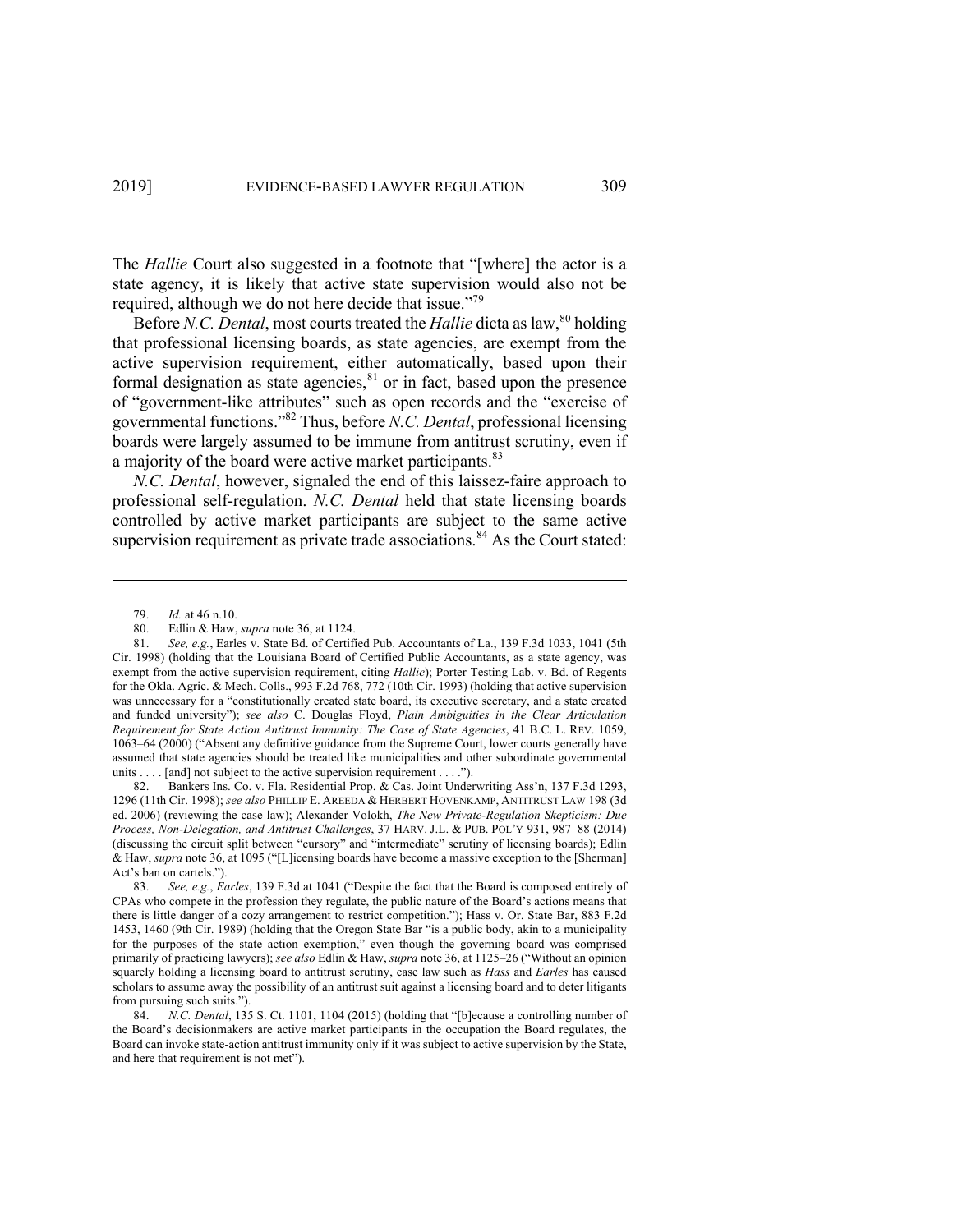The *Hallie* Court also suggested in a footnote that "[where] the actor is a state agency, it is likely that active state supervision would also not be required, although we do not here decide that issue."[79]

Before *N.C. Dental*, most courts treated the *Hallie* dicta as law,[80] holding that professional licensing boards, as state agencies, are exempt from the active supervision requirement, either automatically, based upon their formal designation as state agencies,[81] or in fact, based upon the presence of "government-like attributes" such as open records and the "exercise of governmental functions."[82] Thus, before *N.C. Dental*, professional licensing boards were largely assumed to be immune from antitrust scrutiny, even if a majority of the board were active market participants.[83]

*N.C. Dental*, however, signaled the end of this laissez-faire approach to professional self-regulation. *N.C. Dental* held that state licensing boards controlled by active market participants are subject to the same active supervision requirement as private trade associations.[84] As the Court stated:

---

79. *Id.* at 46 n.10.

80. Edlin & Haw, *supra* note 36, at 1124.

81. *See, e.g.*, Earles v. State Bd. of Certified Pub. Accountants of La., 139 F.3d 1033, 1041 (5th Cir. 1998) (holding that the Louisiana Board of Certified Public Accountants, as a state agency, was exempt from the active supervision requirement, citing *Hallie*); Porter Testing Lab. v. Bd. of Regents for the Okla. Agric. & Mech. Colls., 993 F.2d 768, 772 (10th Cir. 1993) (holding that active supervision was unnecessary for a "constitutionally created state board, its executive secretary, and a state created and funded university"); *see also* C. Douglas Floyd, *Plain Ambiguities in the Clear Articulation Requirement for State Action Antitrust Immunity: The Case of State Agencies*, 41 B.C. L. REV. 1059, 1063–64 (2000) ("Absent any definitive guidance from the Supreme Court, lower courts generally have assumed that state agencies should be treated like municipalities and other subordinate governmental units . . . . [and] not subject to the active supervision requirement . . . .").

82. Bankers Ins. Co. v. Fla. Residential Prop. & Cas. Joint Underwriting Ass'n, 137 F.3d 1293, 1296 (11th Cir. 1998); *see also* PHILLIP E. AREEDA & HERBERT HOVENKAMP, ANTITRUST LAW 198 (3d ed. 2006) (reviewing the case law); Alexander Volokh, *The New Private-Regulation Skepticism: Due Process, Non-Delegation, and Antitrust Challenges*, 37 HARV. J.L. & PUB. POL'Y 931, 987–88 (2014) (discussing the circuit split between "cursory" and "intermediate" scrutiny of licensing boards); Edlin & Haw, *supra* note 36, at 1095 ("[L]icensing boards have become a massive exception to the [Sherman] Act's ban on cartels.").

83. *See, e.g.*, *Earles*, 139 F.3d at 1041 ("Despite the fact that the Board is composed entirely of CPAs who compete in the profession they regulate, the public nature of the Board's actions means that there is little danger of a cozy arrangement to restrict competition."); Hass v. Or. State Bar, 883 F.2d 1453, 1460 (9th Cir. 1989) (holding that the Oregon State Bar "is a public body, akin to a municipality for the purposes of the state action exemption," even though the governing board was comprised primarily of practicing lawyers); *see also* Edlin & Haw, *supra* note 36, at 1125–26 ("Without an opinion squarely holding a licensing board to antitrust scrutiny, case law such as *Hass* and *Earles* has caused scholars to assume away the possibility of an antitrust suit against a licensing board and to deter litigants from pursuing such suits.").

84. *N.C. Dental*, 135 S. Ct. 1101, 1104 (2015) (holding that "[b]ecause a controlling number of the Board's decisionmakers are active market participants in the occupation the Board regulates, the Board can invoke state-action antitrust immunity only if it was subject to active supervision by the State, and here that requirement is not met").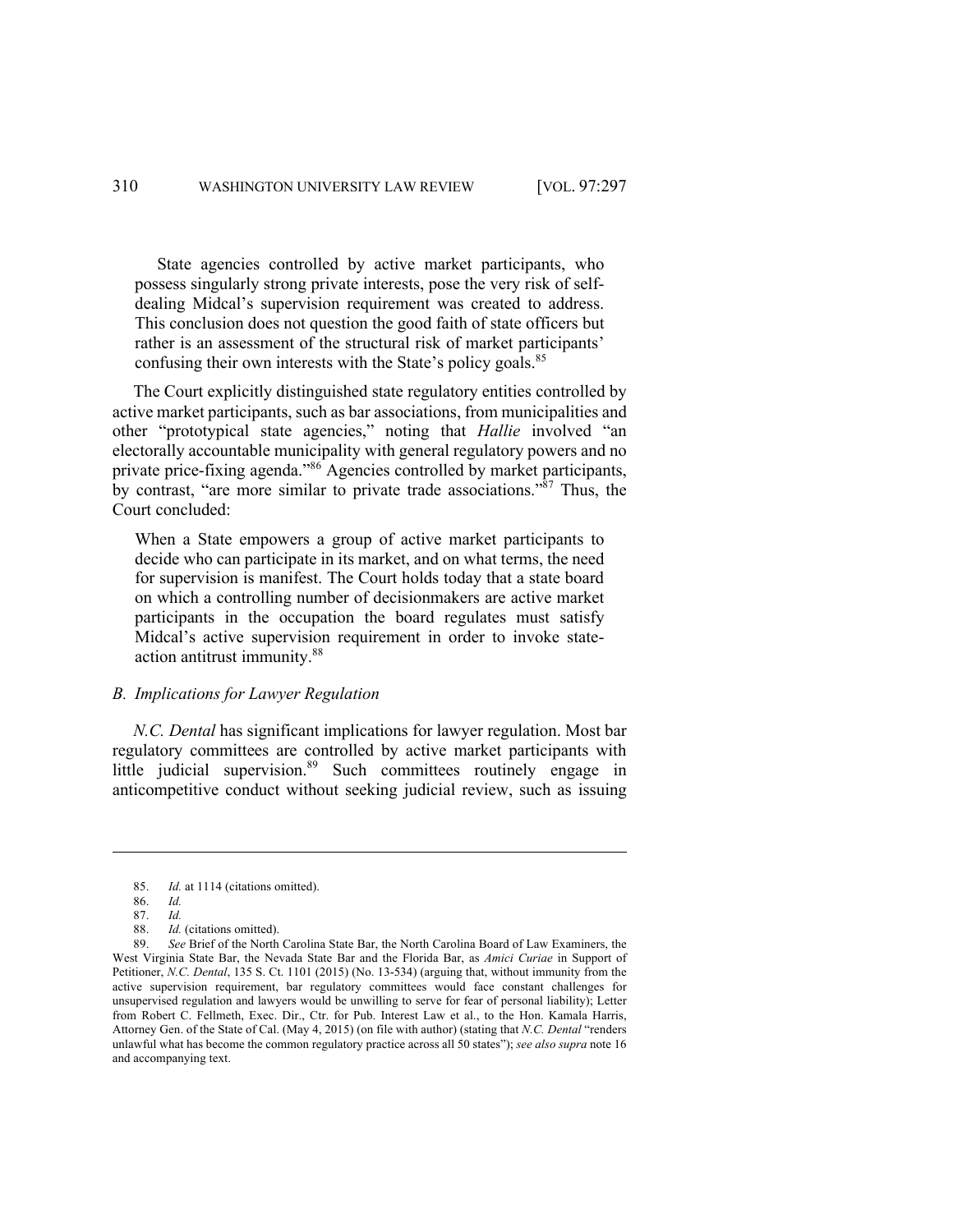> State agencies controlled by active market participants, who possess singularly strong private interests, pose the very risk of self-dealing Midcal's supervision requirement was created to address. This conclusion does not question the good faith of state officers but rather is an assessment of the structural risk of market participants' confusing their own interests with the State's policy goals.[85]

The Court explicitly distinguished state regulatory entities controlled by active market participants, such as bar associations, from municipalities and other "prototypical state agencies," noting that *Hallie* involved "an electorally accountable municipality with general regulatory powers and no private price-fixing agenda."[86] Agencies controlled by market participants, by contrast, "are more similar to private trade associations."[87] Thus, the Court concluded:

> When a State empowers a group of active market participants to decide who can participate in its market, and on what terms, the need for supervision is manifest. The Court holds today that a state board on which a controlling number of decisionmakers are active market participants in the occupation the board regulates must satisfy Midcal's active supervision requirement in order to invoke state-action antitrust immunity.[88]

### *B. Implications for Lawyer Regulation*

*N.C. Dental* has significant implications for lawyer regulation. Most bar regulatory committees are controlled by active market participants with little judicial supervision.[89] Such committees routinely engage in anticompetitive conduct without seeking judicial review, such as issuing

---

85. *Id.* at 1114 (citations omitted).

86. *Id.*

87. *Id.*

88. *Id.* (citations omitted).

89. *See* Brief of the North Carolina State Bar, the North Carolina Board of Law Examiners, the West Virginia State Bar, the Nevada State Bar and the Florida Bar, as *Amici Curiae* in Support of Petitioner, *N.C. Dental*, 135 S. Ct. 1101 (2015) (No. 13-534) (arguing that, without immunity from the active supervision requirement, bar regulatory committees would face constant challenges for unsupervised regulation and lawyers would be unwilling to serve for fear of personal liability); Letter from Robert C. Fellmeth, Exec. Dir., Ctr. for Pub. Interest Law et al., to the Hon. Kamala Harris, Attorney Gen. of the State of Cal. (May 4, 2015) (on file with author) (stating that *N.C. Dental* "renders unlawful what has become the common regulatory practice across all 50 states"); *see also supra* note 16 and accompanying text.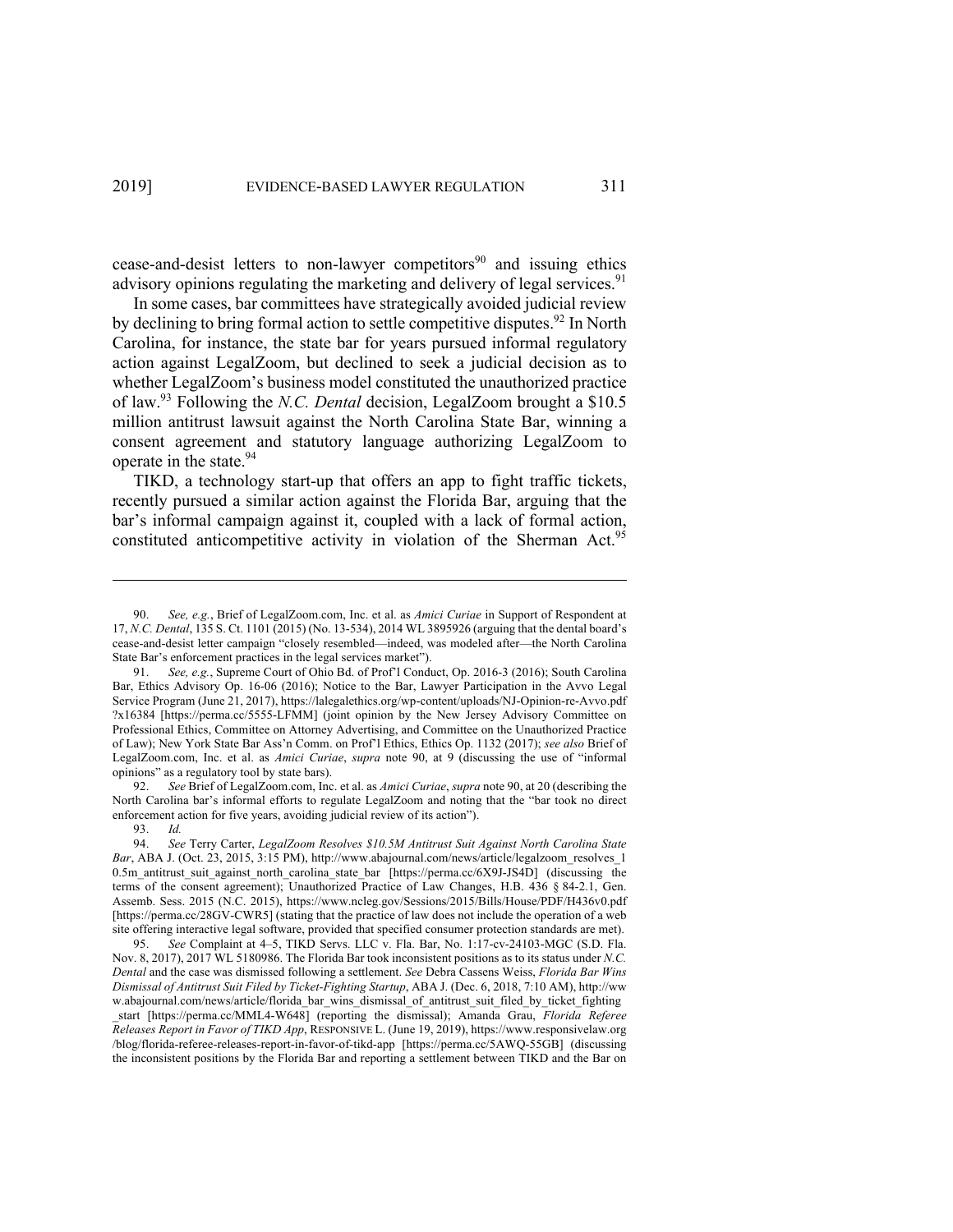cease-and-desist letters to non-lawyer competitors[90] and issuing ethics advisory opinions regulating the marketing and delivery of legal services.[91]

In some cases, bar committees have strategically avoided judicial review by declining to bring formal action to settle competitive disputes.[92] In North Carolina, for instance, the state bar for years pursued informal regulatory action against LegalZoom, but declined to seek a judicial decision as to whether LegalZoom's business model constituted the unauthorized practice of law.[93] Following the *N.C. Dental* decision, LegalZoom brought a $10.5 million antitrust lawsuit against the North Carolina State Bar, winning a consent agreement and statutory language authorizing LegalZoom to operate in the state.[94]

TIKD, a technology start-up that offers an app to fight traffic tickets, recently pursued a similar action against the Florida Bar, arguing that the bar's informal campaign against it, coupled with a lack of formal action, constituted anticompetitive activity in violation of the Sherman Act.[95]

---

90. *See, e.g.*, Brief of LegalZoom.com, Inc. et al. as *Amici Curiae* in Support of Respondent at 17, *N.C. Dental*, 135 S. Ct. 1101 (2015) (No. 13-534), 2014 WL 3895926 (arguing that the dental board's cease-and-desist letter campaign "closely resembled—indeed, was modeled after—the North Carolina State Bar's enforcement practices in the legal services market").

91. *See, e.g.*, Supreme Court of Ohio Bd. of Prof'l Conduct, Op. 2016-3 (2016); South Carolina Bar, Ethics Advisory Op. 16-06 (2016); Notice to the Bar, Lawyer Participation in the Avvo Legal Service Program (June 21, 2017), https://lalegalethics.org/wp-content/uploads/NJ-Opinion-re-Avvo.pdf ?x16384 [https://perma.cc/5555-LFMM] (joint opinion by the New Jersey Advisory Committee on Professional Ethics, Committee on Attorney Advertising, and Committee on the Unauthorized Practice of Law); New York State Bar Ass'n Comm. on Prof'l Ethics, Ethics Op. 1132 (2017); *see also* Brief of LegalZoom.com, Inc. et al. as *Amici Curiae*, *supra* note 90, at 9 (discussing the use of "informal opinions" as a regulatory tool by state bars).

92. *See* Brief of LegalZoom.com, Inc. et al. as *Amici Curiae*, *supra* note 90, at 20 (describing the North Carolina bar's informal efforts to regulate LegalZoom and noting that the "bar took no direct enforcement action for five years, avoiding judicial review of its action").

93. *Id.*

94. *See* Terry Carter, *LegalZoom Resolves $10.5M Antitrust Suit Against North Carolina State Bar*, ABA J. (Oct. 23, 2015, 3:15 PM), http://www.abajournal.com/news/article/legalzoom_resolves_10.5m_antitrust_suit_against_north_carolina_state_bar [https://perma.cc/6X9J-JS4D] (discussing the terms of the consent agreement); Unauthorized Practice of Law Changes, H.B. 436 § 84-2.1, Gen. Assemb. Sess. 2015 (N.C. 2015), https://www.ncleg.gov/Sessions/2015/Bills/House/PDF/H436v0.pdf [https://perma.cc/28GV-CWR5] (stating that the practice of law does not include the operation of a web site offering interactive legal software, provided that specified consumer protection standards are met).

95. *See* Complaint at 4–5, TIKD Servs. LLC v. Fla. Bar, No. 1:17-cv-24103-MGC (S.D. Fla. Nov. 8, 2017), 2017 WL 5180986. The Florida Bar took inconsistent positions as to its status under *N.C. Dental* and the case was dismissed following a settlement. *See* Debra Cassens Weiss, *Florida Bar Wins Dismissal of Antitrust Suit Filed by Ticket-Fighting Startup*, ABA J. (Dec. 6, 2018, 7:10 AM), http://www.abajournal.com/news/article/florida_bar_wins_dismissal_of_antitrust_suit_filed_by_ticket_fighting_start [https://perma.cc/MML4-W648] (reporting the dismissal); Amanda Grau, *Florida Referee Releases Report in Favor of TIKD App*, RESPONSIVE L. (June 19, 2019), https://www.responsivelaw.org/blog/florida-referee-releases-report-in-favor-of-tikd-app [https://perma.cc/5AWQ-55GB] (discussing the inconsistent positions by the Florida Bar and reporting a settlement between TIKD and the Bar on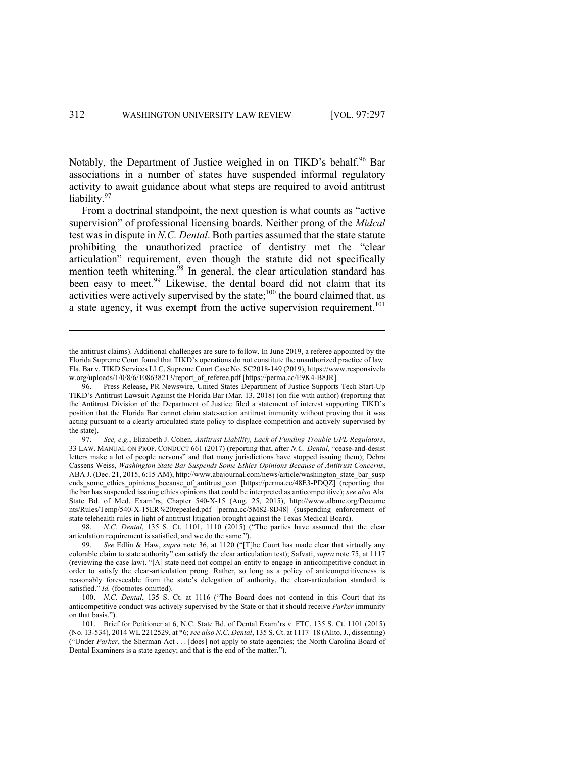Notably, the Department of Justice weighed in on TIKD's behalf.[96] Bar associations in a number of states have suspended informal regulatory activity to await guidance about what steps are required to avoid antitrust liability.[97]

From a doctrinal standpoint, the next question is what counts as "active supervision" of professional licensing boards. Neither prong of the *Midcal* test was in dispute in *N.C. Dental*. Both parties assumed that the state statute prohibiting the unauthorized practice of dentistry met the "clear articulation" requirement, even though the statute did not specifically mention teeth whitening.[98] In general, the clear articulation standard has been easy to meet.[99] Likewise, the dental board did not claim that its activities were actively supervised by the state;[100] the board claimed that, as a state agency, it was exempt from the active supervision requirement.[101]

---

the antitrust claims). Additional challenges are sure to follow. In June 2019, a referee appointed by the Florida Supreme Court found that TIKD's operations do not constitute the unauthorized practice of law. Fla. Bar v. TIKD Services LLC, Supreme Court Case No. SC2018-149 (2019), https://www.responsivelaw.org/uploads/1/0/8/6/108638213/report_of_referee.pdf [https://perma.cc/E9K4-B8JR].

96. Press Release, PR Newswire, United States Department of Justice Supports Tech Start-Up TIKD's Antitrust Lawsuit Against the Florida Bar (Mar. 13, 2018) (on file with author) (reporting that the Antitrust Division of the Department of Justice filed a statement of interest supporting TIKD's position that the Florida Bar cannot claim state-action antitrust immunity without proving that it was acting pursuant to a clearly articulated state policy to displace competition and actively supervised by the state).

97. *See, e.g.*, Elizabeth J. Cohen, *Antitrust Liability, Lack of Funding Trouble UPL Regulators*, 33 LAW. MANUAL ON PROF. CONDUCT 661 (2017) (reporting that, after *N.C. Dental*, "cease-and-desist letters make a lot of people nervous" and that many jurisdictions have stopped issuing them); Debra Cassens Weiss, *Washington State Bar Suspends Some Ethics Opinions Because of Antitrust Concerns*, ABA J. (Dec. 21, 2015, 6:15 AM), http://www.abajournal.com/news/article/washington_state_bar_suspends_some_ethics_opinions_because_of_antitrust_con [https://perma.cc/48E3-PDQZ] (reporting that the bar has suspended issuing ethics opinions that could be interpreted as anticompetitive); *see also* Ala. State Bd. of Med. Exam'rs, Chapter 540-X-15 (Aug. 25, 2015), http://www.albme.org/Documents/Rules/Temp/540-X-15ER%20repealed.pdf [perma.cc/5M82-8D48] (suspending enforcement of state telehealth rules in light of antitrust litigation brought against the Texas Medical Board).

98. *N.C. Dental*, 135 S. Ct. 1101, 1110 (2015) ("The parties have assumed that the clear articulation requirement is satisfied, and we do the same.").

99. *See* Edlin & Haw, *supra* note 36, at 1120 ("[T]he Court has made clear that virtually any colorable claim to state authority" can satisfy the clear articulation test); Safvati, *supra* note 75, at 1117 (reviewing the case law). "[A] state need not compel an entity to engage in anticompetitive conduct in order to satisfy the clear-articulation prong. Rather, so long as a policy of anticompetitiveness is reasonably foreseeable from the state's delegation of authority, the clear-articulation standard is satisfied." *Id.* (footnotes omitted).

100. *N.C. Dental*, 135 S. Ct. at 1116 ("The Board does not contend in this Court that its anticompetitive conduct was actively supervised by the State or that it should receive *Parker* immunity on that basis.").

101. Brief for Petitioner at 6, N.C. State Bd. of Dental Exam'rs v. FTC, 135 S. Ct. 1101 (2015) (No. 13-534), 2014 WL 2212529, at *6; *see also N.C. Dental*, 135 S. Ct. at 1117–18 (Alito, J., dissenting) ("Under *Parker*, the Sherman Act . . . [does] not apply to state agencies; the North Carolina Board of Dental Examiners is a state agency; and that is the end of the matter.").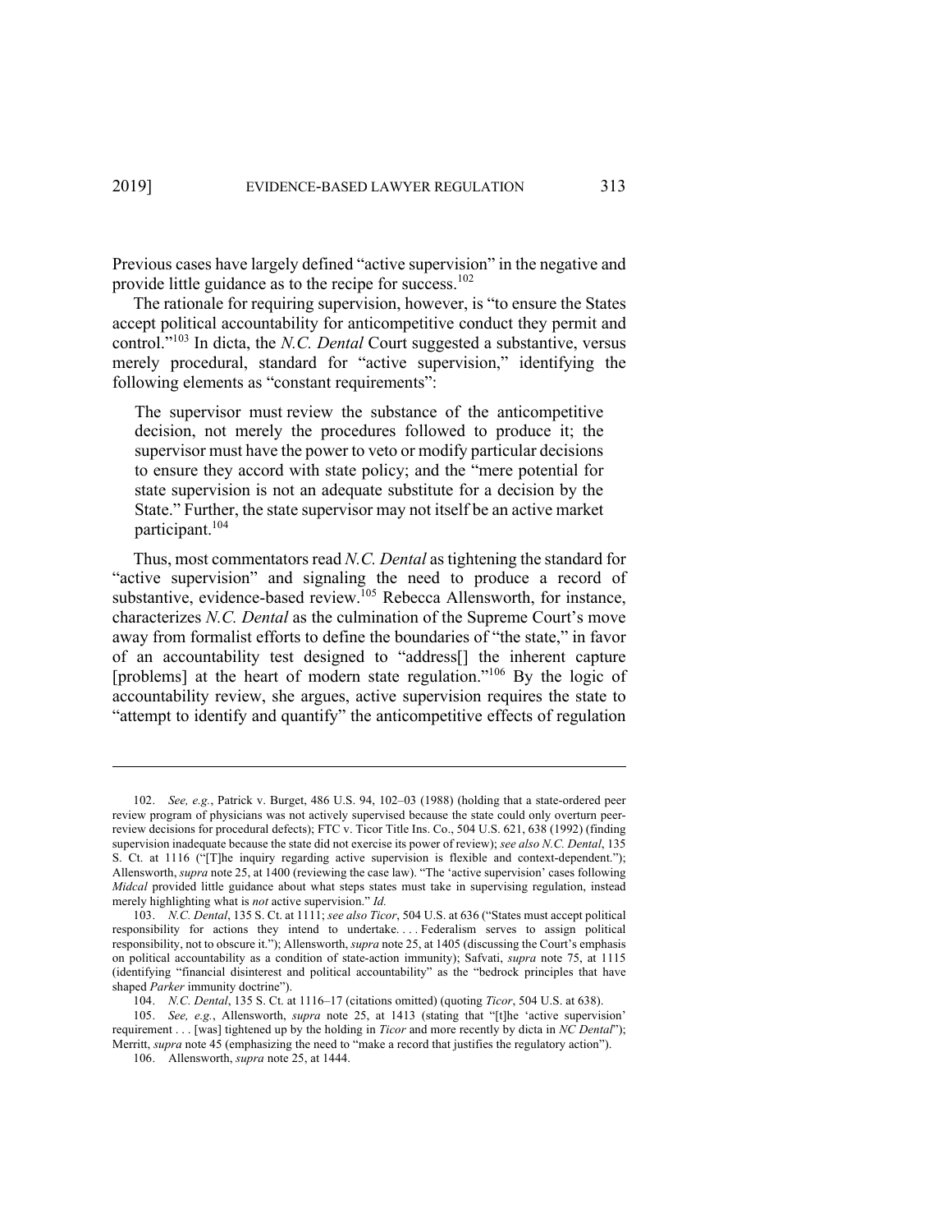Previous cases have largely defined "active supervision" in the negative and provide little guidance as to the recipe for success.[102]

The rationale for requiring supervision, however, is "to ensure the States accept political accountability for anticompetitive conduct they permit and control."[103] In dicta, the *N.C. Dental* Court suggested a substantive, versus merely procedural, standard for "active supervision," identifying the following elements as "constant requirements":

> The supervisor must review the substance of the anticompetitive decision, not merely the procedures followed to produce it; the supervisor must have the power to veto or modify particular decisions to ensure they accord with state policy; and the "mere potential for state supervision is not an adequate substitute for a decision by the State." Further, the state supervisor may not itself be an active market participant.[104]

Thus, most commentators read *N.C. Dental* as tightening the standard for "active supervision" and signaling the need to produce a record of substantive, evidence-based review.[105] Rebecca Allensworth, for instance, characterizes *N.C. Dental* as the culmination of the Supreme Court's move away from formalist efforts to define the boundaries of "the state," in favor of an accountability test designed to "address[] the inherent capture [problems] at the heart of modern state regulation."[106] By the logic of accountability review, she argues, active supervision requires the state to "attempt to identify and quantify" the anticompetitive effects of regulation

---

102. *See, e.g.*, Patrick v. Burget, 486 U.S. 94, 102–03 (1988) (holding that a state-ordered peer review program of physicians was not actively supervised because the state could only overturn peer-review decisions for procedural defects); FTC v. Ticor Title Ins. Co., 504 U.S. 621, 638 (1992) (finding supervision inadequate because the state did not exercise its power of review); *see also N.C. Dental*, 135 S. Ct. at 1116 ("[T]he inquiry regarding active supervision is flexible and context-dependent."); Allensworth, *supra* note 25, at 1400 (reviewing the case law). "The 'active supervision' cases following *Midcal* provided little guidance about what steps states must take in supervising regulation, instead merely highlighting what is *not* active supervision." *Id.*

103. *N.C. Dental*, 135 S. Ct. at 1111; *see also Ticor*, 504 U.S. at 636 ("States must accept political responsibility for actions they intend to undertake. . . . Federalism serves to assign political responsibility, not to obscure it."); Allensworth, *supra* note 25, at 1405 (discussing the Court's emphasis on political accountability as a condition of state-action immunity); Safvati, *supra* note 75, at 1115 (identifying "financial disinterest and political accountability" as the "bedrock principles that have shaped *Parker* immunity doctrine").

104. *N.C. Dental*, 135 S. Ct. at 1116–17 (citations omitted) (quoting *Ticor*, 504 U.S. at 638).

105. *See, e.g.*, Allensworth, *supra* note 25, at 1413 (stating that "[t]he 'active supervision' requirement . . . [was] tightened up by the holding in *Ticor* and more recently by dicta in *NC Dental*"); Merritt, *supra* note 45 (emphasizing the need to "make a record that justifies the regulatory action").

106. Allensworth, *supra* note 25, at 1444.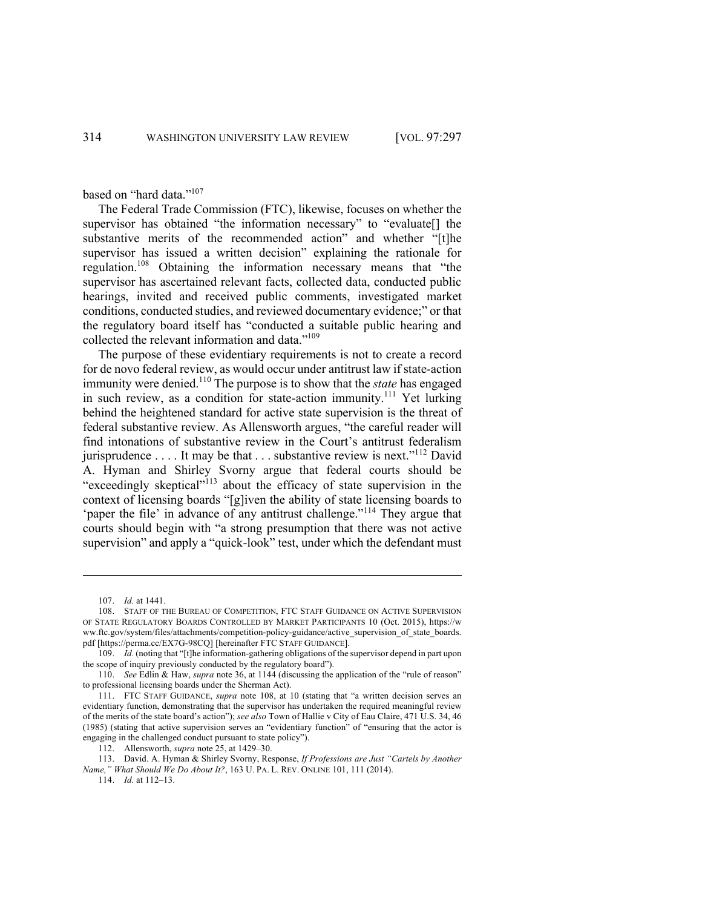based on "hard data."[107]

The Federal Trade Commission (FTC), likewise, focuses on whether the supervisor has obtained "the information necessary" to "evaluate[] the substantive merits of the recommended action" and whether "[t]he supervisor has issued a written decision" explaining the rationale for regulation.[108] Obtaining the information necessary means that "the supervisor has ascertained relevant facts, collected data, conducted public hearings, invited and received public comments, investigated market conditions, conducted studies, and reviewed documentary evidence;" or that the regulatory board itself has "conducted a suitable public hearing and collected the relevant information and data."[109]

The purpose of these evidentiary requirements is not to create a record for de novo federal review, as would occur under antitrust law if state-action immunity were denied.[110] The purpose is to show that the *state* has engaged in such review, as a condition for state-action immunity.[111] Yet lurking behind the heightened standard for active state supervision is the threat of federal substantive review. As Allensworth argues, "the careful reader will find intonations of substantive review in the Court's antitrust federalism jurisprudence . . . . It may be that . . . substantive review is next."[112] David A. Hyman and Shirley Svorny argue that federal courts should be "exceedingly skeptical"[113] about the efficacy of state supervision in the context of licensing boards "[g]iven the ability of state licensing boards to 'paper the file' in advance of any antitrust challenge."[114] They argue that courts should begin with "a strong presumption that there was not active supervision" and apply a "quick-look" test, under which the defendant must

---

107. *Id.* at 1441.

108. STAFF OF THE BUREAU OF COMPETITION, FTC STAFF GUIDANCE ON ACTIVE SUPERVISION OF STATE REGULATORY BOARDS CONTROLLED BY MARKET PARTICIPANTS 10 (Oct. 2015), https://www.ftc.gov/system/files/attachments/competition-policy-guidance/active_supervision_of_state_boards.pdf [https://perma.cc/EX7G-98CQ] [hereinafter FTC STAFF GUIDANCE].

109. *Id.* (noting that "[t]he information-gathering obligations of the supervisor depend in part upon the scope of inquiry previously conducted by the regulatory board").

110. *See* Edlin & Haw, *supra* note 36, at 1144 (discussing the application of the "rule of reason" to professional licensing boards under the Sherman Act).

111. FTC STAFF GUIDANCE, *supra* note 108, at 10 (stating that "a written decision serves an evidentiary function, demonstrating that the supervisor has undertaken the required meaningful review of the merits of the state board's action"); *see also* Town of Hallie v City of Eau Claire, 471 U.S. 34, 46 (1985) (stating that active supervision serves an "evidentiary function" of "ensuring that the actor is engaging in the challenged conduct pursuant to state policy").

112. Allensworth, *supra* note 25, at 1429–30.

113. David. A. Hyman & Shirley Svorny, Response, *If Professions are Just "Cartels by Another Name," What Should We Do About It?*, 163 U. PA. L. REV. ONLINE 101, 111 (2014).

114. *Id.* at 112–13.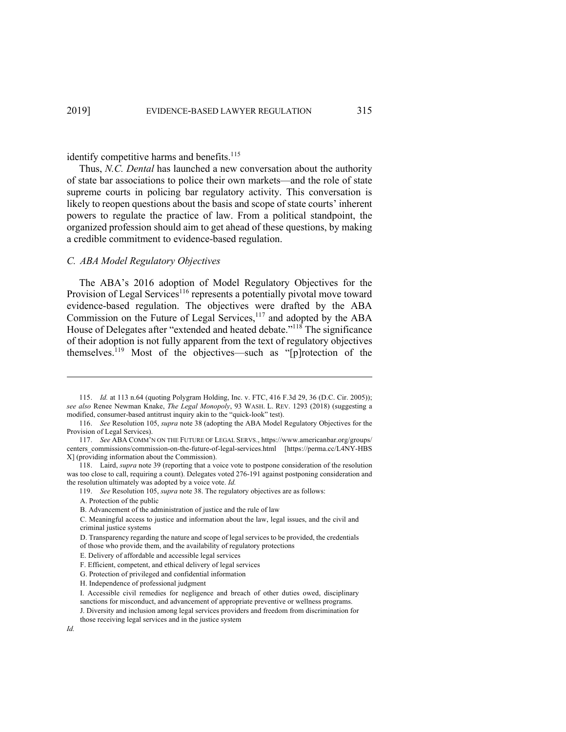identify competitive harms and benefits.[115]

Thus, *N.C. Dental* has launched a new conversation about the authority of state bar associations to police their own markets—and the role of state supreme courts in policing bar regulatory activity. This conversation is likely to reopen questions about the basis and scope of state courts' inherent powers to regulate the practice of law. From a political standpoint, the organized profession should aim to get ahead of these questions, by making a credible commitment to evidence-based regulation.

### *C. ABA Model Regulatory Objectives*

The ABA's 2016 adoption of Model Regulatory Objectives for the Provision of Legal Services[116] represents a potentially pivotal move toward evidence-based regulation. The objectives were drafted by the ABA Commission on the Future of Legal Services,[117] and adopted by the ABA House of Delegates after "extended and heated debate."[118] The significance of their adoption is not fully apparent from the text of regulatory objectives themselves.[119] Most of the objectives—such as "[p]rotection of the

---

115. *Id.* at 113 n.64 (quoting Polygram Holding, Inc. v. FTC, 416 F.3d 29, 36 (D.C. Cir. 2005)); *see also* Renee Newman Knake, *The Legal Monopoly*, 93 WASH. L. REV. 1293 (2018) (suggesting a modified, consumer-based antitrust inquiry akin to the "quick-look" test).

116. *See* Resolution 105, *supra* note 38 (adopting the ABA Model Regulatory Objectives for the Provision of Legal Services).

117. *See* ABA COMM'N ON THE FUTURE OF LEGAL SERVS., https://www.americanbar.org/groups/centers_commissions/commission-on-the-future-of-legal-services.html [https://perma.cc/L4NY-HBSX] (providing information about the Commission).

118. Laird, *supra* note 39 (reporting that a voice vote to postpone consideration of the resolution was too close to call, requiring a count). Delegates voted 276-191 against postponing consideration and the resolution ultimately was adopted by a voice vote. *Id.*

119. *See* Resolution 105, *supra* note 38. The regulatory objectives are as follows:

A. Protection of the public

B. Advancement of the administration of justice and the rule of law

C. Meaningful access to justice and information about the law, legal issues, and the civil and criminal justice systems

D. Transparency regarding the nature and scope of legal services to be provided, the credentials of those who provide them, and the availability of regulatory protections

E. Delivery of affordable and accessible legal services

F. Efficient, competent, and ethical delivery of legal services

G. Protection of privileged and confidential information

H. Independence of professional judgment

I. Accessible civil remedies for negligence and breach of other duties owed, disciplinary sanctions for misconduct, and advancement of appropriate preventive or wellness programs.

J. Diversity and inclusion among legal services providers and freedom from discrimination for those receiving legal services and in the justice system

*Id.*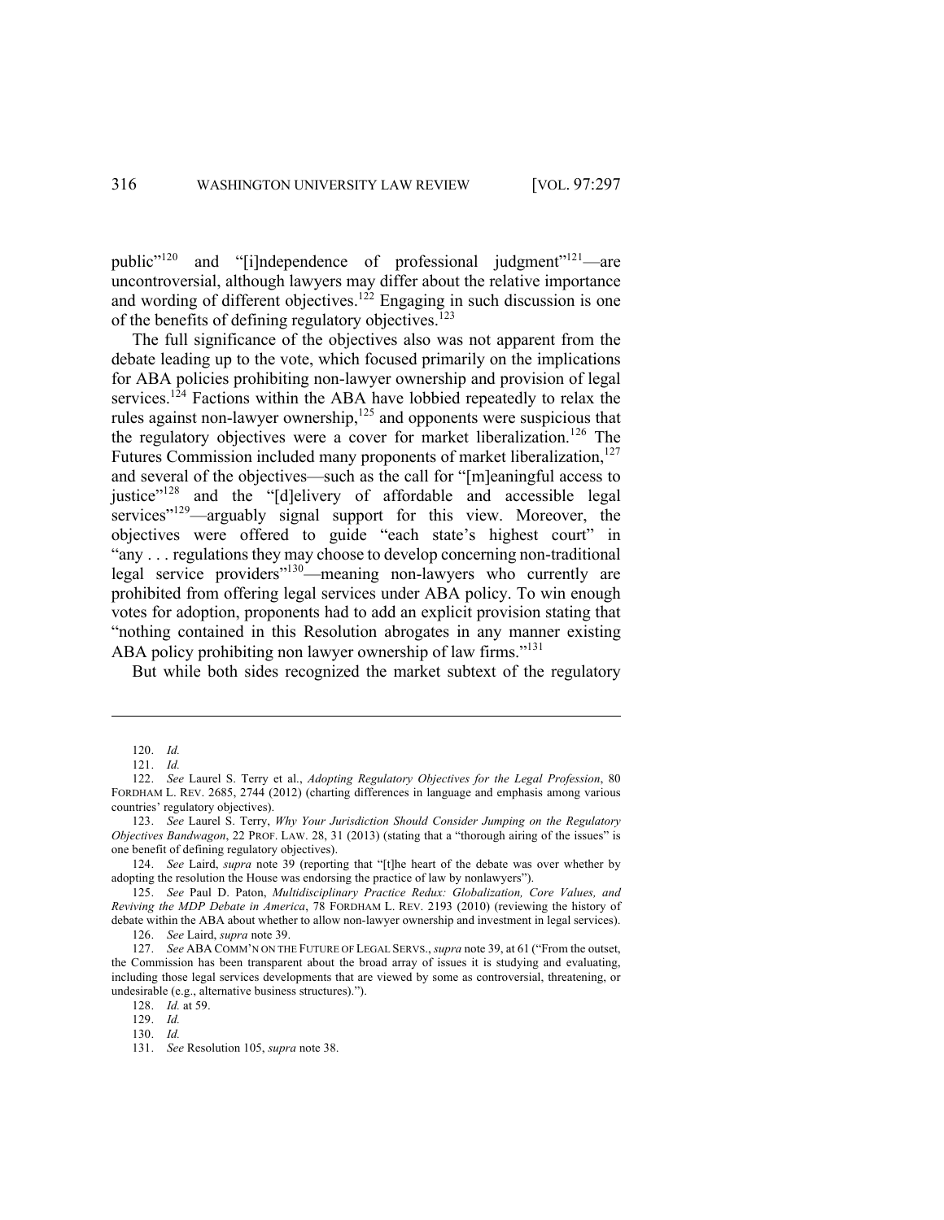public"[120] and "[i]ndependence of professional judgment"[121]—are uncontroversial, although lawyers may differ about the relative importance and wording of different objectives.[122] Engaging in such discussion is one of the benefits of defining regulatory objectives.[123]

The full significance of the objectives also was not apparent from the debate leading up to the vote, which focused primarily on the implications for ABA policies prohibiting non-lawyer ownership and provision of legal services.[124] Factions within the ABA have lobbied repeatedly to relax the rules against non-lawyer ownership,[125] and opponents were suspicious that the regulatory objectives were a cover for market liberalization.[126] The Futures Commission included many proponents of market liberalization,[127] and several of the objectives—such as the call for "[m]eaningful access to justice"[128] and the "[d]elivery of affordable and accessible legal services"[129]—arguably signal support for this view. Moreover, the objectives were offered to guide "each state's highest court" in "any . . . regulations they may choose to develop concerning non-traditional legal service providers"[130]—meaning non-lawyers who currently are prohibited from offering legal services under ABA policy. To win enough votes for adoption, proponents had to add an explicit provision stating that "nothing contained in this Resolution abrogates in any manner existing ABA policy prohibiting non lawyer ownership of law firms."[131]

But while both sides recognized the market subtext of the regulatory

---

120. *Id.*

121. *Id.*

122. *See* Laurel S. Terry et al., *Adopting Regulatory Objectives for the Legal Profession*, 80 FORDHAM L. REV. 2685, 2744 (2012) (charting differences in language and emphasis among various countries' regulatory objectives).

123. *See* Laurel S. Terry, *Why Your Jurisdiction Should Consider Jumping on the Regulatory Objectives Bandwagon*, 22 PROF. LAW. 28, 31 (2013) (stating that a "thorough airing of the issues" is one benefit of defining regulatory objectives).

124. *See* Laird, *supra* note 39 (reporting that "[t]he heart of the debate was over whether by adopting the resolution the House was endorsing the practice of law by nonlawyers").

125. *See* Paul D. Paton, *Multidisciplinary Practice Redux: Globalization, Core Values, and Reviving the MDP Debate in America*, 78 FORDHAM L. REV. 2193 (2010) (reviewing the history of debate within the ABA about whether to allow non-lawyer ownership and investment in legal services).

126. *See* Laird, *supra* note 39.

127. *See* ABA COMM'N ON THE FUTURE OF LEGAL SERVS., *supra* note 39, at 61 ("From the outset, the Commission has been transparent about the broad array of issues it is studying and evaluating, including those legal services developments that are viewed by some as controversial, threatening, or undesirable (e.g., alternative business structures).").

128. *Id.* at 59.

129. *Id.*

130. *Id.*

131. *See* Resolution 105, *supra* note 38.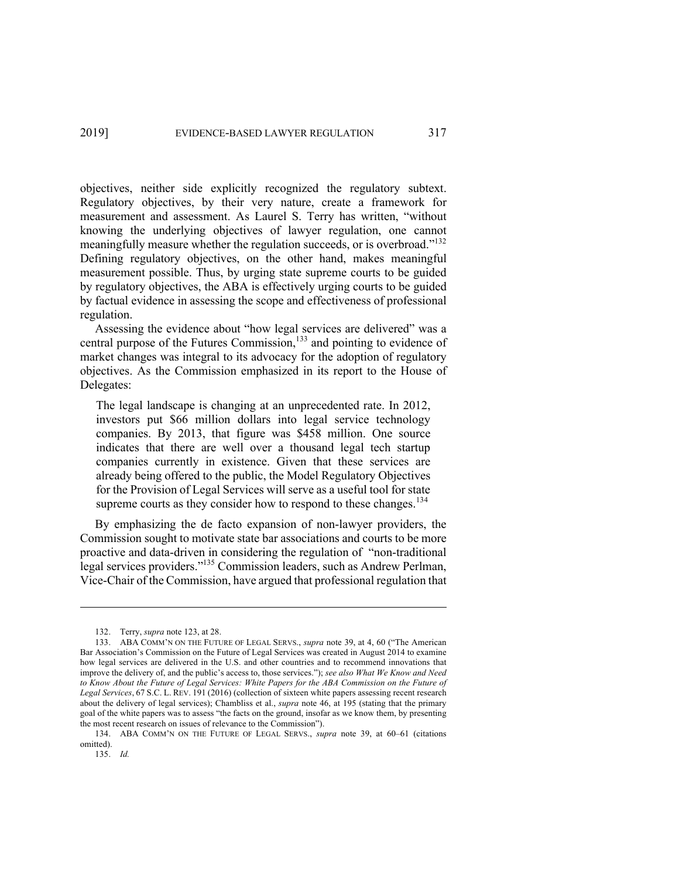objectives, neither side explicitly recognized the regulatory subtext. Regulatory objectives, by their very nature, create a framework for measurement and assessment. As Laurel S. Terry has written, "without knowing the underlying objectives of lawyer regulation, one cannot meaningfully measure whether the regulation succeeds, or is overbroad."[132] Defining regulatory objectives, on the other hand, makes meaningful measurement possible. Thus, by urging state supreme courts to be guided by regulatory objectives, the ABA is effectively urging courts to be guided by factual evidence in assessing the scope and effectiveness of professional regulation.

Assessing the evidence about "how legal services are delivered" was a central purpose of the Futures Commission,[133] and pointing to evidence of market changes was integral to its advocacy for the adoption of regulatory objectives. As the Commission emphasized in its report to the House of Delegates:

> The legal landscape is changing at an unprecedented rate. In 2012, investors put $66 million dollars into legal service technology companies. By 2013, that figure was $458 million. One source indicates that there are well over a thousand legal tech startup companies currently in existence. Given that these services are already being offered to the public, the Model Regulatory Objectives for the Provision of Legal Services will serve as a useful tool for state supreme courts as they consider how to respond to these changes.[134]

By emphasizing the de facto expansion of non-lawyer providers, the Commission sought to motivate state bar associations and courts to be more proactive and data-driven in considering the regulation of "non-traditional legal services providers."[135] Commission leaders, such as Andrew Perlman, Vice-Chair of the Commission, have argued that professional regulation that

---

132. Terry, *supra* note 123, at 28.

133. ABA COMM'N ON THE FUTURE OF LEGAL SERVS., *supra* note 39, at 4, 60 ("The American Bar Association's Commission on the Future of Legal Services was created in August 2014 to examine how legal services are delivered in the U.S. and other countries and to recommend innovations that improve the delivery of, and the public's access to, those services."); *see also What We Know and Need to Know About the Future of Legal Services: White Papers for the ABA Commission on the Future of Legal Services*, 67 S.C. L. REV. 191 (2016) (collection of sixteen white papers assessing recent research about the delivery of legal services); Chambliss et al., *supra* note 46, at 195 (stating that the primary goal of the white papers was to assess "the facts on the ground, insofar as we know them, by presenting the most recent research on issues of relevance to the Commission").

134. ABA COMM'N ON THE FUTURE OF LEGAL SERVS., *supra* note 39, at 60–61 (citations omitted).

135. *Id.*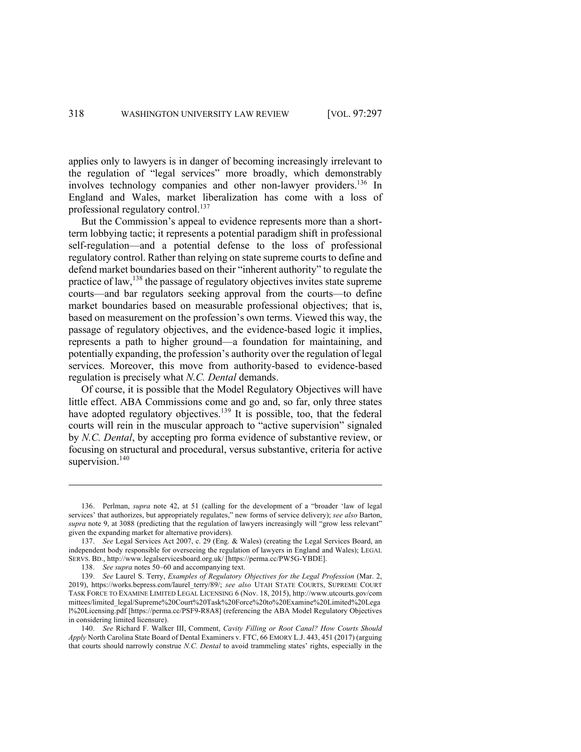applies only to lawyers is in danger of becoming increasingly irrelevant to the regulation of "legal services" more broadly, which demonstrably involves technology companies and other non-lawyer providers.[136] In England and Wales, market liberalization has come with a loss of professional regulatory control.[137]

But the Commission's appeal to evidence represents more than a short-term lobbying tactic; it represents a potential paradigm shift in professional self-regulation—and a potential defense to the loss of professional regulatory control. Rather than relying on state supreme courts to define and defend market boundaries based on their "inherent authority" to regulate the practice of law,[138] the passage of regulatory objectives invites state supreme courts—and bar regulators seeking approval from the courts—to define market boundaries based on measurable professional objectives; that is, based on measurement on the profession's own terms. Viewed this way, the passage of regulatory objectives, and the evidence-based logic it implies, represents a path to higher ground—a foundation for maintaining, and potentially expanding, the profession's authority over the regulation of legal services. Moreover, this move from authority-based to evidence-based regulation is precisely what *N.C. Dental* demands.

Of course, it is possible that the Model Regulatory Objectives will have little effect. ABA Commissions come and go and, so far, only three states have adopted regulatory objectives.[139] It is possible, too, that the federal courts will rein in the muscular approach to "active supervision" signaled by *N.C. Dental*, by accepting pro forma evidence of substantive review, or focusing on structural and procedural, versus substantive, criteria for active supervision.[140]

---

136. Perlman, *supra* note 42, at 51 (calling for the development of a "broader 'law of legal services' that authorizes, but appropriately regulates," new forms of service delivery); *see also* Barton, *supra* note 9, at 3088 (predicting that the regulation of lawyers increasingly will "grow less relevant" given the expanding market for alternative providers).

137. *See* Legal Services Act 2007, c. 29 (Eng. & Wales) (creating the Legal Services Board, an independent body responsible for overseeing the regulation of lawyers in England and Wales); LEGAL SERVS. BD., http://www.legalservicesboard.org.uk/ [https://perma.cc/PW5G-YBDE].

138. *See supra* notes 50–60 and accompanying text.

139. *See* Laurel S. Terry, *Examples of Regulatory Objectives for the Legal Profession* (Mar. 2, 2019), https://works.bepress.com/laurel_terry/89/; *see also* UTAH STATE COURTS, SUPREME COURT TASK FORCE TO EXAMINE LIMITED LEGAL LICENSING 6 (Nov. 18, 2015), http://www.utcourts.gov/committees/limited_legal/Supreme%20Court%20Task%20Force%20to%20Examine%20Limited%20Legal%20Licensing.pdf [https://perma.cc/PSF9-R8A8] (referencing the ABA Model Regulatory Objectives in considering limited licensure).

140. *See* Richard F. Walker III, Comment, *Cavity Filling or Root Canal? How Courts Should Apply* North Carolina State Board of Dental Examiners v. FTC, 66 EMORY L.J. 443, 451 (2017) (arguing that courts should narrowly construe *N.C. Dental* to avoid trammeling states' rights, especially in the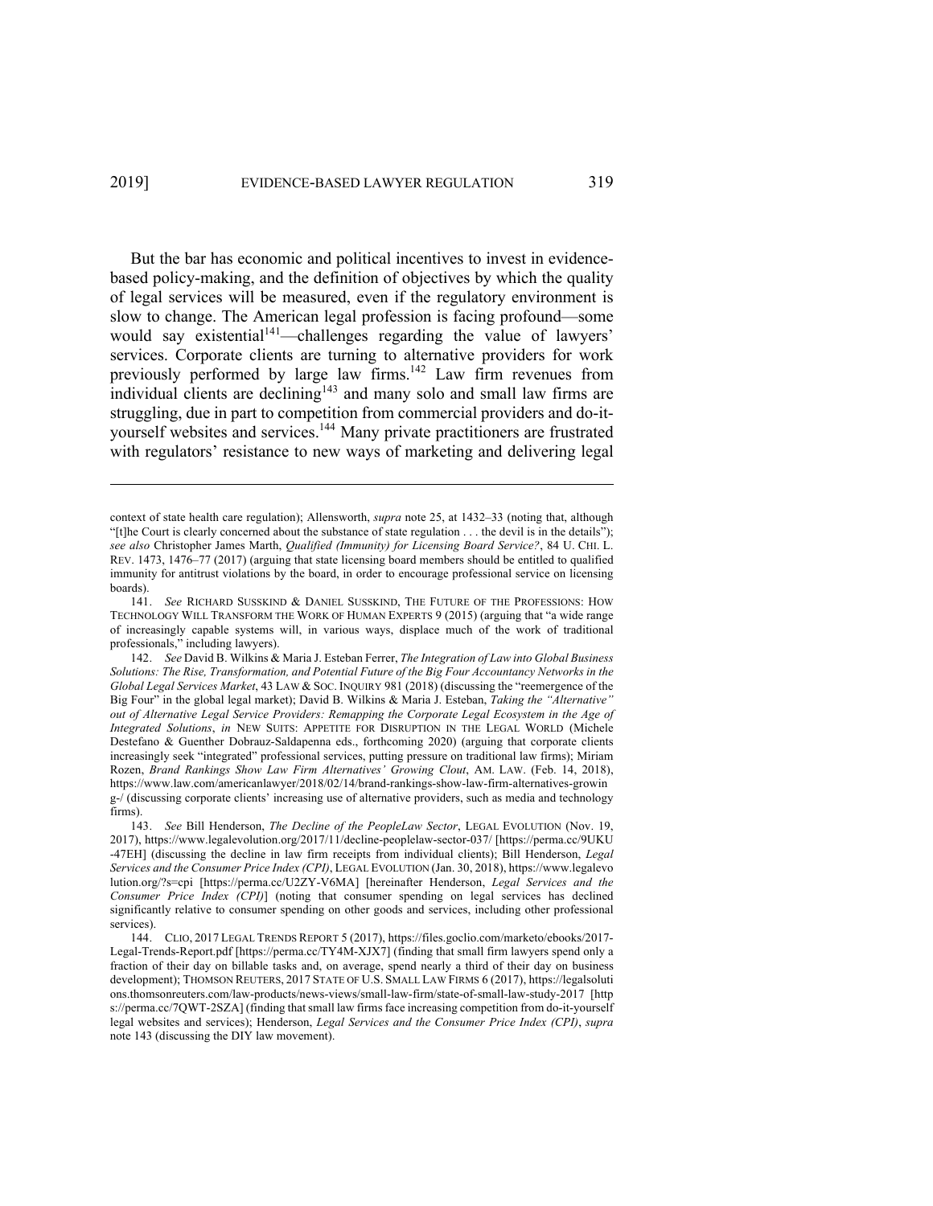But the bar has economic and political incentives to invest in evidence-based policy-making, and the definition of objectives by which the quality of legal services will be measured, even if the regulatory environment is slow to change. The American legal profession is facing profound—some would say existential[141]—challenges regarding the value of lawyers' services. Corporate clients are turning to alternative providers for work previously performed by large law firms.[142] Law firm revenues from individual clients are declining[143] and many solo and small law firms are struggling, due in part to competition from commercial providers and do-it-yourself websites and services.[144] Many private practitioners are frustrated with regulators' resistance to new ways of marketing and delivering legal

---

context of state health care regulation); Allensworth, *supra* note 25, at 1432–33 (noting that, although "[t]he Court is clearly concerned about the substance of state regulation . . . the devil is in the details"); *see also* Christopher James Marth, *Qualified (Immunity) for Licensing Board Service?*, 84 U. CHI. L. REV. 1473, 1476–77 (2017) (arguing that state licensing board members should be entitled to qualified immunity for antitrust violations by the board, in order to encourage professional service on licensing boards).

141. *See* RICHARD SUSSKIND & DANIEL SUSSKIND, THE FUTURE OF THE PROFESSIONS: HOW TECHNOLOGY WILL TRANSFORM THE WORK OF HUMAN EXPERTS 9 (2015) (arguing that "a wide range of increasingly capable systems will, in various ways, displace much of the work of traditional professionals," including lawyers).

142. *See* David B. Wilkins & Maria J. Esteban Ferrer, *The Integration of Law into Global Business Solutions: The Rise, Transformation, and Potential Future of the Big Four Accountancy Networks in the Global Legal Services Market*, 43 LAW & SOC. INQUIRY 981 (2018) (discussing the "reemergence of the Big Four" in the global legal market); David B. Wilkins & Maria J. Esteban, *Taking the "Alternative" out of Alternative Legal Service Providers: Remapping the Corporate Legal Ecosystem in the Age of Integrated Solutions*, *in* NEW SUITS: APPETITE FOR DISRUPTION IN THE LEGAL WORLD (Michele Destefano & Guenther Dobrauz-Saldapenna eds., forthcoming 2020) (arguing that corporate clients increasingly seek "integrated" professional services, putting pressure on traditional law firms); Miriam Rozen, *Brand Rankings Show Law Firm Alternatives' Growing Clout*, AM. LAW. (Feb. 14, 2018), https://www.law.com/americanlawyer/2018/02/14/brand-rankings-show-law-firm-alternatives-growing-/ (discussing corporate clients' increasing use of alternative providers, such as media and technology firms).

143. *See* Bill Henderson, *The Decline of the PeopleLaw Sector*, LEGAL EVOLUTION (Nov. 19, 2017), https://www.legalevolution.org/2017/11/decline-peoplelaw-sector-037/ [https://perma.cc/9UKU-47EH] (discussing the decline in law firm receipts from individual clients); Bill Henderson, *Legal Services and the Consumer Price Index (CPI)*, LEGAL EVOLUTION (Jan. 30, 2018), https://www.legalevolution.org/?s=cpi [https://perma.cc/U2ZY-V6MA] [hereinafter Henderson, *Legal Services and the Consumer Price Index (CPI)*] (noting that consumer spending on legal services has declined significantly relative to consumer spending on other goods and services, including other professional services).

144. CLIO, 2017 LEGAL TRENDS REPORT 5 (2017), https://files.goclio.com/marketo/ebooks/2017-Legal-Trends-Report.pdf [https://perma.cc/TY4M-XJX7] (finding that small firm lawyers spend only a fraction of their day on billable tasks and, on average, spend nearly a third of their day on business development); THOMSON REUTERS, 2017 STATE OF U.S. SMALL LAW FIRMS 6 (2017), https://legalsolutions.thomsonreuters.com/law-products/news-views/small-law-firm/state-of-small-law-study-2017 [https://perma.cc/7QWT-2SZA] (finding that small law firms face increasing competition from do-it-yourself legal websites and services); Henderson, *Legal Services and the Consumer Price Index (CPI)*, *supra* note 143 (discussing the DIY law movement).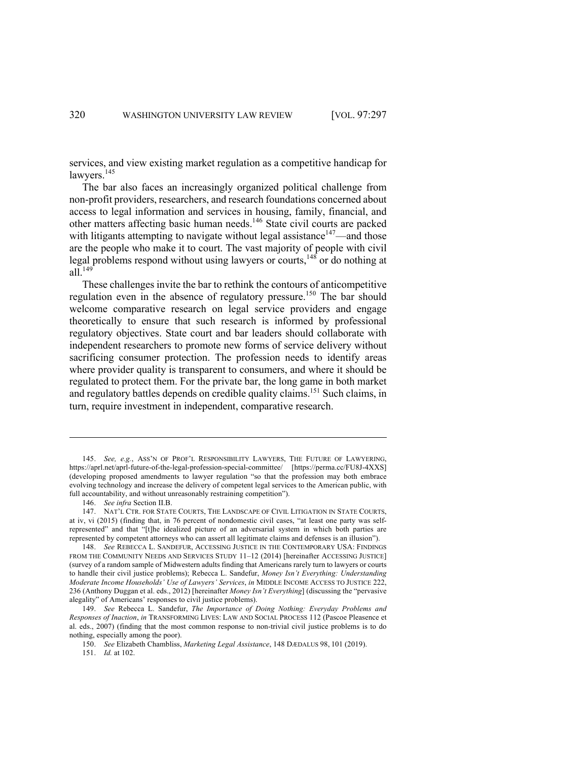services, and view existing market regulation as a competitive handicap for lawyers.[145]

The bar also faces an increasingly organized political challenge from non-profit providers, researchers, and research foundations concerned about access to legal information and services in housing, family, financial, and other matters affecting basic human needs.[146] State civil courts are packed with litigants attempting to navigate without legal assistance[147]—and those are the people who make it to court. The vast majority of people with civil legal problems respond without using lawyers or courts,[148] or do nothing at all.[149]

These challenges invite the bar to rethink the contours of anticompetitive regulation even in the absence of regulatory pressure.[150] The bar should welcome comparative research on legal service providers and engage theoretically to ensure that such research is informed by professional regulatory objectives. State court and bar leaders should collaborate with independent researchers to promote new forms of service delivery without sacrificing consumer protection. The profession needs to identify areas where provider quality is transparent to consumers, and where it should be regulated to protect them. For the private bar, the long game in both market and regulatory battles depends on credible quality claims.[151] Such claims, in turn, require investment in independent, comparative research.

---

145. *See, e.g.*, ASS'N OF PROF'L RESPONSIBILITY LAWYERS, THE FUTURE OF LAWYERING, https://aprl.net/aprl-future-of-the-legal-profession-special-committee/ [https://perma.cc/FU8J-4XXS] (developing proposed amendments to lawyer regulation "so that the profession may both embrace evolving technology and increase the delivery of competent legal services to the American public, with full accountability, and without unreasonably restraining competition").

146. *See infra* Section II.B.

147. NAT'L CTR. FOR STATE COURTS, THE LANDSCAPE OF CIVIL LITIGATION IN STATE COURTS, at iv, vi (2015) (finding that, in 76 percent of nondomestic civil cases, "at least one party was self-represented" and that "[t]he idealized picture of an adversarial system in which both parties are represented by competent attorneys who can assert all legitimate claims and defenses is an illusion").

148. *See* REBECCA L. SANDEFUR, ACCESSING JUSTICE IN THE CONTEMPORARY USA: FINDINGS FROM THE COMMUNITY NEEDS AND SERVICES STUDY 11–12 (2014) [hereinafter ACCESSING JUSTICE] (survey of a random sample of Midwestern adults finding that Americans rarely turn to lawyers or courts to handle their civil justice problems); Rebecca L. Sandefur, *Money Isn't Everything: Understanding Moderate Income Households' Use of Lawyers' Services*, *in* MIDDLE INCOME ACCESS TO JUSTICE 222, 236 (Anthony Duggan et al. eds., 2012) [hereinafter *Money Isn't Everything*] (discussing the "pervasive alegality" of Americans' responses to civil justice problems).

149. *See* Rebecca L. Sandefur, *The Importance of Doing Nothing: Everyday Problems and Responses of Inaction*, *in* TRANSFORMING LIVES: LAW AND SOCIAL PROCESS 112 (Pascoe Pleasence et al. eds., 2007) (finding that the most common response to non-trivial civil justice problems is to do nothing, especially among the poor).

150. *See* Elizabeth Chambliss, *Marketing Legal Assistance*, 148 DÆDALUS 98, 101 (2019).

151. *Id.* at 102.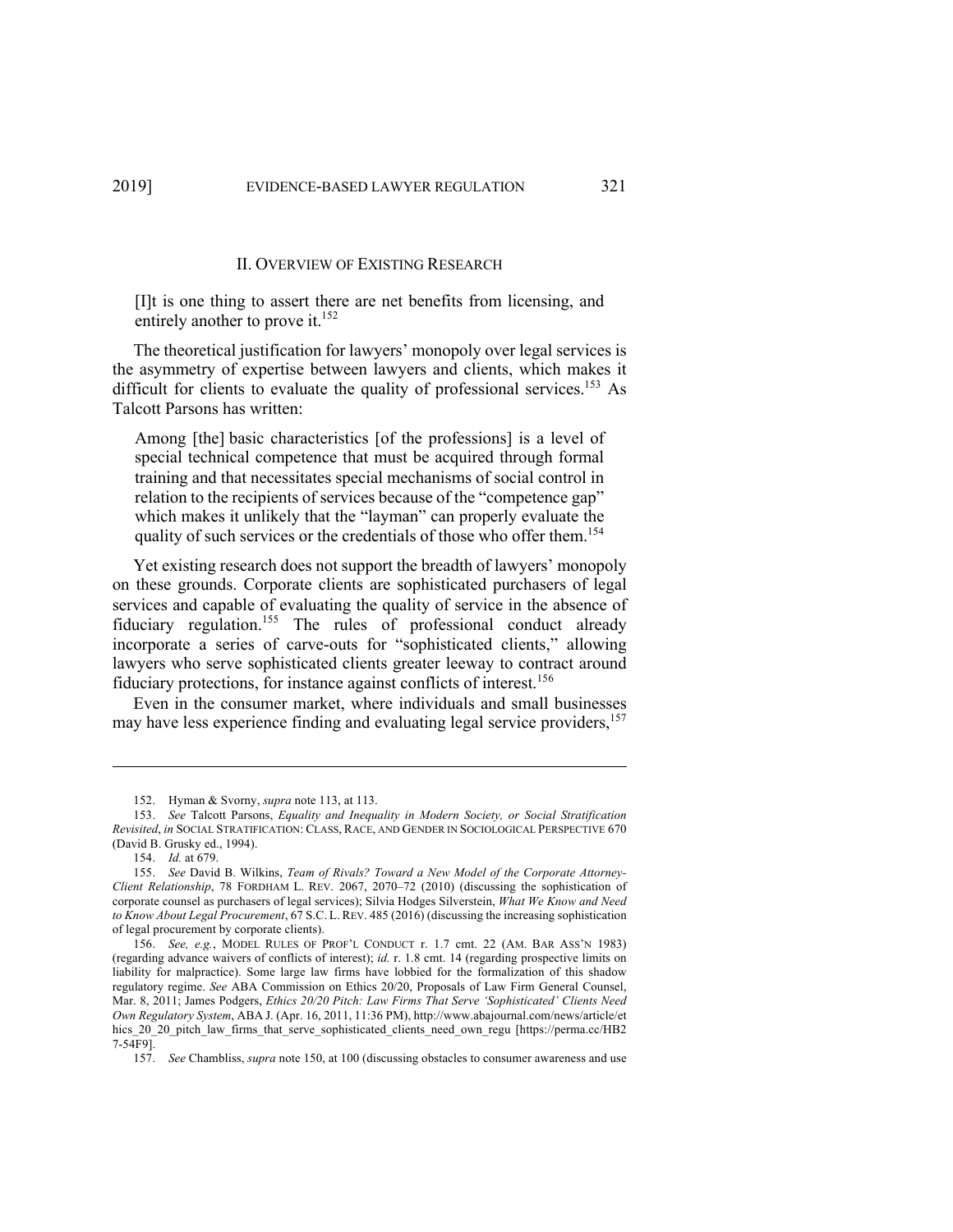## II. OVERVIEW OF EXISTING RESEARCH

> [I]t is one thing to assert there are net benefits from licensing, and entirely another to prove it.[152]

The theoretical justification for lawyers' monopoly over legal services is the asymmetry of expertise between lawyers and clients, which makes it difficult for clients to evaluate the quality of professional services.[153] As Talcott Parsons has written:

> Among [the] basic characteristics [of the professions] is a level of special technical competence that must be acquired through formal training and that necessitates special mechanisms of social control in relation to the recipients of services because of the "competence gap" which makes it unlikely that the "layman" can properly evaluate the quality of such services or the credentials of those who offer them.[154]

Yet existing research does not support the breadth of lawyers' monopoly on these grounds. Corporate clients are sophisticated purchasers of legal services and capable of evaluating the quality of service in the absence of fiduciary regulation.[155] The rules of professional conduct already incorporate a series of carve-outs for "sophisticated clients," allowing lawyers who serve sophisticated clients greater leeway to contract around fiduciary protections, for instance against conflicts of interest.[156]

Even in the consumer market, where individuals and small businesses may have less experience finding and evaluating legal service providers,[157]

---

152. Hyman & Svorny, *supra* note 113, at 113.

153. *See* Talcott Parsons, *Equality and Inequality in Modern Society, or Social Stratification Revisited*, *in* SOCIAL STRATIFICATION: CLASS, RACE, AND GENDER IN SOCIOLOGICAL PERSPECTIVE 670 (David B. Grusky ed., 1994).

154. *Id.* at 679.

155. *See* David B. Wilkins, *Team of Rivals? Toward a New Model of the Corporate Attorney-Client Relationship*, 78 FORDHAM L. REV. 2067, 2070–72 (2010) (discussing the sophistication of corporate counsel as purchasers of legal services); Silvia Hodges Silverstein, *What We Know and Need to Know About Legal Procurement*, 67 S.C. L. REV. 485 (2016) (discussing the increasing sophistication of legal procurement by corporate clients).

156. *See, e.g.*, MODEL RULES OF PROF'L CONDUCT r. 1.7 cmt. 22 (AM. BAR ASS'N 1983) (regarding advance waivers of conflicts of interest); *id.* r. 1.8 cmt. 14 (regarding prospective limits on liability for malpractice). Some large law firms have lobbied for the formalization of this shadow regulatory regime. *See* ABA Commission on Ethics 20/20, Proposals of Law Firm General Counsel, Mar. 8, 2011; James Podgers, *Ethics 20/20 Pitch: Law Firms That Serve 'Sophisticated' Clients Need Own Regulatory System*, ABA J. (Apr. 16, 2011, 11:36 PM), http://www.abajournal.com/news/article/ethics_20_20_pitch_law_firms_that_serve_sophisticated_clients_need_own_regu [https://perma.cc/HB27-54F9].

157. *See* Chambliss, *supra* note 150, at 100 (discussing obstacles to consumer awareness and use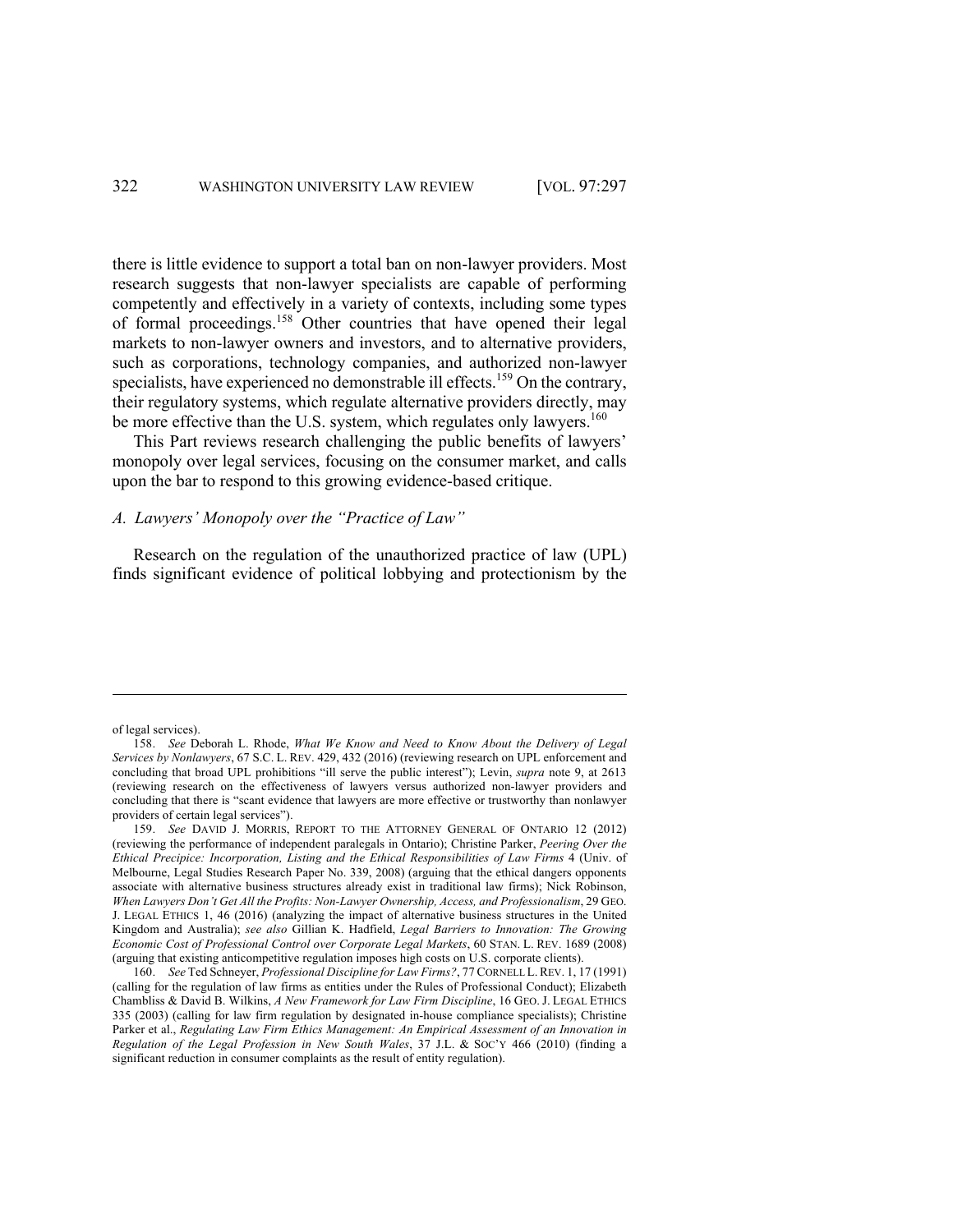there is little evidence to support a total ban on non-lawyer providers. Most research suggests that non-lawyer specialists are capable of performing competently and effectively in a variety of contexts, including some types of formal proceedings.[158] Other countries that have opened their legal markets to non-lawyer owners and investors, and to alternative providers, such as corporations, technology companies, and authorized non-lawyer specialists, have experienced no demonstrable ill effects.[159] On the contrary, their regulatory systems, which regulate alternative providers directly, may be more effective than the U.S. system, which regulates only lawyers.[160]

This Part reviews research challenging the public benefits of lawyers' monopoly over legal services, focusing on the consumer market, and calls upon the bar to respond to this growing evidence-based critique.

### *A. Lawyers' Monopoly over the "Practice of Law"*

Research on the regulation of the unauthorized practice of law (UPL) finds significant evidence of political lobbying and protectionism by the

---

of legal services).

158. *See* Deborah L. Rhode, *What We Know and Need to Know About the Delivery of Legal Services by Nonlawyers*, 67 S.C. L. REV. 429, 432 (2016) (reviewing research on UPL enforcement and concluding that broad UPL prohibitions "ill serve the public interest"); Levin, *supra* note 9, at 2613 (reviewing research on the effectiveness of lawyers versus authorized non-lawyer providers and concluding that there is "scant evidence that lawyers are more effective or trustworthy than nonlawyer providers of certain legal services").

159. *See* DAVID J. MORRIS, REPORT TO THE ATTORNEY GENERAL OF ONTARIO 12 (2012) (reviewing the performance of independent paralegals in Ontario); Christine Parker, *Peering Over the Ethical Precipice: Incorporation, Listing and the Ethical Responsibilities of Law Firms* 4 (Univ. of Melbourne, Legal Studies Research Paper No. 339, 2008) (arguing that the ethical dangers opponents associate with alternative business structures already exist in traditional law firms); Nick Robinson, *When Lawyers Don't Get All the Profits: Non-Lawyer Ownership, Access, and Professionalism*, 29 GEO. J. LEGAL ETHICS 1, 46 (2016) (analyzing the impact of alternative business structures in the United Kingdom and Australia); *see also* Gillian K. Hadfield, *Legal Barriers to Innovation: The Growing Economic Cost of Professional Control over Corporate Legal Markets*, 60 STAN. L. REV. 1689 (2008) (arguing that existing anticompetitive regulation imposes high costs on U.S. corporate clients).

160. *See* Ted Schneyer, *Professional Discipline for Law Firms?*, 77 CORNELL L. REV. 1, 17 (1991) (calling for the regulation of law firms as entities under the Rules of Professional Conduct); Elizabeth Chambliss & David B. Wilkins, *A New Framework for Law Firm Discipline*, 16 GEO. J. LEGAL ETHICS 335 (2003) (calling for law firm regulation by designated in-house compliance specialists); Christine Parker et al., *Regulating Law Firm Ethics Management: An Empirical Assessment of an Innovation in Regulation of the Legal Profession in New South Wales*, 37 J.L. & SOC'Y 466 (2010) (finding a significant reduction in consumer complaints as the result of entity regulation).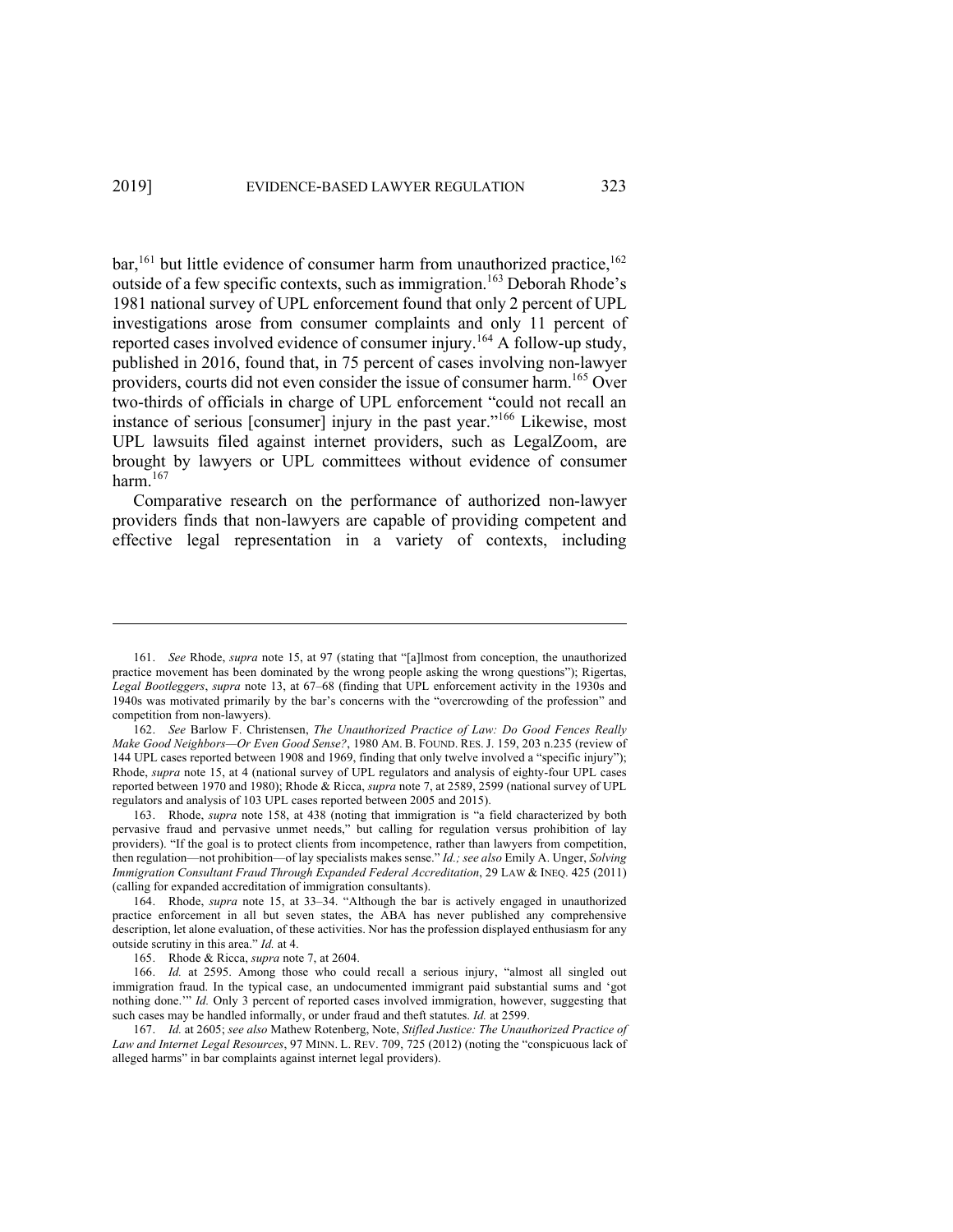bar,[161] but little evidence of consumer harm from unauthorized practice,[162] outside of a few specific contexts, such as immigration.[163] Deborah Rhode's 1981 national survey of UPL enforcement found that only 2 percent of UPL investigations arose from consumer complaints and only 11 percent of reported cases involved evidence of consumer injury.[164] A follow-up study, published in 2016, found that, in 75 percent of cases involving non-lawyer providers, courts did not even consider the issue of consumer harm.[165] Over two-thirds of officials in charge of UPL enforcement "could not recall an instance of serious [consumer] injury in the past year."[166] Likewise, most UPL lawsuits filed against internet providers, such as LegalZoom, are brought by lawyers or UPL committees without evidence of consumer harm.[167]

Comparative research on the performance of authorized non-lawyer providers finds that non-lawyers are capable of providing competent and effective legal representation in a variety of contexts, including

---

161. *See* Rhode, *supra* note 15, at 97 (stating that "[a]lmost from conception, the unauthorized practice movement has been dominated by the wrong people asking the wrong questions"); Rigertas, *Legal Bootleggers*, *supra* note 13, at 67–68 (finding that UPL enforcement activity in the 1930s and 1940s was motivated primarily by the bar's concerns with the "overcrowding of the profession" and competition from non-lawyers).

162. *See* Barlow F. Christensen, *The Unauthorized Practice of Law: Do Good Fences Really Make Good Neighbors—Or Even Good Sense?*, 1980 AM. B. FOUND. RES. J. 159, 203 n.235 (review of 144 UPL cases reported between 1908 and 1969, finding that only twelve involved a "specific injury"); Rhode, *supra* note 15, at 4 (national survey of UPL regulators and analysis of eighty-four UPL cases reported between 1970 and 1980); Rhode & Ricca, *supra* note 7, at 2589, 2599 (national survey of UPL regulators and analysis of 103 UPL cases reported between 2005 and 2015).

163. Rhode, *supra* note 158, at 438 (noting that immigration is "a field characterized by both pervasive fraud and pervasive unmet needs," but calling for regulation versus prohibition of lay providers). "If the goal is to protect clients from incompetence, rather than lawyers from competition, then regulation—not prohibition—of lay specialists makes sense." *Id.; see also* Emily A. Unger, *Solving Immigration Consultant Fraud Through Expanded Federal Accreditation*, 29 LAW & INEQ. 425 (2011) (calling for expanded accreditation of immigration consultants).

164. Rhode, *supra* note 15, at 33–34. "Although the bar is actively engaged in unauthorized practice enforcement in all but seven states, the ABA has never published any comprehensive description, let alone evaluation, of these activities. Nor has the profession displayed enthusiasm for any outside scrutiny in this area." *Id.* at 4.

165. Rhode & Ricca, *supra* note 7, at 2604.

166. *Id.* at 2595. Among those who could recall a serious injury, "almost all singled out immigration fraud. In the typical case, an undocumented immigrant paid substantial sums and 'got nothing done.'" *Id.* Only 3 percent of reported cases involved immigration, however, suggesting that such cases may be handled informally, or under fraud and theft statutes. *Id.* at 2599.

167. *Id.* at 2605; *see also* Mathew Rotenberg, Note, *Stifled Justice: The Unauthorized Practice of Law and Internet Legal Resources*, 97 MINN. L. REV. 709, 725 (2012) (noting the "conspicuous lack of alleged harms" in bar complaints against internet legal providers).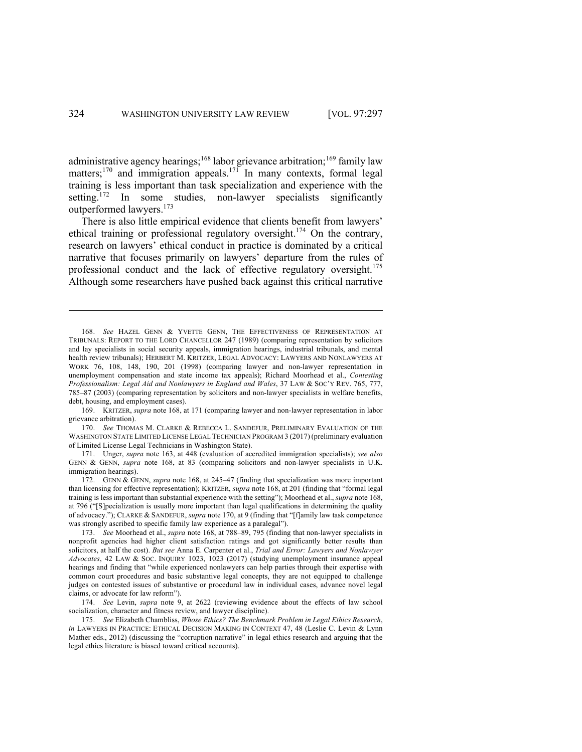administrative agency hearings;[168] labor grievance arbitration;[169] family law matters;[170] and immigration appeals.[171] In many contexts, formal legal training is less important than task specialization and experience with the setting.[172] In some studies, non-lawyer specialists significantly outperformed lawyers.[173]

There is also little empirical evidence that clients benefit from lawyers' ethical training or professional regulatory oversight.[174] On the contrary, research on lawyers' ethical conduct in practice is dominated by a critical narrative that focuses primarily on lawyers' departure from the rules of professional conduct and the lack of effective regulatory oversight.[175] Although some researchers have pushed back against this critical narrative

---

168. *See* HAZEL GENN & YVETTE GENN, THE EFFECTIVENESS OF REPRESENTATION AT TRIBUNALS: REPORT TO THE LORD CHANCELLOR 247 (1989) (comparing representation by solicitors and lay specialists in social security appeals, immigration hearings, industrial tribunals, and mental health review tribunals); HERBERT M. KRITZER, LEGAL ADVOCACY: LAWYERS AND NONLAWYERS AT WORK 76, 108, 148, 190, 201 (1998) (comparing lawyer and non-lawyer representation in unemployment compensation and state income tax appeals); Richard Moorhead et al., *Contesting Professionalism: Legal Aid and Nonlawyers in England and Wales*, 37 LAW & SOC'Y REV. 765, 777, 785–87 (2003) (comparing representation by solicitors and non-lawyer specialists in welfare benefits, debt, housing, and employment cases).

169. KRITZER, *supra* note 168, at 171 (comparing lawyer and non-lawyer representation in labor grievance arbitration).

170. *See* THOMAS M. CLARKE & REBECCA L. SANDEFUR, PRELIMINARY EVALUATION OF THE WASHINGTON STATE LIMITED LICENSE LEGAL TECHNICIAN PROGRAM 3 (2017) (preliminary evaluation of Limited License Legal Technicians in Washington State).

171. Unger, *supra* note 163, at 448 (evaluation of accredited immigration specialists); *see also* GENN & GENN, *supra* note 168, at 83 (comparing solicitors and non-lawyer specialists in U.K. immigration hearings).

172. GENN & GENN, *supra* note 168, at 245–47 (finding that specialization was more important than licensing for effective representation); KRITZER, *supra* note 168, at 201 (finding that "formal legal training is less important than substantial experience with the setting"); Moorhead et al., *supra* note 168, at 796 ("[S]pecialization is usually more important than legal qualifications in determining the quality of advocacy."); CLARKE & SANDEFUR, *supra* note 170, at 9 (finding that "[f]amily law task competence was strongly ascribed to specific family law experience as a paralegal").

173. *See* Moorhead et al., *supra* note 168, at 788–89, 795 (finding that non-lawyer specialists in nonprofit agencies had higher client satisfaction ratings and got significantly better results than solicitors, at half the cost). *But see* Anna E. Carpenter et al., *Trial and Error: Lawyers and Nonlawyer Advocates*, 42 LAW & SOC. INQUIRY 1023, 1023 (2017) (studying unemployment insurance appeal hearings and finding that "while experienced nonlawyers can help parties through their expertise with common court procedures and basic substantive legal concepts, they are not equipped to challenge judges on contested issues of substantive or procedural law in individual cases, advance novel legal claims, or advocate for law reform").

174. *See* Levin, *supra* note 9, at 2622 (reviewing evidence about the effects of law school socialization, character and fitness review, and lawyer discipline).

175. *See* Elizabeth Chambliss, *Whose Ethics? The Benchmark Problem in Legal Ethics Research*, *in* LAWYERS IN PRACTICE: ETHICAL DECISION MAKING IN CONTEXT 47, 48 (Leslie C. Levin & Lynn Mather eds., 2012) (discussing the "corruption narrative" in legal ethics research and arguing that the legal ethics literature is biased toward critical accounts).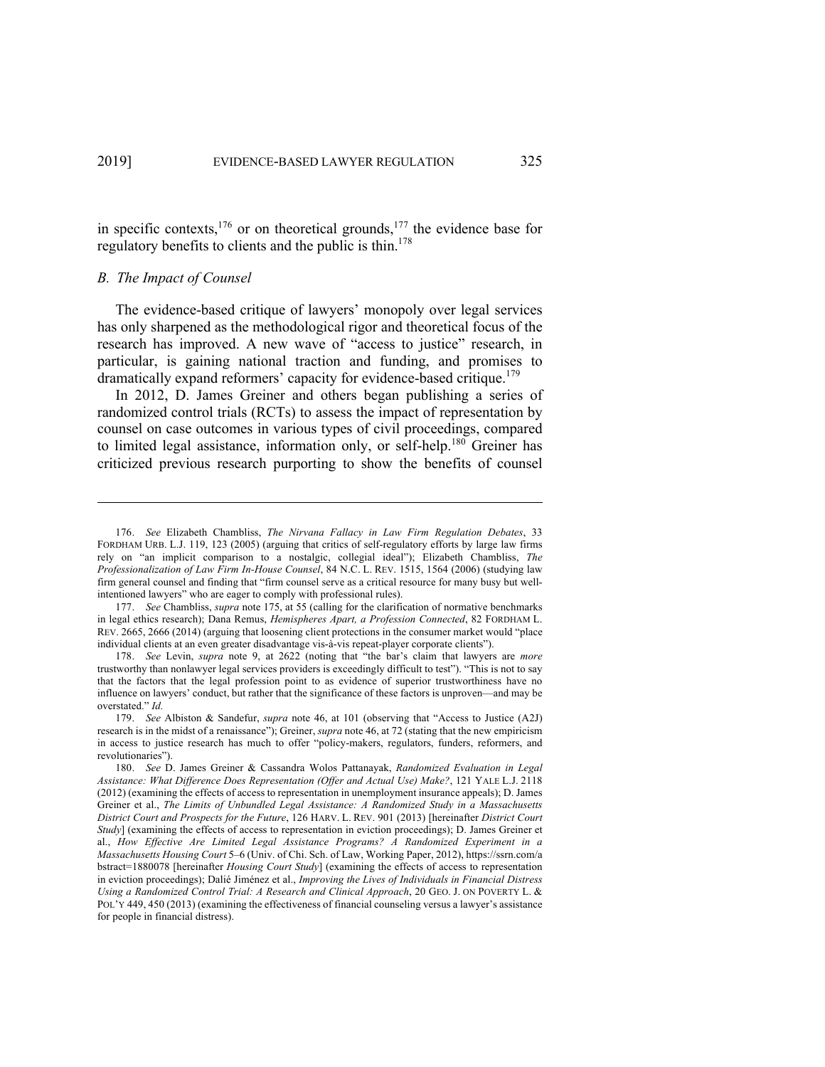in specific contexts,[176] or on theoretical grounds,[177] the evidence base for regulatory benefits to clients and the public is thin.[178]

### *B. The Impact of Counsel*

The evidence-based critique of lawyers' monopoly over legal services has only sharpened as the methodological rigor and theoretical focus of the research has improved. A new wave of "access to justice" research, in particular, is gaining national traction and funding, and promises to dramatically expand reformers' capacity for evidence-based critique.[179]

In 2012, D. James Greiner and others began publishing a series of randomized control trials (RCTs) to assess the impact of representation by counsel on case outcomes in various types of civil proceedings, compared to limited legal assistance, information only, or self-help.[180] Greiner has criticized previous research purporting to show the benefits of counsel

---

176. *See* Elizabeth Chambliss, *The Nirvana Fallacy in Law Firm Regulation Debates*, 33 FORDHAM URB. L.J. 119, 123 (2005) (arguing that critics of self-regulatory efforts by large law firms rely on "an implicit comparison to a nostalgic, collegial ideal"); Elizabeth Chambliss, *The Professionalization of Law Firm In-House Counsel*, 84 N.C. L. REV. 1515, 1564 (2006) (studying law firm general counsel and finding that "firm counsel serve as a critical resource for many busy but well-intentioned lawyers" who are eager to comply with professional rules).

177. *See* Chambliss, *supra* note 175, at 55 (calling for the clarification of normative benchmarks in legal ethics research); Dana Remus, *Hemispheres Apart, a Profession Connected*, 82 FORDHAM L. REV. 2665, 2666 (2014) (arguing that loosening client protections in the consumer market would "place individual clients at an even greater disadvantage vis-à-vis repeat-player corporate clients").

178. *See* Levin, *supra* note 9, at 2622 (noting that "the bar's claim that lawyers are *more* trustworthy than nonlawyer legal services providers is exceedingly difficult to test"). "This is not to say that the factors that the legal profession point to as evidence of superior trustworthiness have no influence on lawyers' conduct, but rather that the significance of these factors is unproven—and may be overstated." *Id.*

179. *See* Albiston & Sandefur, *supra* note 46, at 101 (observing that "Access to Justice (A2J) research is in the midst of a renaissance"); Greiner, *supra* note 46, at 72 (stating that the new empiricism in access to justice research has much to offer "policy-makers, regulators, funders, reformers, and revolutionaries").

180. *See* D. James Greiner & Cassandra Wolos Pattanayak, *Randomized Evaluation in Legal Assistance: What Difference Does Representation (Offer and Actual Use) Make?*, 121 YALE L.J. 2118 (2012) (examining the effects of access to representation in unemployment insurance appeals); D. James Greiner et al., *The Limits of Unbundled Legal Assistance: A Randomized Study in a Massachusetts District Court and Prospects for the Future*, 126 HARV. L. REV. 901 (2013) [hereinafter *District Court Study*] (examining the effects of access to representation in eviction proceedings); D. James Greiner et al., *How Effective Are Limited Legal Assistance Programs? A Randomized Experiment in a Massachusetts Housing Court* 5–6 (Univ. of Chi. Sch. of Law, Working Paper, 2012), https://ssrn.com/abstract=1880078 [hereinafter *Housing Court Study*] (examining the effects of access to representation in eviction proceedings); Dalié Jiménez et al., *Improving the Lives of Individuals in Financial Distress Using a Randomized Control Trial: A Research and Clinical Approach*, 20 GEO. J. ON POVERTY L. & POL'Y 449, 450 (2013) (examining the effectiveness of financial counseling versus a lawyer's assistance for people in financial distress).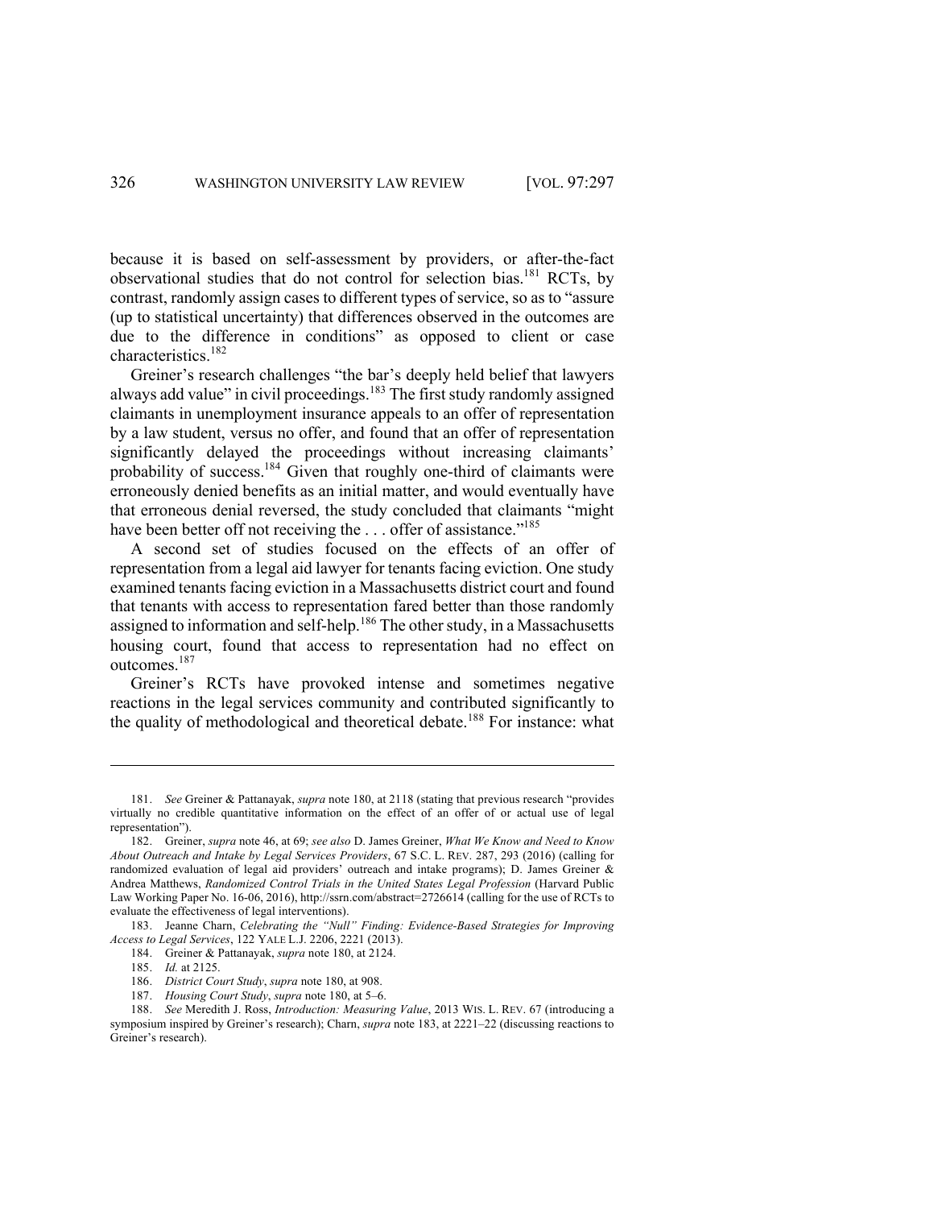because it is based on self-assessment by providers, or after-the-fact observational studies that do not control for selection bias.[181] RCTs, by contrast, randomly assign cases to different types of service, so as to "assure (up to statistical uncertainty) that differences observed in the outcomes are due to the difference in conditions" as opposed to client or case characteristics.[182]

Greiner's research challenges "the bar's deeply held belief that lawyers always add value" in civil proceedings.[183] The first study randomly assigned claimants in unemployment insurance appeals to an offer of representation by a law student, versus no offer, and found that an offer of representation significantly delayed the proceedings without increasing claimants' probability of success.[184] Given that roughly one-third of claimants were erroneously denied benefits as an initial matter, and would eventually have that erroneous denial reversed, the study concluded that claimants "might have been better off not receiving the . . . offer of assistance."[185]

A second set of studies focused on the effects of an offer of representation from a legal aid lawyer for tenants facing eviction. One study examined tenants facing eviction in a Massachusetts district court and found that tenants with access to representation fared better than those randomly assigned to information and self-help.[186] The other study, in a Massachusetts housing court, found that access to representation had no effect on outcomes.[187]

Greiner's RCTs have provoked intense and sometimes negative reactions in the legal services community and contributed significantly to the quality of methodological and theoretical debate.[188] For instance: what

---

181. *See* Greiner & Pattanayak, *supra* note 180, at 2118 (stating that previous research "provides virtually no credible quantitative information on the effect of an offer of or actual use of legal representation").

182. Greiner, *supra* note 46, at 69; *see also* D. James Greiner, *What We Know and Need to Know About Outreach and Intake by Legal Services Providers*, 67 S.C. L. REV. 287, 293 (2016) (calling for randomized evaluation of legal aid providers' outreach and intake programs); D. James Greiner & Andrea Matthews, *Randomized Control Trials in the United States Legal Profession* (Harvard Public Law Working Paper No. 16-06, 2016), http://ssrn.com/abstract=2726614 (calling for the use of RCTs to evaluate the effectiveness of legal interventions).

183. Jeanne Charn, *Celebrating the "Null" Finding: Evidence-Based Strategies for Improving Access to Legal Services*, 122 YALE L.J. 2206, 2221 (2013).

184. Greiner & Pattanayak, *supra* note 180, at 2124.

185. *Id.* at 2125.

186. *District Court Study*, *supra* note 180, at 908.

187. *Housing Court Study*, *supra* note 180, at 5–6.

188. *See* Meredith J. Ross, *Introduction: Measuring Value*, 2013 WIS. L. REV. 67 (introducing a symposium inspired by Greiner's research); Charn, *supra* note 183, at 2221–22 (discussing reactions to Greiner's research).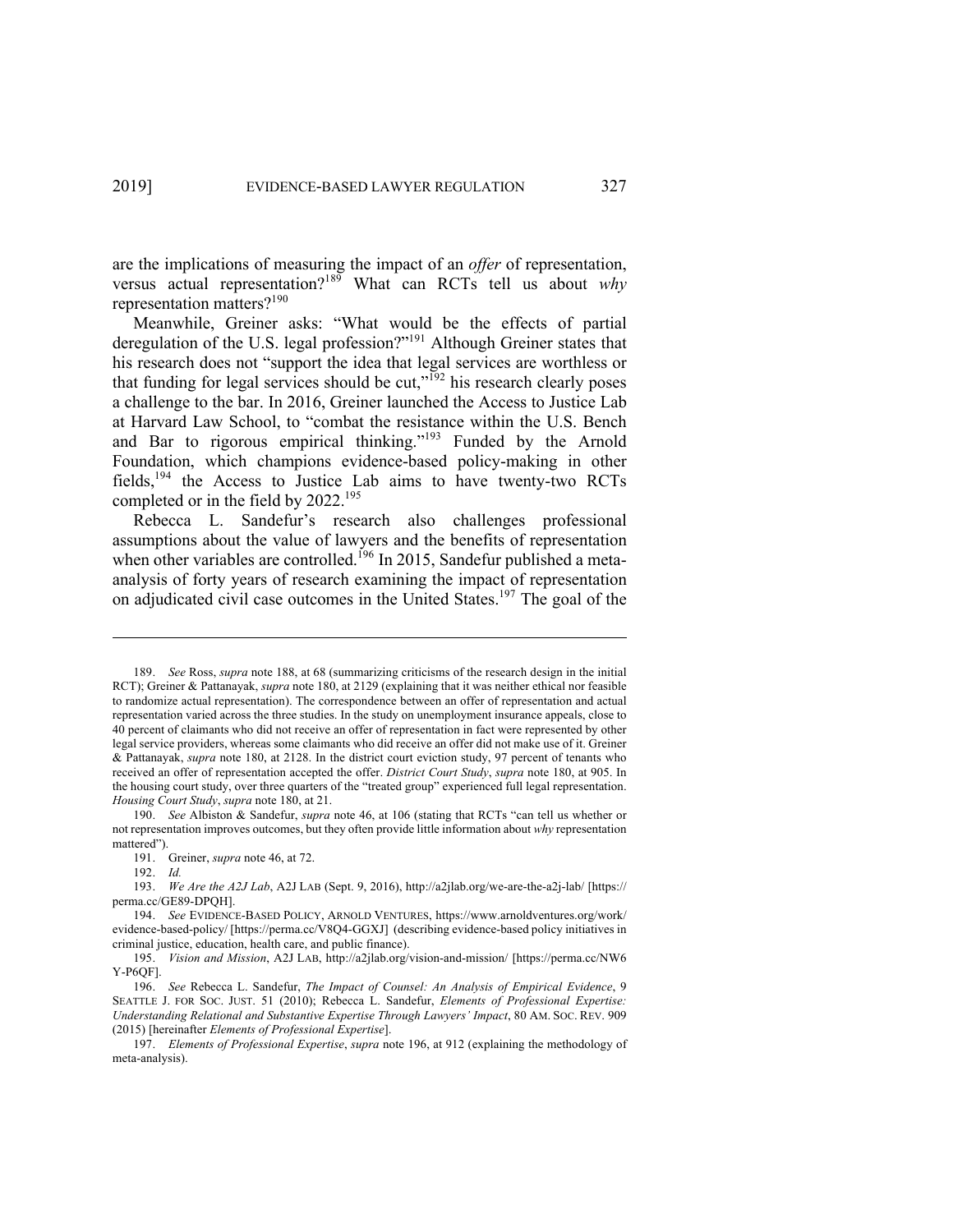are the implications of measuring the impact of an *offer* of representation, versus actual representation?[189] What can RCTs tell us about *why* representation matters?[190]

Meanwhile, Greiner asks: "What would be the effects of partial deregulation of the U.S. legal profession?"[191] Although Greiner states that his research does not "support the idea that legal services are worthless or that funding for legal services should be cut,"[192] his research clearly poses a challenge to the bar. In 2016, Greiner launched the Access to Justice Lab at Harvard Law School, to "combat the resistance within the U.S. Bench and Bar to rigorous empirical thinking."[193] Funded by the Arnold Foundation, which champions evidence-based policy-making in other fields,[194] the Access to Justice Lab aims to have twenty-two RCTs completed or in the field by 2022.[195]

Rebecca L. Sandefur's research also challenges professional assumptions about the value of lawyers and the benefits of representation when other variables are controlled.[196] In 2015, Sandefur published a meta-analysis of forty years of research examining the impact of representation on adjudicated civil case outcomes in the United States.[197] The goal of the

---

189. *See* Ross, *supra* note 188, at 68 (summarizing criticisms of the research design in the initial RCT); Greiner & Pattanayak, *supra* note 180, at 2129 (explaining that it was neither ethical nor feasible to randomize actual representation). The correspondence between an offer of representation and actual representation varied across the three studies. In the study on unemployment insurance appeals, close to 40 percent of claimants who did not receive an offer of representation in fact were represented by other legal service providers, whereas some claimants who did receive an offer did not make use of it. Greiner & Pattanayak, *supra* note 180, at 2128. In the district court eviction study, 97 percent of tenants who received an offer of representation accepted the offer. *District Court Study*, *supra* note 180, at 905. In the housing court study, over three quarters of the "treated group" experienced full legal representation. *Housing Court Study*, *supra* note 180, at 21.

190. *See* Albiston & Sandefur, *supra* note 46, at 106 (stating that RCTs "can tell us whether or not representation improves outcomes, but they often provide little information about *why* representation mattered").

191. Greiner, *supra* note 46, at 72.

192. *Id.*

193. *We Are the A2J Lab*, A2J LAB (Sept. 9, 2016), http://a2jlab.org/we-are-the-a2j-lab/ [https://perma.cc/GE89-DPQH].

194. *See* EVIDENCE-BASED POLICY, ARNOLD VENTURES, https://www.arnoldventures.org/work/evidence-based-policy/ [https://perma.cc/V8Q4-GGXJ] (describing evidence-based policy initiatives in criminal justice, education, health care, and public finance).

195. *Vision and Mission*, A2J LAB, http://a2jlab.org/vision-and-mission/ [https://perma.cc/NW6Y-P6QF].

196. *See* Rebecca L. Sandefur, *The Impact of Counsel: An Analysis of Empirical Evidence*, 9 SEATTLE J. FOR SOC. JUST. 51 (2010); Rebecca L. Sandefur, *Elements of Professional Expertise: Understanding Relational and Substantive Expertise Through Lawyers' Impact*, 80 AM. SOC. REV. 909 (2015) [hereinafter *Elements of Professional Expertise*].

197. *Elements of Professional Expertise*, *supra* note 196, at 912 (explaining the methodology of meta-analysis).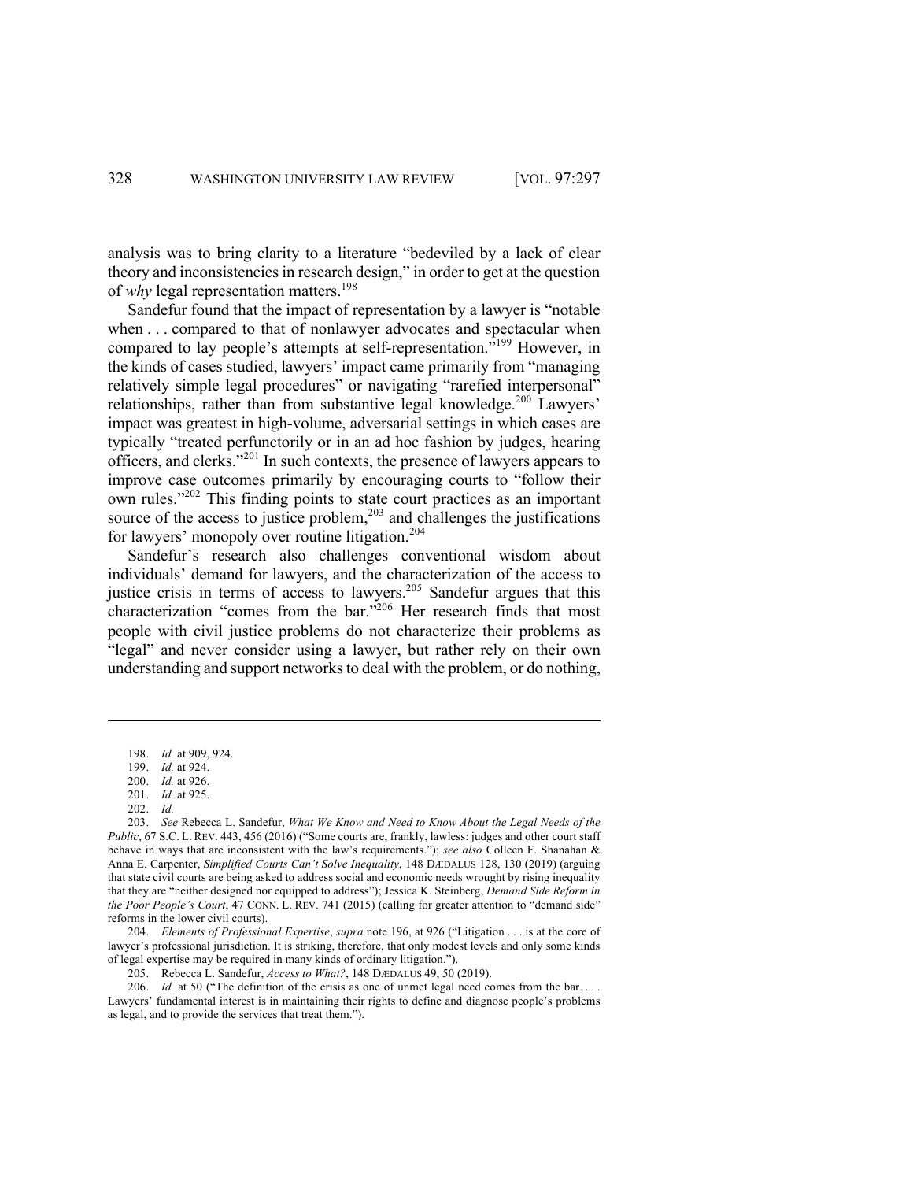analysis was to bring clarity to a literature "bedeviled by a lack of clear theory and inconsistencies in research design," in order to get at the question of *why* legal representation matters.[198]

Sandefur found that the impact of representation by a lawyer is "notable when . . . compared to that of nonlawyer advocates and spectacular when compared to lay people's attempts at self-representation."[199] However, in the kinds of cases studied, lawyers' impact came primarily from "managing relatively simple legal procedures" or navigating "rarefied interpersonal" relationships, rather than from substantive legal knowledge.[200] Lawyers' impact was greatest in high-volume, adversarial settings in which cases are typically "treated perfunctorily or in an ad hoc fashion by judges, hearing officers, and clerks."[201] In such contexts, the presence of lawyers appears to improve case outcomes primarily by encouraging courts to "follow their own rules."[202] This finding points to state court practices as an important source of the access to justice problem,[203] and challenges the justifications for lawyers' monopoly over routine litigation.[204]

Sandefur's research also challenges conventional wisdom about individuals' demand for lawyers, and the characterization of the access to justice crisis in terms of access to lawyers.[205] Sandefur argues that this characterization "comes from the bar."[206] Her research finds that most people with civil justice problems do not characterize their problems as "legal" and never consider using a lawyer, but rather rely on their own understanding and support networks to deal with the problem, or do nothing,

---

198. *Id.* at 909, 924.

199. *Id.* at 924.

200. *Id.* at 926.

201. *Id.* at 925.

202. *Id.*

203. *See* Rebecca L. Sandefur, *What We Know and Need to Know About the Legal Needs of the Public*, 67 S.C. L. REV. 443, 456 (2016) ("Some courts are, frankly, lawless: judges and other court staff behave in ways that are inconsistent with the law's requirements."); *see also* Colleen F. Shanahan & Anna E. Carpenter, *Simplified Courts Can't Solve Inequality*, 148 DÆDALUS 128, 130 (2019) (arguing that state civil courts are being asked to address social and economic needs wrought by rising inequality that they are "neither designed nor equipped to address"); Jessica K. Steinberg, *Demand Side Reform in the Poor People's Court*, 47 CONN. L. REV. 741 (2015) (calling for greater attention to "demand side" reforms in the lower civil courts).

204. *Elements of Professional Expertise*, *supra* note 196, at 926 ("Litigation . . . is at the core of lawyer's professional jurisdiction. It is striking, therefore, that only modest levels and only some kinds of legal expertise may be required in many kinds of ordinary litigation.").

205. Rebecca L. Sandefur, *Access to What?*, 148 DÆDALUS 49, 50 (2019).

206. *Id.* at 50 ("The definition of the crisis as one of unmet legal need comes from the bar. . . . Lawyers' fundamental interest is in maintaining their rights to define and diagnose people's problems as legal, and to provide the services that treat them.").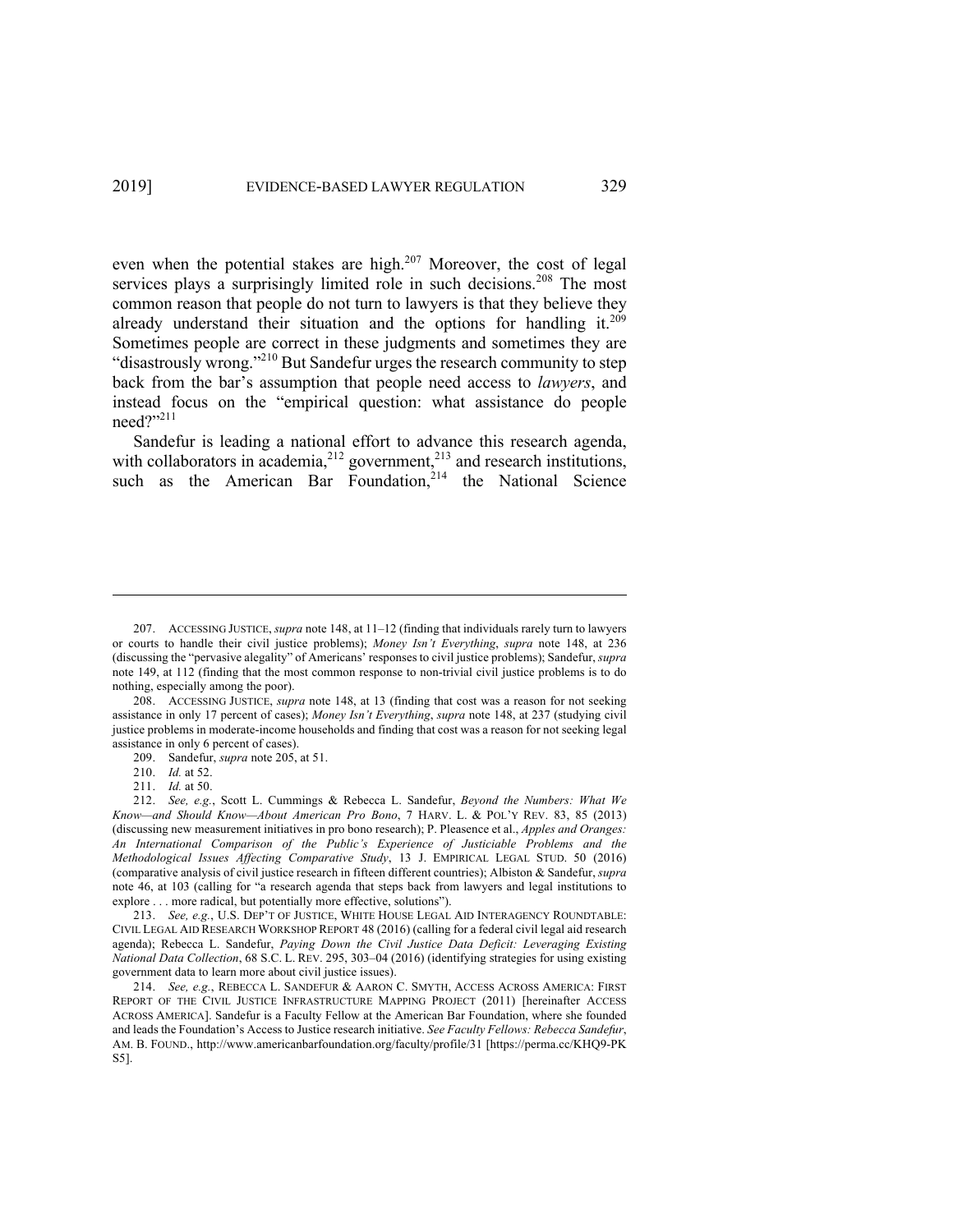even when the potential stakes are high.[207] Moreover, the cost of legal services plays a surprisingly limited role in such decisions.[208] The most common reason that people do not turn to lawyers is that they believe they already understand their situation and the options for handling it.[209] Sometimes people are correct in these judgments and sometimes they are "disastrously wrong."[210] But Sandefur urges the research community to step back from the bar's assumption that people need access to *lawyers*, and instead focus on the "empirical question: what assistance do people need?"[211]

Sandefur is leading a national effort to advance this research agenda, with collaborators in academia,[212] government,[213] and research institutions, such as the American Bar Foundation,[214] the National Science

---

207. ACCESSING JUSTICE, *supra* note 148, at 11–12 (finding that individuals rarely turn to lawyers or courts to handle their civil justice problems); *Money Isn't Everything*, *supra* note 148, at 236 (discussing the "pervasive alegality" of Americans' responses to civil justice problems); Sandefur, *supra* note 149, at 112 (finding that the most common response to non-trivial civil justice problems is to do nothing, especially among the poor).

208. ACCESSING JUSTICE, *supra* note 148, at 13 (finding that cost was a reason for not seeking assistance in only 17 percent of cases); *Money Isn't Everything*, *supra* note 148, at 237 (studying civil justice problems in moderate-income households and finding that cost was a reason for not seeking legal assistance in only 6 percent of cases).

209. Sandefur, *supra* note 205, at 51.

210. *Id.* at 52.

211. *Id.* at 50.

212. *See, e.g.*, Scott L. Cummings & Rebecca L. Sandefur, *Beyond the Numbers: What We Know—and Should Know—About American Pro Bono*, 7 HARV. L. & POL'Y REV. 83, 85 (2013) (discussing new measurement initiatives in pro bono research); P. Pleasence et al., *Apples and Oranges: An International Comparison of the Public's Experience of Justiciable Problems and the Methodological Issues Affecting Comparative Study*, 13 J. EMPIRICAL LEGAL STUD. 50 (2016) (comparative analysis of civil justice research in fifteen different countries); Albiston & Sandefur, *supra* note 46, at 103 (calling for "a research agenda that steps back from lawyers and legal institutions to explore . . . more radical, but potentially more effective, solutions").

213. *See, e.g.*, U.S. DEP'T OF JUSTICE, WHITE HOUSE LEGAL AID INTERAGENCY ROUNDTABLE: CIVIL LEGAL AID RESEARCH WORKSHOP REPORT 48 (2016) (calling for a federal civil legal aid research agenda); Rebecca L. Sandefur, *Paying Down the Civil Justice Data Deficit: Leveraging Existing National Data Collection*, 68 S.C. L. REV. 295, 303–04 (2016) (identifying strategies for using existing government data to learn more about civil justice issues).

214. *See, e.g.*, REBECCA L. SANDEFUR & AARON C. SMYTH, ACCESS ACROSS AMERICA: FIRST REPORT OF THE CIVIL JUSTICE INFRASTRUCTURE MAPPING PROJECT (2011) [hereinafter ACCESS ACROSS AMERICA]. Sandefur is a Faculty Fellow at the American Bar Foundation, where she founded and leads the Foundation's Access to Justice research initiative. *See Faculty Fellows: Rebecca Sandefur*, AM. B. FOUND., http://www.americanbarfoundation.org/faculty/profile/31 [https://perma.cc/KHQ9-PKS5].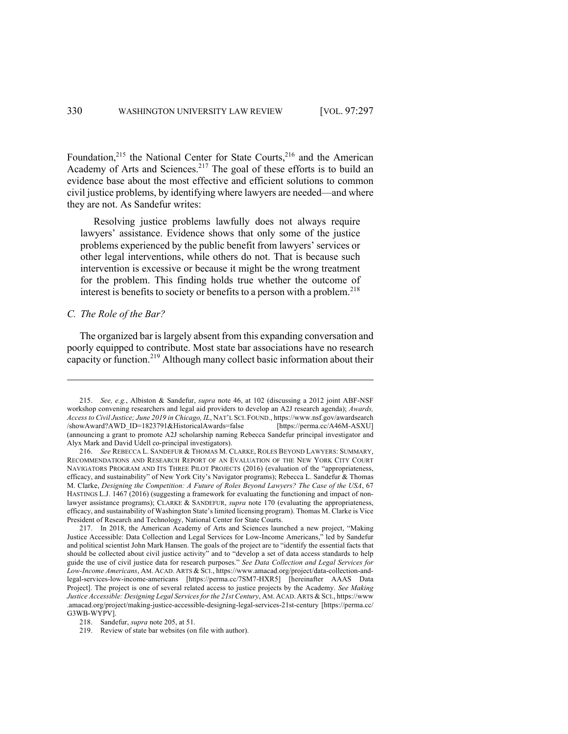Foundation,[215] the National Center for State Courts,[216] and the American Academy of Arts and Sciences.[217] The goal of these efforts is to build an evidence base about the most effective and efficient solutions to common civil justice problems, by identifying where lawyers are needed—and where they are not. As Sandefur writes:

> Resolving justice problems lawfully does not always require lawyers' assistance. Evidence shows that only some of the justice problems experienced by the public benefit from lawyers' services or other legal interventions, while others do not. That is because such intervention is excessive or because it might be the wrong treatment for the problem. This finding holds true whether the outcome of interest is benefits to society or benefits to a person with a problem.[218]

### *C. The Role of the Bar?*

The organized bar is largely absent from this expanding conversation and poorly equipped to contribute. Most state bar associations have no research capacity or function.[219] Although many collect basic information about their

---

215. *See, e.g.*, Albiston & Sandefur, *supra* note 46, at 102 (discussing a 2012 joint ABF-NSF workshop convening researchers and legal aid providers to develop an A2J research agenda); *Awards, Access to Civil Justice; June 2019 in Chicago, IL*, NAT'L SCI. FOUND., https://www.nsf.gov/awardsearch/showAward?AWD_ID=1823791&HistoricalAwards=false [https://perma.cc/A46M-ASXU] (announcing a grant to promote A2J scholarship naming Rebecca Sandefur principal investigator and Alyx Mark and David Udell co-principal investigators).

216. *See* REBECCA L. SANDEFUR & THOMAS M. CLARKE, ROLES BEYOND LAWYERS: SUMMARY, RECOMMENDATIONS AND RESEARCH REPORT OF AN EVALUATION OF THE NEW YORK CITY COURT NAVIGATORS PROGRAM AND ITS THREE PILOT PROJECTS (2016) (evaluation of the "appropriateness, efficacy, and sustainability" of New York City's Navigator programs); Rebecca L. Sandefur & Thomas M. Clarke, *Designing the Competition: A Future of Roles Beyond Lawyers? The Case of the USA*, 67 HASTINGS L.J. 1467 (2016) (suggesting a framework for evaluating the functioning and impact of non-lawyer assistance programs); CLARKE & SANDEFUR, *supra* note 170 (evaluating the appropriateness, efficacy, and sustainability of Washington State's limited licensing program). Thomas M. Clarke is Vice President of Research and Technology, National Center for State Courts.

217. In 2018, the American Academy of Arts and Sciences launched a new project, "Making Justice Accessible: Data Collection and Legal Services for Low-Income Americans," led by Sandefur and political scientist John Mark Hansen. The goals of the project are to "identify the essential facts that should be collected about civil justice activity" and to "develop a set of data access standards to help guide the use of civil justice data for research purposes." *See Data Collection and Legal Services for Low-Income Americans*, AM. ACAD. ARTS & SCI., https://www.amacad.org/project/data-collection-and-legal-services-low-income-americans [https://perma.cc/7SM7-HXR5] [hereinafter AAAS Data Project]. The project is one of several related access to justice projects by the Academy. *See Making Justice Accessible: Designing Legal Services for the 21st Century*, AM. ACAD. ARTS & SCI., https://www.amacad.org/project/making-justice-accessible-designing-legal-services-21st-century [https://perma.cc/G3WB-WYPV].

218. Sandefur, *supra* note 205, at 51.

219. Review of state bar websites (on file with author).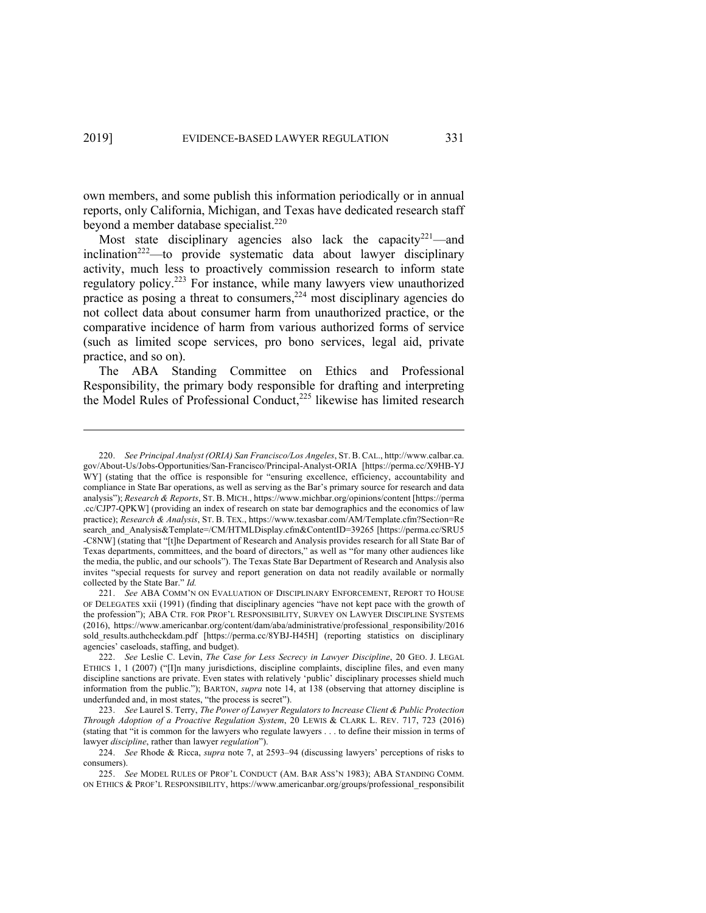own members, and some publish this information periodically or in annual reports, only California, Michigan, and Texas have dedicated research staff beyond a member database specialist.[220]

Most state disciplinary agencies also lack the capacity[221]—and inclination[222]—to provide systematic data about lawyer disciplinary activity, much less to proactively commission research to inform state regulatory policy.[223] For instance, while many lawyers view unauthorized practice as posing a threat to consumers,[224] most disciplinary agencies do not collect data about consumer harm from unauthorized practice, or the comparative incidence of harm from various authorized forms of service (such as limited scope services, pro bono services, legal aid, private practice, and so on).

The ABA Standing Committee on Ethics and Professional Responsibility, the primary body responsible for drafting and interpreting the Model Rules of Professional Conduct,[225] likewise has limited research

---

220. *See Principal Analyst (ORIA) San Francisco/Los Angeles*, ST. B. CAL., http://www.calbar.ca.gov/About-Us/Jobs-Opportunities/San-Francisco/Principal-Analyst-ORIA [https://perma.cc/X9HB-YJWY] (stating that the office is responsible for "ensuring excellence, efficiency, accountability and compliance in State Bar operations, as well as serving as the Bar's primary source for research and data analysis"); *Research & Reports*, ST. B. MICH., https://www.michbar.org/opinions/content [https://perma.cc/CJP7-QPKW] (providing an index of research on state bar demographics and the economics of law practice); *Research & Analysis*, ST. B. TEX., https://www.texasbar.com/AM/Template.cfm?Section=Research_and_Analysis&Template=/CM/HTMLDisplay.cfm&ContentID=39265 [https://perma.cc/SRU5-C8NW] (stating that "[t]he Department of Research and Analysis provides research for all State Bar of Texas departments, committees, and the board of directors," as well as "for many other audiences like the media, the public, and our schools"). The Texas State Bar Department of Research and Analysis also invites "special requests for survey and report generation on data not readily available or normally collected by the State Bar." *Id.*

221. *See* ABA COMM'N ON EVALUATION OF DISCIPLINARY ENFORCEMENT, REPORT TO HOUSE OF DELEGATES xxii (1991) (finding that disciplinary agencies "have not kept pace with the growth of the profession"); ABA CTR. FOR PROF'L RESPONSIBILITY, SURVEY ON LAWYER DISCIPLINE SYSTEMS (2016), https://www.americanbar.org/content/dam/aba/administrative/professional_responsibility/2016sold_results.authcheckdam.pdf [https://perma.cc/8YBJ-H45H] (reporting statistics on disciplinary agencies' caseloads, staffing, and budget).

222. *See* Leslie C. Levin, *The Case for Less Secrecy in Lawyer Discipline*, 20 GEO. J. LEGAL ETHICS 1, 1 (2007) ("[I]n many jurisdictions, discipline complaints, discipline files, and even many discipline sanctions are private. Even states with relatively 'public' disciplinary processes shield much information from the public."); BARTON, *supra* note 14, at 138 (observing that attorney discipline is underfunded and, in most states, "the process is secret").

223. *See* Laurel S. Terry, *The Power of Lawyer Regulators to Increase Client & Public Protection Through Adoption of a Proactive Regulation System*, 20 LEWIS & CLARK L. REV. 717, 723 (2016) (stating that "it is common for the lawyers who regulate lawyers . . . to define their mission in terms of lawyer *discipline*, rather than lawyer *regulation*").

224. *See* Rhode & Ricca, *supra* note 7, at 2593–94 (discussing lawyers' perceptions of risks to consumers).

225. *See* MODEL RULES OF PROF'L CONDUCT (AM. BAR ASS'N 1983); ABA STANDING COMM. ON ETHICS & PROF'L RESPONSIBILITY, https://www.americanbar.org/groups/professional_responsibilit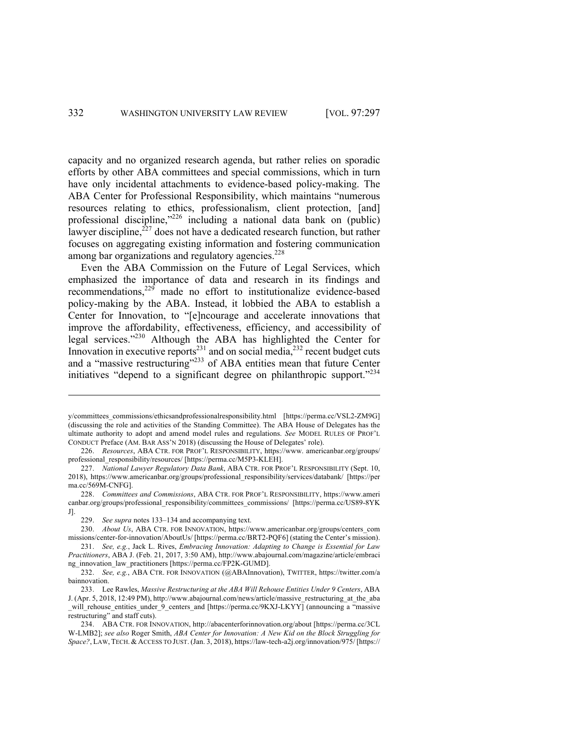capacity and no organized research agenda, but rather relies on sporadic efforts by other ABA committees and special commissions, which in turn have only incidental attachments to evidence-based policy-making. The ABA Center for Professional Responsibility, which maintains "numerous resources relating to ethics, professionalism, client protection, [and] professional discipline,"[226] including a national data bank on (public) lawyer discipline,[227] does not have a dedicated research function, but rather focuses on aggregating existing information and fostering communication among bar organizations and regulatory agencies.[228]

Even the ABA Commission on the Future of Legal Services, which emphasized the importance of data and research in its findings and recommendations,[229] made no effort to institutionalize evidence-based policy-making by the ABA. Instead, it lobbied the ABA to establish a Center for Innovation, to "[e]ncourage and accelerate innovations that improve the affordability, effectiveness, efficiency, and accessibility of legal services."[230] Although the ABA has highlighted the Center for Innovation in executive reports[231] and on social media,[232] recent budget cuts and a "massive restructuring"[233] of ABA entities mean that future Center initiatives "depend to a significant degree on philanthropic support."[234]

---

y/committees_commissions/ethicsandprofessionalresponsibility.html [https://perma.cc/VSL2-ZM9G] (discussing the role and activities of the Standing Committee). The ABA House of Delegates has the ultimate authority to adopt and amend model rules and regulations. *See* MODEL RULES OF PROF'L CONDUCT Preface (AM. BAR ASS'N 2018) (discussing the House of Delegates' role).

226. *Resources*, ABA CTR. FOR PROF'L RESPONSIBILITY, https://www. americanbar.org/groups/professional_responsibility/resources/ [https://perma.cc/M5P3-KLEH].

227. *National Lawyer Regulatory Data Bank*, ABA CTR. FOR PROF'L RESPONSIBILITY (Sept. 10, 2018), https://www.americanbar.org/groups/professional_responsibility/services/databank/ [https://perma.cc/569M-CNFG].

228. *Committees and Commissions*, ABA CTR. FOR PROF'L RESPONSIBILITY, https://www.americanbar.org/groups/professional_responsibility/committees_commissions/ [https://perma.cc/US89-8YKJ].

229. *See supra* notes 133–134 and accompanying text.

230. *About Us*, ABA CTR. FOR INNOVATION, https://www.americanbar.org/groups/centers_commissions/center-for-innovation/AboutUs/ [https://perma.cc/BRT2-PQF6] (stating the Center's mission).

231. *See, e.g.*, Jack L. Rives, *Embracing Innovation: Adapting to Change is Essential for Law Practitioners*, ABA J. (Feb. 21, 2017, 3:50 AM), http://www.abajournal.com/magazine/article/embracing_innovation_law_practitioners [https://perma.cc/FP2K-GUMD].

232. *See, e.g.*, ABA CTR. FOR INNOVATION (@ABAInnovation), TWITTER, https://twitter.com/abainnovation.

233. Lee Rawles, *Massive Restructuring at the ABA Will Rehouse Entities Under 9 Centers*, ABA J. (Apr. 5, 2018, 12:49 PM), http://www.abajournal.com/news/article/massive_restructuring_at_the_aba_will_rehouse_entities_under_9_centers_and [https://perma.cc/9KXJ-LKYY] (announcing a "massive restructuring" and staff cuts).

234. ABA CTR. FOR INNOVATION, http://abacenterforinnovation.org/about [https://perma.cc/3CLW-LMB2]; *see also* Roger Smith, *ABA Center for Innovation: A New Kid on the Block Struggling for Space?*, LAW, TECH. & ACCESS TO JUST. (Jan. 3, 2018), https://law-tech-a2j.org/innovation/975/ [https://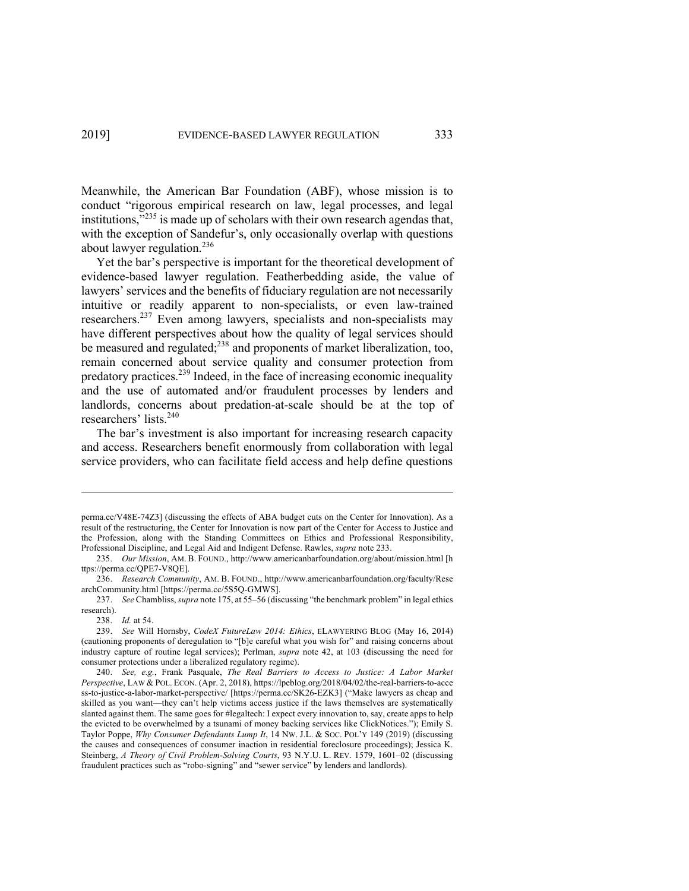Meanwhile, the American Bar Foundation (ABF), whose mission is to conduct "rigorous empirical research on law, legal processes, and legal institutions,"[235] is made up of scholars with their own research agendas that, with the exception of Sandefur's, only occasionally overlap with questions about lawyer regulation.[236]

Yet the bar's perspective is important for the theoretical development of evidence-based lawyer regulation. Featherbedding aside, the value of lawyers' services and the benefits of fiduciary regulation are not necessarily intuitive or readily apparent to non-specialists, or even law-trained researchers.[237] Even among lawyers, specialists and non-specialists may have different perspectives about how the quality of legal services should be measured and regulated;[238] and proponents of market liberalization, too, remain concerned about service quality and consumer protection from predatory practices.[239] Indeed, in the face of increasing economic inequality and the use of automated and/or fraudulent processes by lenders and landlords, concerns about predation-at-scale should be at the top of researchers' lists.[240]

The bar's investment is also important for increasing research capacity and access. Researchers benefit enormously from collaboration with legal service providers, who can facilitate field access and help define questions

---

perma.cc/V48E-74Z3] (discussing the effects of ABA budget cuts on the Center for Innovation). As a result of the restructuring, the Center for Innovation is now part of the Center for Access to Justice and the Profession, along with the Standing Committees on Ethics and Professional Responsibility, Professional Discipline, and Legal Aid and Indigent Defense. Rawles, *supra* note 233.

235. *Our Mission*, AM. B. FOUND., http://www.americanbarfoundation.org/about/mission.html [https://perma.cc/QPE7-V8QE].

236. *Research Community*, AM. B. FOUND., http://www.americanbarfoundation.org/faculty/ResearchCommunity.html [https://perma.cc/5S5Q-GMWS].

237. *See* Chambliss, *supra* note 175, at 55–56 (discussing "the benchmark problem" in legal ethics research).

238. *Id.* at 54.

239. *See* Will Hornsby, *CodeX FutureLaw 2014: Ethics*, ELAWYERING BLOG (May 16, 2014) (cautioning proponents of deregulation to "[b]e careful what you wish for" and raising concerns about industry capture of routine legal services); Perlman, *supra* note 42, at 103 (discussing the need for consumer protections under a liberalized regulatory regime).

240. *See, e.g.*, Frank Pasquale, *The Real Barriers to Access to Justice: A Labor Market Perspective*, LAW & POL. ECON. (Apr. 2, 2018), https://lpeblog.org/2018/04/02/the-real-barriers-to-access-to-justice-a-labor-market-perspective/ [https://perma.cc/SK26-EZK3] ("Make lawyers as cheap and skilled as you want—they can't help victims access justice if the laws themselves are systematically slanted against them. The same goes for #legaltech: I expect every innovation to, say, create apps to help the evicted to be overwhelmed by a tsunami of money backing services like ClickNotices."); Emily S. Taylor Poppe, *Why Consumer Defendants Lump It*, 14 NW. J.L. & SOC. POL'Y 149 (2019) (discussing the causes and consequences of consumer inaction in residential foreclosure proceedings); Jessica K. Steinberg, *A Theory of Civil Problem-Solving Courts*, 93 N.Y.U. L. REV. 1579, 1601–02 (discussing fraudulent practices such as "robo-signing" and "sewer service" by lenders and landlords).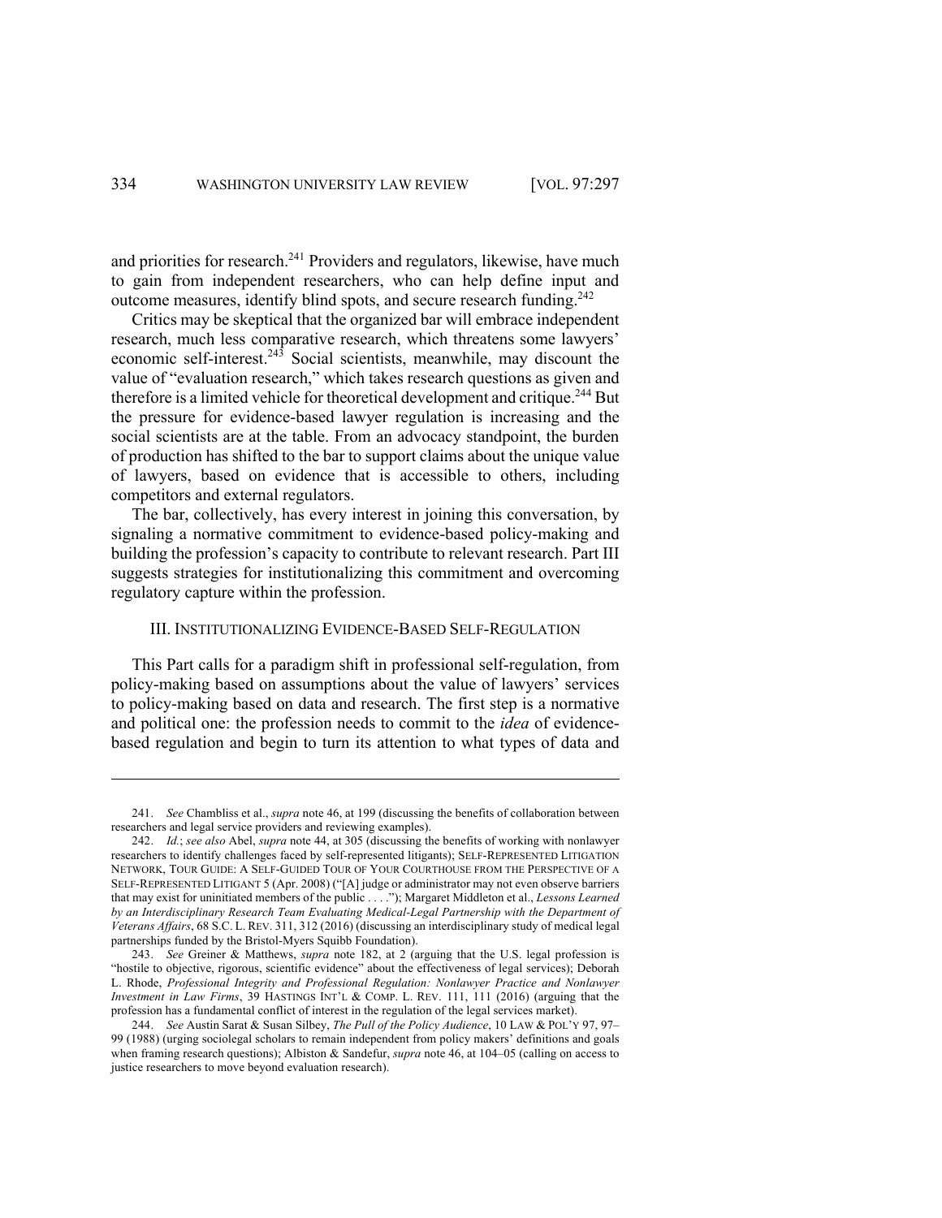and priorities for research.[241] Providers and regulators, likewise, have much to gain from independent researchers, who can help define input and outcome measures, identify blind spots, and secure research funding.[242]

Critics may be skeptical that the organized bar will embrace independent research, much less comparative research, which threatens some lawyers' economic self-interest.[243] Social scientists, meanwhile, may discount the value of "evaluation research," which takes research questions as given and therefore is a limited vehicle for theoretical development and critique.[244] But the pressure for evidence-based lawyer regulation is increasing and the social scientists are at the table. From an advocacy standpoint, the burden of production has shifted to the bar to support claims about the unique value of lawyers, based on evidence that is accessible to others, including competitors and external regulators.

The bar, collectively, has every interest in joining this conversation, by signaling a normative commitment to evidence-based policy-making and building the profession's capacity to contribute to relevant research. Part III suggests strategies for institutionalizing this commitment and overcoming regulatory capture within the profession.

## III. INSTITUTIONALIZING EVIDENCE-BASED SELF-REGULATION

This Part calls for a paradigm shift in professional self-regulation, from policy-making based on assumptions about the value of lawyers' services to policy-making based on data and research. The first step is a normative and political one: the profession needs to commit to the *idea* of evidence-based regulation and begin to turn its attention to what types of data and

---

241. *See* Chambliss et al., *supra* note 46, at 199 (discussing the benefits of collaboration between researchers and legal service providers and reviewing examples).

242. *Id.*; *see also* Abel, *supra* note 44, at 305 (discussing the benefits of working with nonlawyer researchers to identify challenges faced by self-represented litigants); SELF-REPRESENTED LITIGATION NETWORK, TOUR GUIDE: A SELF-GUIDED TOUR OF YOUR COURTHOUSE FROM THE PERSPECTIVE OF A SELF-REPRESENTED LITIGANT 5 (Apr. 2008) ("[A] judge or administrator may not even observe barriers that may exist for uninitiated members of the public . . . ."); Margaret Middleton et al., *Lessons Learned by an Interdisciplinary Research Team Evaluating Medical-Legal Partnership with the Department of Veterans Affairs*, 68 S.C. L. REV. 311, 312 (2016) (discussing an interdisciplinary study of medical legal partnerships funded by the Bristol-Myers Squibb Foundation).

243. *See* Greiner & Matthews, *supra* note 182, at 2 (arguing that the U.S. legal profession is "hostile to objective, rigorous, scientific evidence" about the effectiveness of legal services); Deborah L. Rhode, *Professional Integrity and Professional Regulation: Nonlawyer Practice and Nonlawyer Investment in Law Firms*, 39 HASTINGS INT'L & COMP. L. REV. 111, 111 (2016) (arguing that the profession has a fundamental conflict of interest in the regulation of the legal services market).

244. *See* Austin Sarat & Susan Silbey, *The Pull of the Policy Audience*, 10 LAW & POL'Y 97, 97–99 (1988) (urging sociolegal scholars to remain independent from policy makers' definitions and goals when framing research questions); Albiston & Sandefur, *supra* note 46, at 104–05 (calling on access to justice researchers to move beyond evaluation research).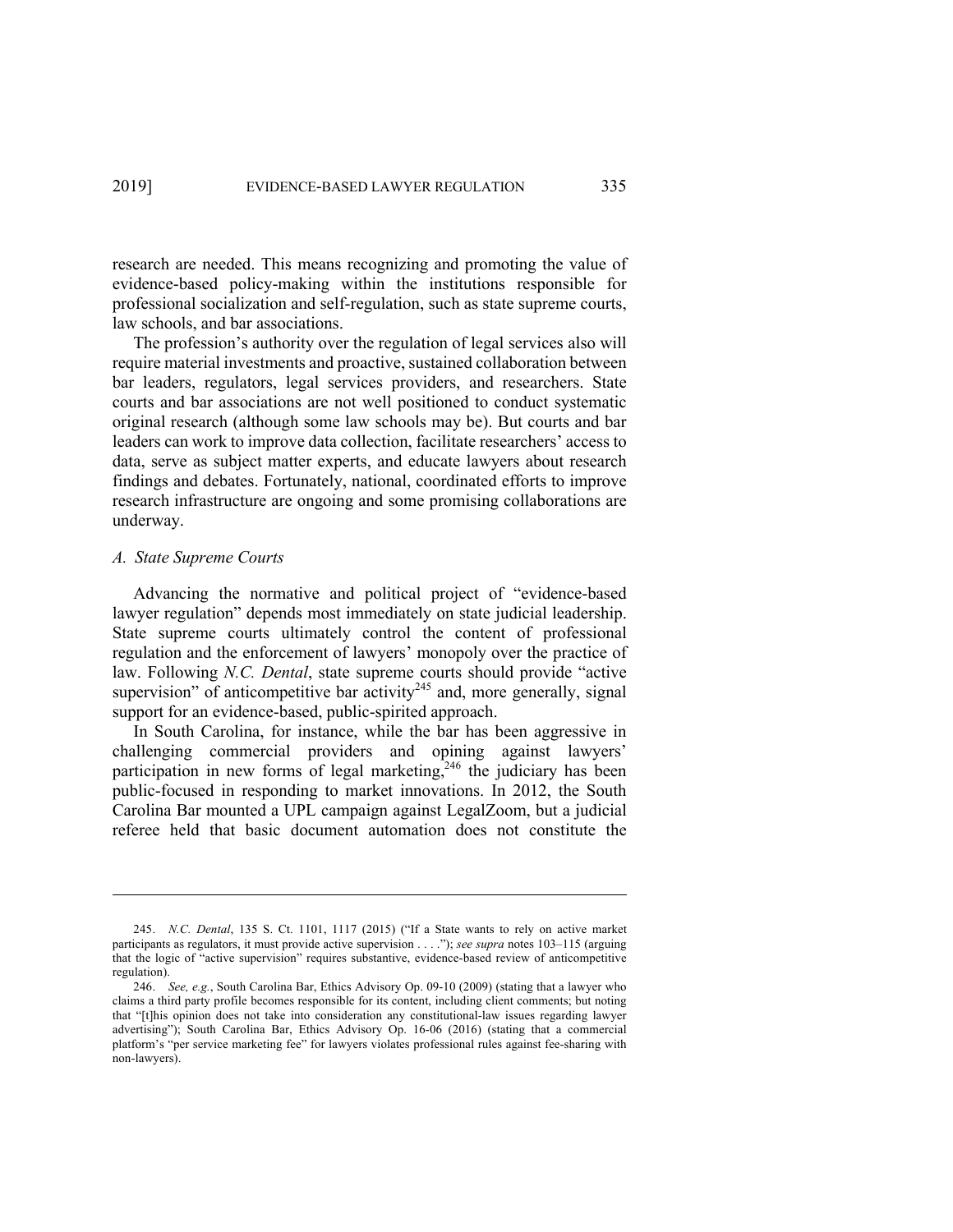research are needed. This means recognizing and promoting the value of evidence-based policy-making within the institutions responsible for professional socialization and self-regulation, such as state supreme courts, law schools, and bar associations.

The profession's authority over the regulation of legal services also will require material investments and proactive, sustained collaboration between bar leaders, regulators, legal services providers, and researchers. State courts and bar associations are not well positioned to conduct systematic original research (although some law schools may be). But courts and bar leaders can work to improve data collection, facilitate researchers' access to data, serve as subject matter experts, and educate lawyers about research findings and debates. Fortunately, national, coordinated efforts to improve research infrastructure are ongoing and some promising collaborations are underway.

### *A. State Supreme Courts*

Advancing the normative and political project of "evidence-based lawyer regulation" depends most immediately on state judicial leadership. State supreme courts ultimately control the content of professional regulation and the enforcement of lawyers' monopoly over the practice of law. Following *N.C. Dental*, state supreme courts should provide "active supervision" of anticompetitive bar activity[245] and, more generally, signal support for an evidence-based, public-spirited approach.

In South Carolina, for instance, while the bar has been aggressive in challenging commercial providers and opining against lawyers' participation in new forms of legal marketing,[246] the judiciary has been public-focused in responding to market innovations. In 2012, the South Carolina Bar mounted a UPL campaign against LegalZoom, but a judicial referee held that basic document automation does not constitute the

---

245. *N.C. Dental*, 135 S. Ct. 1101, 1117 (2015) ("If a State wants to rely on active market participants as regulators, it must provide active supervision . . . ."); *see supra* notes 103–115 (arguing that the logic of "active supervision" requires substantive, evidence-based review of anticompetitive regulation).

246. *See, e.g.*, South Carolina Bar, Ethics Advisory Op. 09-10 (2009) (stating that a lawyer who claims a third party profile becomes responsible for its content, including client comments; but noting that "[t]his opinion does not take into consideration any constitutional-law issues regarding lawyer advertising"); South Carolina Bar, Ethics Advisory Op. 16-06 (2016) (stating that a commercial platform's "per service marketing fee" for lawyers violates professional rules against fee-sharing with non-lawyers).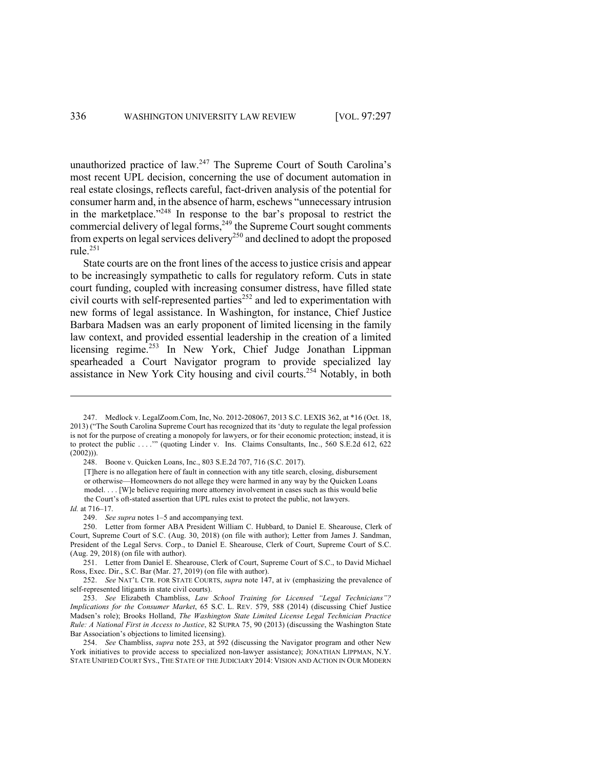unauthorized practice of law.[247] The Supreme Court of South Carolina's most recent UPL decision, concerning the use of document automation in real estate closings, reflects careful, fact-driven analysis of the potential for consumer harm and, in the absence of harm, eschews "unnecessary intrusion in the marketplace."[248] In response to the bar's proposal to restrict the commercial delivery of legal forms,[249] the Supreme Court sought comments from experts on legal services delivery[250] and declined to adopt the proposed rule.[251]

State courts are on the front lines of the access to justice crisis and appear to be increasingly sympathetic to calls for regulatory reform. Cuts in state court funding, coupled with increasing consumer distress, have filled state civil courts with self-represented parties[252] and led to experimentation with new forms of legal assistance. In Washington, for instance, Chief Justice Barbara Madsen was an early proponent of limited licensing in the family law context, and provided essential leadership in the creation of a limited licensing regime.[253] In New York, Chief Judge Jonathan Lippman spearheaded a Court Navigator program to provide specialized lay assistance in New York City housing and civil courts.[254] Notably, in both

---

247. Medlock v. LegalZoom.Com, Inc, No. 2012-208067, 2013 S.C. LEXIS 362, at \*16 (Oct. 18, 2013) ("The South Carolina Supreme Court has recognized that its 'duty to regulate the legal profession is not for the purpose of creating a monopoly for lawyers, or for their economic protection; instead, it is to protect the public . . . .'" (quoting Linder v. Ins. Claims Consultants, Inc., 560 S.E.2d 612, 622 (2002))).

248. Boone v. Quicken Loans, Inc., 803 S.E.2d 707, 716 (S.C. 2017).

> [T]here is no allegation here of fault in connection with any title search, closing, disbursement or otherwise—Homeowners do not allege they were harmed in any way by the Quicken Loans model. . . . [W]e believe requiring more attorney involvement in cases such as this would belie the Court's oft-stated assertion that UPL rules exist to protect the public, not lawyers.

*Id.* at 716–17.

249. *See supra* notes 1–5 and accompanying text.

250. Letter from former ABA President William C. Hubbard, to Daniel E. Shearouse, Clerk of Court, Supreme Court of S.C. (Aug. 30, 2018) (on file with author); Letter from James J. Sandman, President of the Legal Servs. Corp., to Daniel E. Shearouse, Clerk of Court, Supreme Court of S.C. (Aug. 29, 2018) (on file with author).

251. Letter from Daniel E. Shearouse, Clerk of Court, Supreme Court of S.C., to David Michael Ross, Exec. Dir., S.C. Bar (Mar. 27, 2019) (on file with author).

252. *See* NAT'L CTR. FOR STATE COURTS, *supra* note 147, at iv (emphasizing the prevalence of self-represented litigants in state civil courts).

253. *See* Elizabeth Chambliss, *Law School Training for Licensed "Legal Technicians"? Implications for the Consumer Market*, 65 S.C. L. REV. 579, 588 (2014) (discussing Chief Justice Madsen's role); Brooks Holland, *The Washington State Limited License Legal Technician Practice Rule: A National First in Access to Justice*, 82 SUPRA 75, 90 (2013) (discussing the Washington State Bar Association's objections to limited licensing).

254. *See* Chambliss, *supra* note 253, at 592 (discussing the Navigator program and other New York initiatives to provide access to specialized non-lawyer assistance); JONATHAN LIPPMAN, N.Y. STATE UNIFIED COURT SYS., THE STATE OF THE JUDICIARY 2014: VISION AND ACTION IN OUR MODERN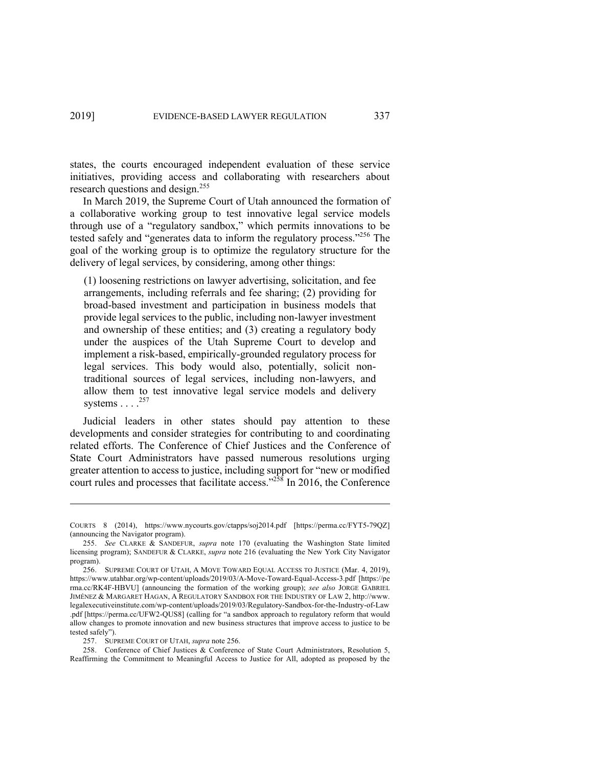states, the courts encouraged independent evaluation of these service initiatives, providing access and collaborating with researchers about research questions and design.[255]

In March 2019, the Supreme Court of Utah announced the formation of a collaborative working group to test innovative legal service models through use of a "regulatory sandbox," which permits innovations to be tested safely and "generates data to inform the regulatory process."[256] The goal of the working group is to optimize the regulatory structure for the delivery of legal services, by considering, among other things:

> (1) loosening restrictions on lawyer advertising, solicitation, and fee arrangements, including referrals and fee sharing; (2) providing for broad-based investment and participation in business models that provide legal services to the public, including non-lawyer investment and ownership of these entities; and (3) creating a regulatory body under the auspices of the Utah Supreme Court to develop and implement a risk-based, empirically-grounded regulatory process for legal services. This body would also, potentially, solicit non-traditional sources of legal services, including non-lawyers, and allow them to test innovative legal service models and delivery systems . . . .[257]

Judicial leaders in other states should pay attention to these developments and consider strategies for contributing to and coordinating related efforts. The Conference of Chief Justices and the Conference of State Court Administrators have passed numerous resolutions urging greater attention to access to justice, including support for "new or modified court rules and processes that facilitate access."[258] In 2016, the Conference

---

COURTS 8 (2014), https://www.nycourts.gov/ctapps/soj2014.pdf [https://perma.cc/FYT5-79QZ] (announcing the Navigator program).

255. *See* CLARKE & SANDEFUR, *supra* note 170 (evaluating the Washington State limited licensing program); SANDEFUR & CLARKE, *supra* note 216 (evaluating the New York City Navigator program).

256. SUPREME COURT OF UTAH, A MOVE TOWARD EQUAL ACCESS TO JUSTICE (Mar. 4, 2019), https://www.utahbar.org/wp-content/uploads/2019/03/A-Move-Toward-Equal-Access-3.pdf [https://perma.cc/RK4F-HBVU] (announcing the formation of the working group); *see also* JORGE GABRIEL JIMÉNEZ & MARGARET HAGAN, A REGULATORY SANDBOX FOR THE INDUSTRY OF LAW 2, http://www.legalexecutiveinstitute.com/wp-content/uploads/2019/03/Regulatory-Sandbox-for-the-Industry-of-Law.pdf [https://perma.cc/UFW2-QUS8] (calling for "a sandbox approach to regulatory reform that would allow changes to promote innovation and new business structures that improve access to justice to be tested safely").

257. SUPREME COURT OF UTAH, *supra* note 256.

258. Conference of Chief Justices & Conference of State Court Administrators, Resolution 5, Reaffirming the Commitment to Meaningful Access to Justice for All, adopted as proposed by the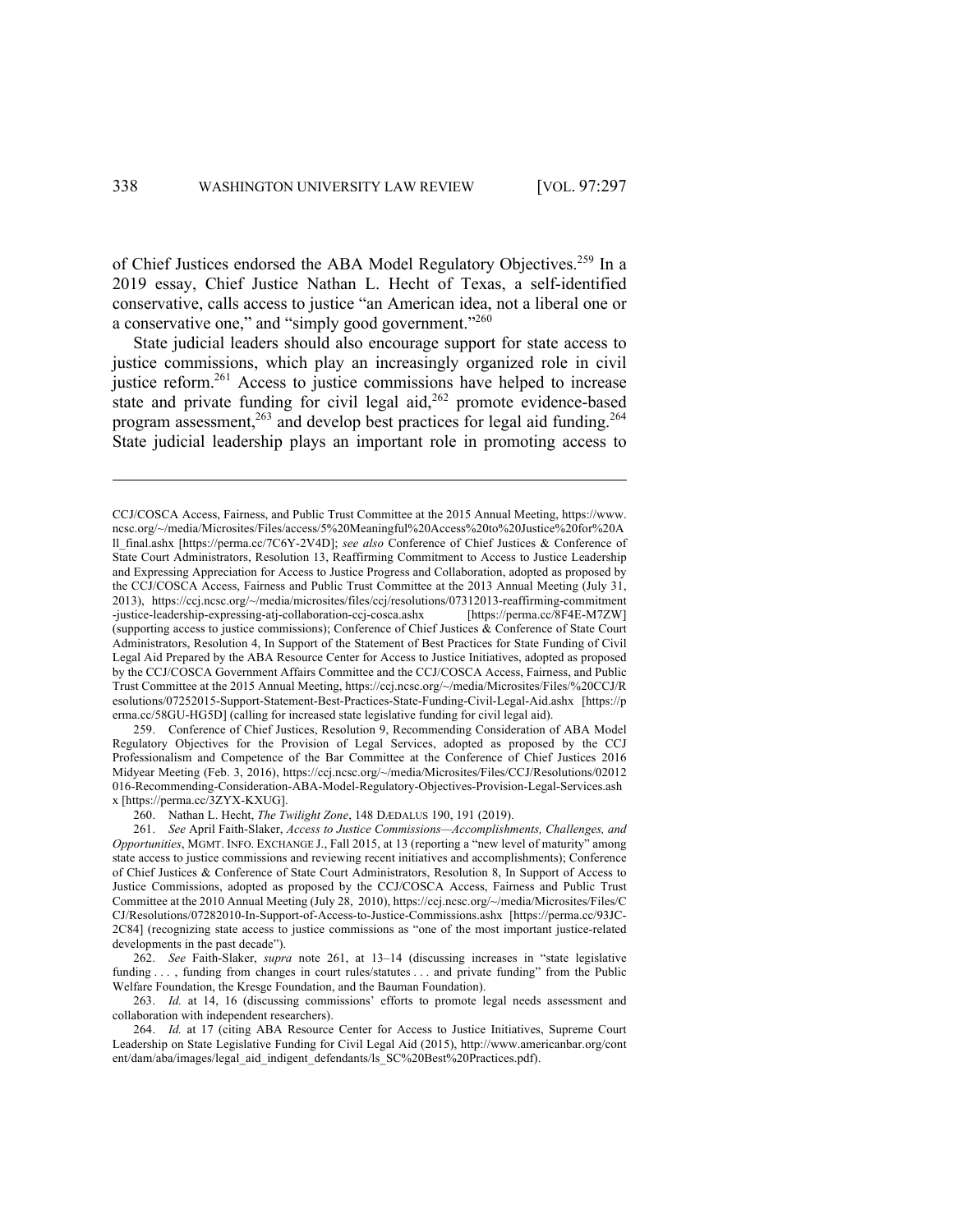of Chief Justices endorsed the ABA Model Regulatory Objectives.[259] In a 2019 essay, Chief Justice Nathan L. Hecht of Texas, a self-identified conservative, calls access to justice "an American idea, not a liberal one or a conservative one," and "simply good government."[260]

State judicial leaders should also encourage support for state access to justice commissions, which play an increasingly organized role in civil justice reform.[261] Access to justice commissions have helped to increase state and private funding for civil legal aid,[262] promote evidence-based program assessment,[263] and develop best practices for legal aid funding.[264] State judicial leadership plays an important role in promoting access to

---

CCJ/COSCA Access, Fairness, and Public Trust Committee at the 2015 Annual Meeting, https://www.ncsc.org/~/media/Microsites/Files/access/5%20Meaningful%20Access%20to%20Justice%20for%20All_final.ashx [https://perma.cc/7C6Y-2V4D]; *see also* Conference of Chief Justices & Conference of State Court Administrators, Resolution 13, Reaffirming Commitment to Access to Justice Leadership and Expressing Appreciation for Access to Justice Progress and Collaboration, adopted as proposed by the CCJ/COSCA Access, Fairness and Public Trust Committee at the 2013 Annual Meeting (July 31, 2013), https://ccj.ncsc.org/~/media/microsites/files/ccj/resolutions/07312013-reaffirming-commitment-justice-leadership-expressing-atj-collaboration-ccj-cosca.ashx [https://perma.cc/8F4E-M7ZW] (supporting access to justice commissions); Conference of Chief Justices & Conference of State Court Administrators, Resolution 4, In Support of the Statement of Best Practices for State Funding of Civil Legal Aid Prepared by the ABA Resource Center for Access to Justice Initiatives, adopted as proposed by the CCJ/COSCA Government Affairs Committee and the CCJ/COSCA Access, Fairness, and Public Trust Committee at the 2015 Annual Meeting, https://ccj.ncsc.org/~/media/Microsites/Files/%20CCJ/Resolutions/07252015-Support-Statement-Best-Practices-State-Funding-Civil-Legal-Aid.ashx [https://perma.cc/58GU-HG5D] (calling for increased state legislative funding for civil legal aid).

259. Conference of Chief Justices, Resolution 9, Recommending Consideration of ABA Model Regulatory Objectives for the Provision of Legal Services, adopted as proposed by the CCJ Professionalism and Competence of the Bar Committee at the Conference of Chief Justices 2016 Midyear Meeting (Feb. 3, 2016), https://ccj.ncsc.org/~/media/Microsites/Files/CCJ/Resolutions/02012016-Recommending-Consideration-ABA-Model-Regulatory-Objectives-Provision-Legal-Services.ashx [https://perma.cc/3ZYX-KXUG].

260. Nathan L. Hecht, *The Twilight Zone*, 148 DÆDALUS 190, 191 (2019).

261. *See* April Faith-Slaker, *Access to Justice Commissions—Accomplishments, Challenges, and Opportunities*, MGMT. INFO. EXCHANGE J., Fall 2015, at 13 (reporting a "new level of maturity" among state access to justice commissions and reviewing recent initiatives and accomplishments); Conference of Chief Justices & Conference of State Court Administrators, Resolution 8, In Support of Access to Justice Commissions, adopted as proposed by the CCJ/COSCA Access, Fairness and Public Trust Committee at the 2010 Annual Meeting (July 28, 2010), https://ccj.ncsc.org/~/media/Microsites/Files/CCJ/Resolutions/07282010-In-Support-of-Access-to-Justice-Commissions.ashx [https://perma.cc/93JC-2C84] (recognizing state access to justice commissions as "one of the most important justice-related developments in the past decade").

262. *See* Faith-Slaker, *supra* note 261, at 13–14 (discussing increases in "state legislative funding . . . , funding from changes in court rules/statutes . . . and private funding" from the Public Welfare Foundation, the Kresge Foundation, and the Bauman Foundation).

263. *Id.* at 14, 16 (discussing commissions' efforts to promote legal needs assessment and collaboration with independent researchers).

264. *Id.* at 17 (citing ABA Resource Center for Access to Justice Initiatives, Supreme Court Leadership on State Legislative Funding for Civil Legal Aid (2015), http://www.americanbar.org/content/dam/aba/images/legal_aid_indigent_defendants/ls_SC%20Best%20Practices.pdf).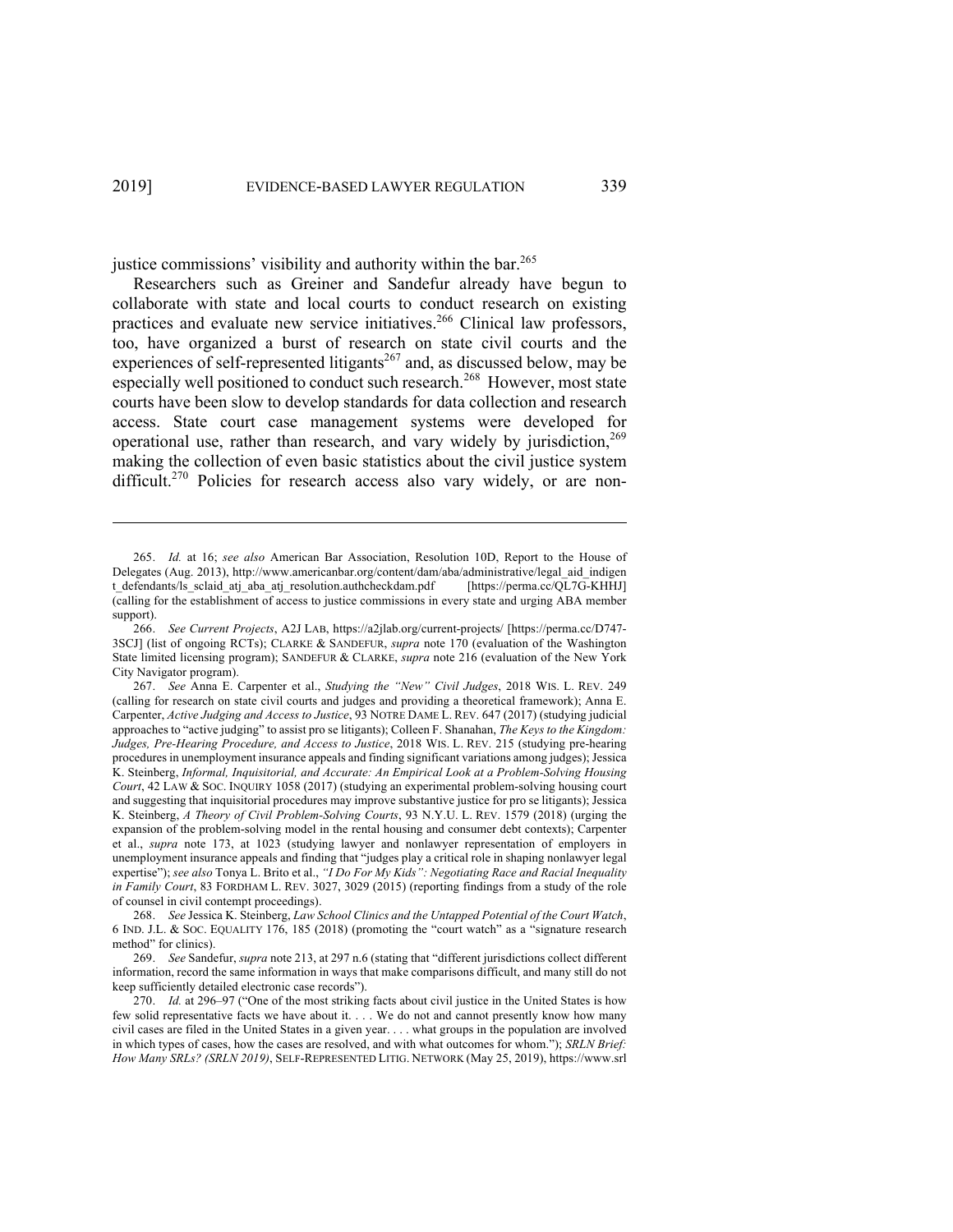justice commissions' visibility and authority within the bar.[265]

Researchers such as Greiner and Sandefur already have begun to collaborate with state and local courts to conduct research on existing practices and evaluate new service initiatives.[266] Clinical law professors, too, have organized a burst of research on state civil courts and the experiences of self-represented litigants[267] and, as discussed below, may be especially well positioned to conduct such research.[268] However, most state courts have been slow to develop standards for data collection and research access. State court case management systems were developed for operational use, rather than research, and vary widely by jurisdiction,[269] making the collection of even basic statistics about the civil justice system difficult.[270] Policies for research access also vary widely, or are non-

---

265. *Id.* at 16; *see also* American Bar Association, Resolution 10D, Report to the House of Delegates (Aug. 2013), http://www.americanbar.org/content/dam/aba/administrative/legal_aid_indigent_defendants/ls_sclaid_atj_aba_atj_resolution.authcheckdam.pdf [https://perma.cc/QL7G-KHHJ] (calling for the establishment of access to justice commissions in every state and urging ABA member support).

266. *See Current Projects*, A2J LAB, https://a2jlab.org/current-projects/ [https://perma.cc/D747-3SCJ] (list of ongoing RCTs); CLARKE & SANDEFUR, *supra* note 170 (evaluation of the Washington State limited licensing program); SANDEFUR & CLARKE, *supra* note 216 (evaluation of the New York City Navigator program).

267. *See* Anna E. Carpenter et al., *Studying the "New" Civil Judges*, 2018 WIS. L. REV. 249 (calling for research on state civil courts and judges and providing a theoretical framework); Anna E. Carpenter, *Active Judging and Access to Justice*, 93 NOTRE DAME L. REV. 647 (2017) (studying judicial approaches to "active judging" to assist pro se litigants); Colleen F. Shanahan, *The Keys to the Kingdom: Judges, Pre-Hearing Procedure, and Access to Justice*, 2018 WIS. L. REV. 215 (studying pre-hearing procedures in unemployment insurance appeals and finding significant variations among judges); Jessica K. Steinberg, *Informal, Inquisitorial, and Accurate: An Empirical Look at a Problem-Solving Housing Court*, 42 LAW & SOC. INQUIRY 1058 (2017) (studying an experimental problem-solving housing court and suggesting that inquisitorial procedures may improve substantive justice for pro se litigants); Jessica K. Steinberg, *A Theory of Civil Problem-Solving Courts*, 93 N.Y.U. L. REV. 1579 (2018) (urging the expansion of the problem-solving model in the rental housing and consumer debt contexts); Carpenter et al., *supra* note 173, at 1023 (studying lawyer and nonlawyer representation of employers in unemployment insurance appeals and finding that "judges play a critical role in shaping nonlawyer legal expertise"); *see also* Tonya L. Brito et al., *"I Do For My Kids": Negotiating Race and Racial Inequality in Family Court*, 83 FORDHAM L. REV. 3027, 3029 (2015) (reporting findings from a study of the role of counsel in civil contempt proceedings).

268. *See* Jessica K. Steinberg, *Law School Clinics and the Untapped Potential of the Court Watch*, 6 IND. J.L. & SOC. EQUALITY 176, 185 (2018) (promoting the "court watch" as a "signature research method" for clinics).

269. *See* Sandefur, *supra* note 213, at 297 n.6 (stating that "different jurisdictions collect different information, record the same information in ways that make comparisons difficult, and many still do not keep sufficiently detailed electronic case records").

270. *Id.* at 296–97 ("One of the most striking facts about civil justice in the United States is how few solid representative facts we have about it. . . . We do not and cannot presently know how many civil cases are filed in the United States in a given year. . . . what groups in the population are involved in which types of cases, how the cases are resolved, and with what outcomes for whom."); *SRLN Brief: How Many SRLs? (SRLN 2019)*, SELF-REPRESENTED LITIG. NETWORK (May 25, 2019), https://www.srl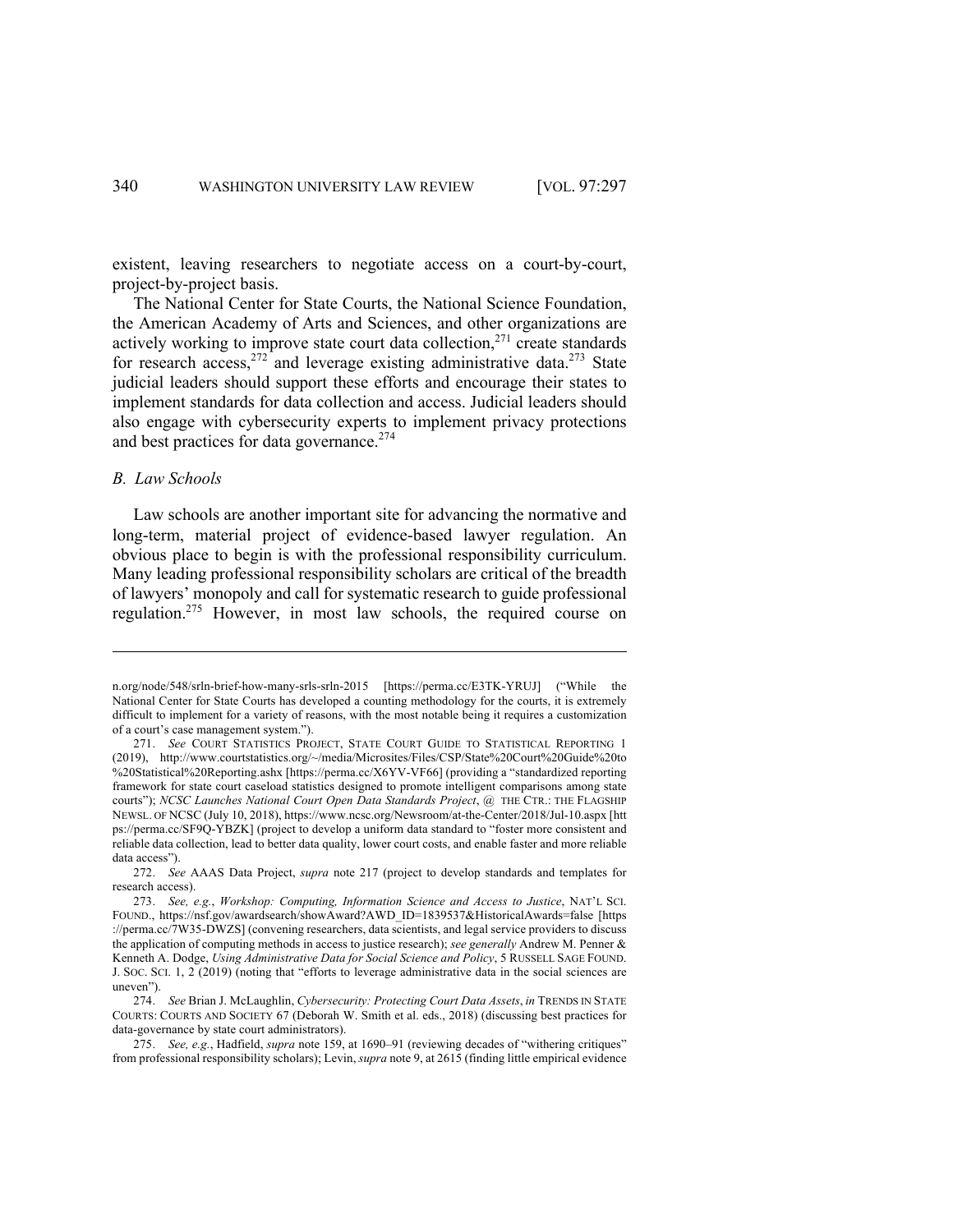existent, leaving researchers to negotiate access on a court-by-court, project-by-project basis.

The National Center for State Courts, the National Science Foundation, the American Academy of Arts and Sciences, and other organizations are actively working to improve state court data collection,[271] create standards for research access,[272] and leverage existing administrative data.[273] State judicial leaders should support these efforts and encourage their states to implement standards for data collection and access. Judicial leaders should also engage with cybersecurity experts to implement privacy protections and best practices for data governance.[274]

### *B. Law Schools*

Law schools are another important site for advancing the normative and long-term, material project of evidence-based lawyer regulation. An obvious place to begin is with the professional responsibility curriculum. Many leading professional responsibility scholars are critical of the breadth of lawyers' monopoly and call for systematic research to guide professional regulation.[275] However, in most law schools, the required course on

---

n.org/node/548/srln-brief-how-many-srls-srln-2015 [https://perma.cc/E3TK-YRUJ] ("While the National Center for State Courts has developed a counting methodology for the courts, it is extremely difficult to implement for a variety of reasons, with the most notable being it requires a customization of a court's case management system.").

271. *See* COURT STATISTICS PROJECT, STATE COURT GUIDE TO STATISTICAL REPORTING 1 (2019), http://www.courtstatistics.org/~/media/Microsites/Files/CSP/State%20Court%20Guide%20to%20Statistical%20Reporting.ashx [https://perma.cc/X6YV-VF66] (providing a "standardized reporting framework for state court caseload statistics designed to promote intelligent comparisons among state courts"); *NCSC Launches National Court Open Data Standards Project*, @ THE CTR.: THE FLAGSHIP NEWSL. OF NCSC (July 10, 2018), https://www.ncsc.org/Newsroom/at-the-Center/2018/Jul-10.aspx [https://perma.cc/SF9Q-YBZK] (project to develop a uniform data standard to "foster more consistent and reliable data collection, lead to better data quality, lower court costs, and enable faster and more reliable data access").

272. *See* AAAS Data Project, *supra* note 217 (project to develop standards and templates for research access).

273. *See, e.g.*, *Workshop: Computing, Information Science and Access to Justice*, NAT'L SCI. FOUND., https://nsf.gov/awardsearch/showAward?AWD_ID=1839537&HistoricalAwards=false [https://perma.cc/7W35-DWZS] (convening researchers, data scientists, and legal service providers to discuss the application of computing methods in access to justice research); *see generally* Andrew M. Penner & Kenneth A. Dodge, *Using Administrative Data for Social Science and Policy*, 5 RUSSELL SAGE FOUND. J. SOC. SCI. 1, 2 (2019) (noting that "efforts to leverage administrative data in the social sciences are uneven").

274. *See* Brian J. McLaughlin, *Cybersecurity: Protecting Court Data Assets*, *in* TRENDS IN STATE COURTS: COURTS AND SOCIETY 67 (Deborah W. Smith et al. eds., 2018) (discussing best practices for data-governance by state court administrators).

275. *See, e.g.*, Hadfield, *supra* note 159, at 1690–91 (reviewing decades of "withering critiques" from professional responsibility scholars); Levin, *supra* note 9, at 2615 (finding little empirical evidence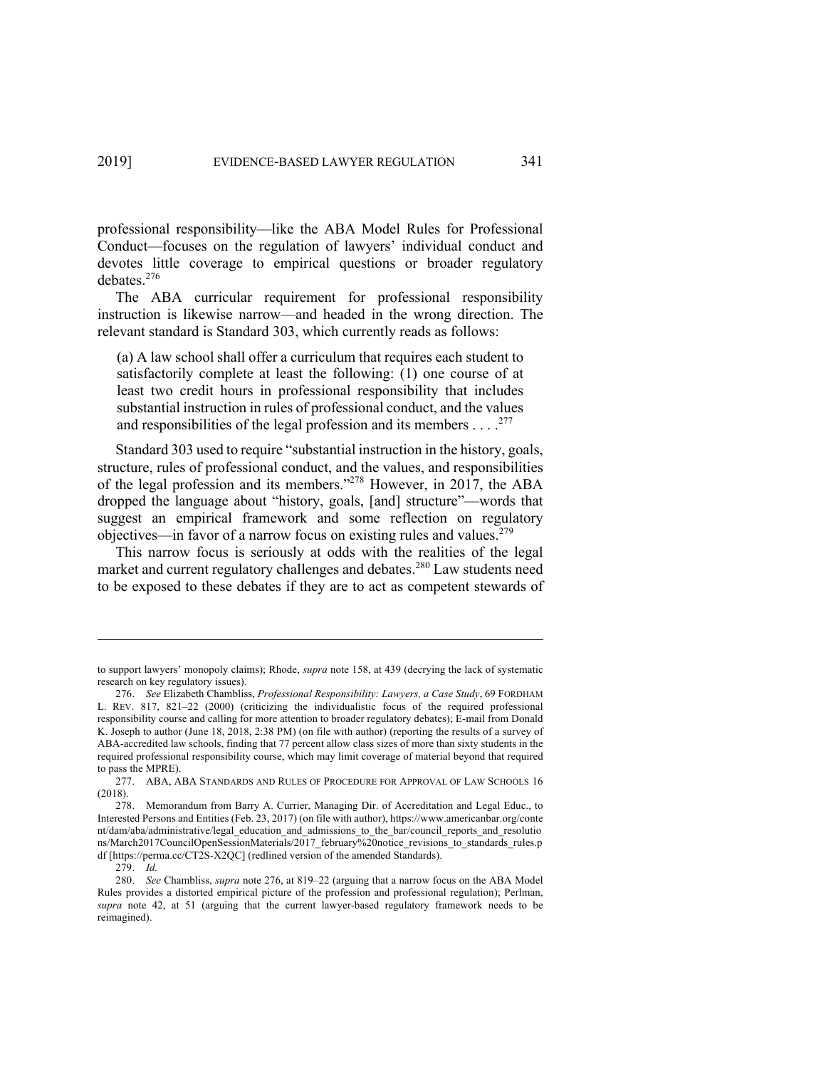professional responsibility—like the ABA Model Rules for Professional Conduct—focuses on the regulation of lawyers' individual conduct and devotes little coverage to empirical questions or broader regulatory debates.[276]

The ABA curricular requirement for professional responsibility instruction is likewise narrow—and headed in the wrong direction. The relevant standard is Standard 303, which currently reads as follows:

> (a) A law school shall offer a curriculum that requires each student to satisfactorily complete at least the following: (1) one course of at least two credit hours in professional responsibility that includes substantial instruction in rules of professional conduct, and the values and responsibilities of the legal profession and its members . . . .[277]

Standard 303 used to require "substantial instruction in the history, goals, structure, rules of professional conduct, and the values, and responsibilities of the legal profession and its members."[278] However, in 2017, the ABA dropped the language about "history, goals, [and] structure"—words that suggest an empirical framework and some reflection on regulatory objectives—in favor of a narrow focus on existing rules and values.[279]

This narrow focus is seriously at odds with the realities of the legal market and current regulatory challenges and debates.[280] Law students need to be exposed to these debates if they are to act as competent stewards of

---

to support lawyers' monopoly claims); Rhode, *supra* note 158, at 439 (decrying the lack of systematic research on key regulatory issues).

276. *See* Elizabeth Chambliss, *Professional Responsibility: Lawyers, a Case Study*, 69 FORDHAM L. REV. 817, 821–22 (2000) (criticizing the individualistic focus of the required professional responsibility course and calling for more attention to broader regulatory debates); E-mail from Donald K. Joseph to author (June 18, 2018, 2:38 PM) (on file with author) (reporting the results of a survey of ABA-accredited law schools, finding that 77 percent allow class sizes of more than sixty students in the required professional responsibility course, which may limit coverage of material beyond that required to pass the MPRE).

277. ABA, ABA STANDARDS AND RULES OF PROCEDURE FOR APPROVAL OF LAW SCHOOLS 16 (2018).

278. Memorandum from Barry A. Currier, Managing Dir. of Accreditation and Legal Educ., to Interested Persons and Entities (Feb. 23, 2017) (on file with author), https://www.americanbar.org/content/dam/aba/administrative/legal_education_and_admissions_to_the_bar/council_reports_and_resolutions/March2017CouncilOpenSessionMaterials/2017_february%20notice_revisions_to_standards_rules.pdf [https://perma.cc/CT2S-X2QC] (redlined version of the amended Standards).

279. *Id.*

280. *See* Chambliss, *supra* note 276, at 819–22 (arguing that a narrow focus on the ABA Model Rules provides a distorted empirical picture of the profession and professional regulation); Perlman, *supra* note 42, at 51 (arguing that the current lawyer-based regulatory framework needs to be reimagined).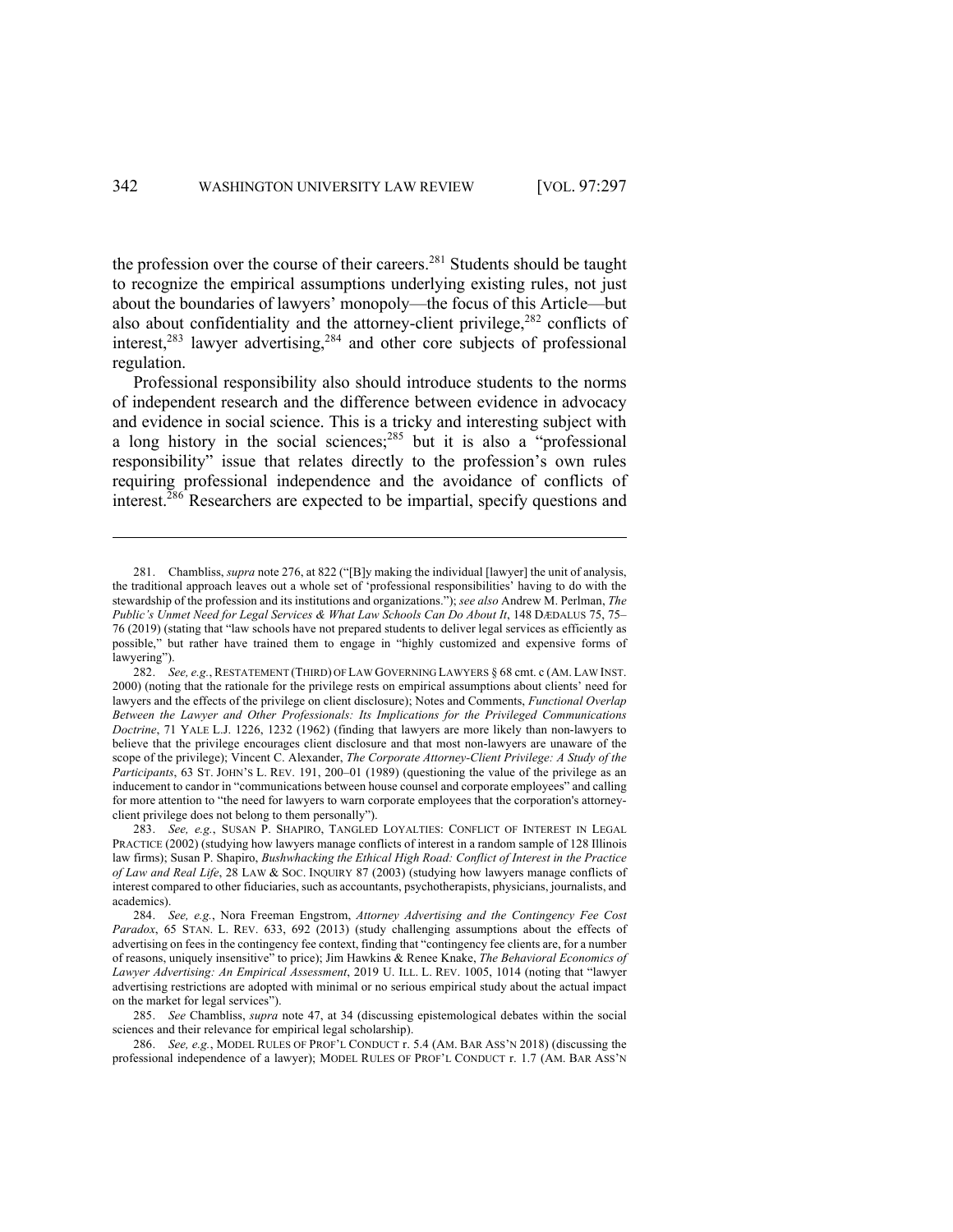the profession over the course of their careers.[281] Students should be taught to recognize the empirical assumptions underlying existing rules, not just about the boundaries of lawyers' monopoly—the focus of this Article—but also about confidentiality and the attorney-client privilege,[282] conflicts of interest,[283] lawyer advertising,[284] and other core subjects of professional regulation.

Professional responsibility also should introduce students to the norms of independent research and the difference between evidence in advocacy and evidence in social science. This is a tricky and interesting subject with a long history in the social sciences;[285] but it is also a "professional responsibility" issue that relates directly to the profession's own rules requiring professional independence and the avoidance of conflicts of interest.[286] Researchers are expected to be impartial, specify questions and

---

281. Chambliss, *supra* note 276, at 822 ("[B]y making the individual [lawyer] the unit of analysis, the traditional approach leaves out a whole set of 'professional responsibilities' having to do with the stewardship of the profession and its institutions and organizations."); *see also* Andrew M. Perlman, *The Public's Unmet Need for Legal Services & What Law Schools Can Do About It*, 148 DÆDALUS 75, 75–76 (2019) (stating that "law schools have not prepared students to deliver legal services as efficiently as possible," but rather have trained them to engage in "highly customized and expensive forms of lawyering").

282. *See, e.g.*, RESTATEMENT (THIRD) OF LAW GOVERNING LAWYERS § 68 cmt. c (AM. LAW INST. 2000) (noting that the rationale for the privilege rests on empirical assumptions about clients' need for lawyers and the effects of the privilege on client disclosure); Notes and Comments, *Functional Overlap Between the Lawyer and Other Professionals: Its Implications for the Privileged Communications Doctrine*, 71 YALE L.J. 1226, 1232 (1962) (finding that lawyers are more likely than non-lawyers to believe that the privilege encourages client disclosure and that most non-lawyers are unaware of the scope of the privilege); Vincent C. Alexander, *The Corporate Attorney-Client Privilege: A Study of the Participants*, 63 ST. JOHN'S L. REV. 191, 200–01 (1989) (questioning the value of the privilege as an inducement to candor in "communications between house counsel and corporate employees" and calling for more attention to "the need for lawyers to warn corporate employees that the corporation's attorney-client privilege does not belong to them personally").

283. *See, e.g.*, SUSAN P. SHAPIRO, TANGLED LOYALTIES: CONFLICT OF INTEREST IN LEGAL PRACTICE (2002) (studying how lawyers manage conflicts of interest in a random sample of 128 Illinois law firms); Susan P. Shapiro, *Bushwhacking the Ethical High Road: Conflict of Interest in the Practice of Law and Real Life*, 28 LAW & SOC. INQUIRY 87 (2003) (studying how lawyers manage conflicts of interest compared to other fiduciaries, such as accountants, psychotherapists, physicians, journalists, and academics).

284. *See, e.g.*, Nora Freeman Engstrom, *Attorney Advertising and the Contingency Fee Cost Paradox*, 65 STAN. L. REV. 633, 692 (2013) (study challenging assumptions about the effects of advertising on fees in the contingency fee context, finding that "contingency fee clients are, for a number of reasons, uniquely insensitive" to price); Jim Hawkins & Renee Knake, *The Behavioral Economics of Lawyer Advertising: An Empirical Assessment*, 2019 U. ILL. L. REV. 1005, 1014 (noting that "lawyer advertising restrictions are adopted with minimal or no serious empirical study about the actual impact on the market for legal services").

285. *See* Chambliss, *supra* note 47, at 34 (discussing epistemological debates within the social sciences and their relevance for empirical legal scholarship).

286. *See, e.g.*, MODEL RULES OF PROF'L CONDUCT r. 5.4 (AM. BAR ASS'N 2018) (discussing the professional independence of a lawyer); MODEL RULES OF PROF'L CONDUCT r. 1.7 (AM. BAR ASS'N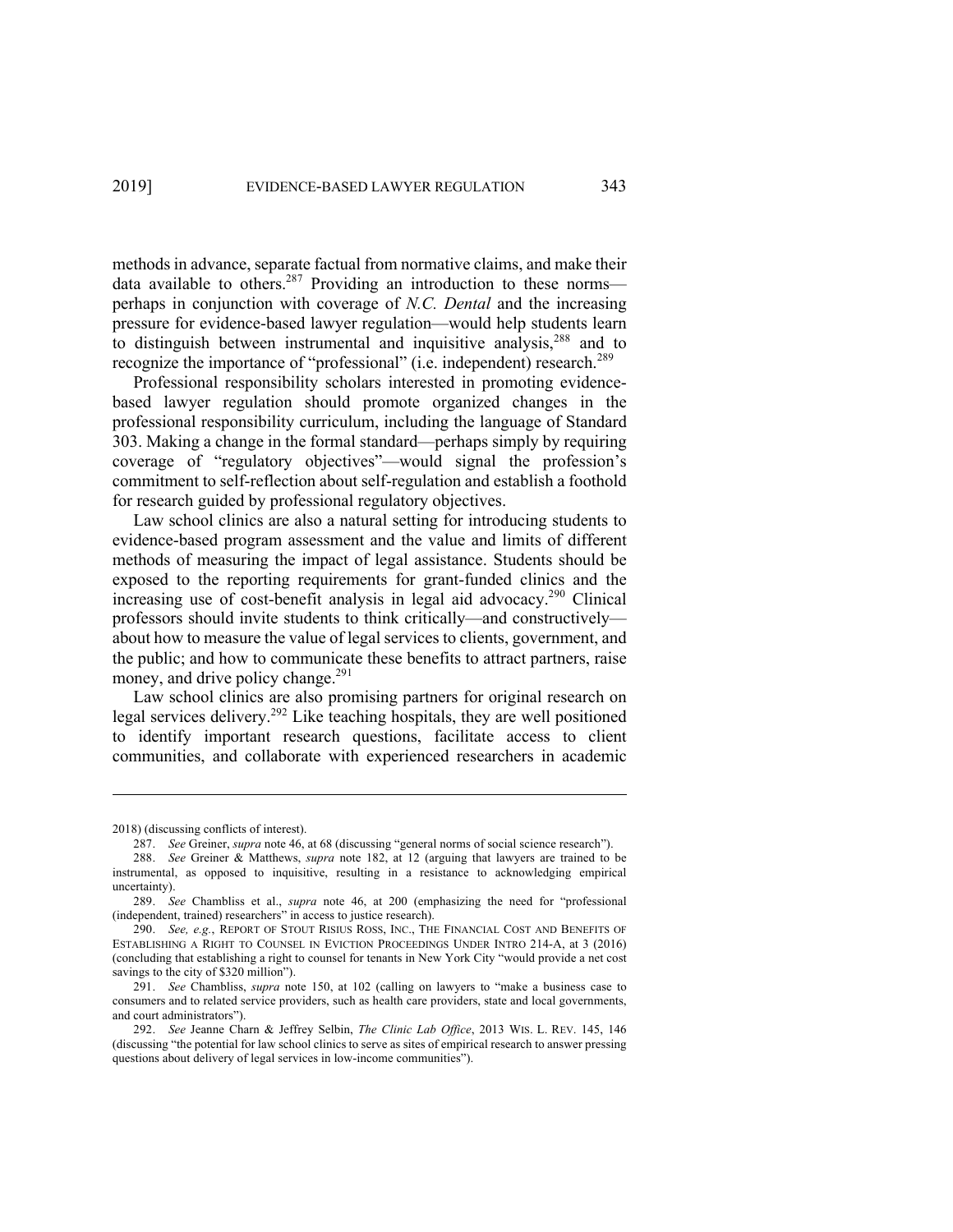methods in advance, separate factual from normative claims, and make their data available to others.[287] Providing an introduction to these norms—perhaps in conjunction with coverage of *N.C. Dental* and the increasing pressure for evidence-based lawyer regulation—would help students learn to distinguish between instrumental and inquisitive analysis,[288] and to recognize the importance of "professional" (i.e. independent) research.[289]

Professional responsibility scholars interested in promoting evidence-based lawyer regulation should promote organized changes in the professional responsibility curriculum, including the language of Standard 303. Making a change in the formal standard—perhaps simply by requiring coverage of "regulatory objectives"—would signal the profession's commitment to self-reflection about self-regulation and establish a foothold for research guided by professional regulatory objectives.

Law school clinics are also a natural setting for introducing students to evidence-based program assessment and the value and limits of different methods of measuring the impact of legal assistance. Students should be exposed to the reporting requirements for grant-funded clinics and the increasing use of cost-benefit analysis in legal aid advocacy.[290] Clinical professors should invite students to think critically—and constructively—about how to measure the value of legal services to clients, government, and the public; and how to communicate these benefits to attract partners, raise money, and drive policy change.[291]

Law school clinics are also promising partners for original research on legal services delivery.[292] Like teaching hospitals, they are well positioned to identify important research questions, facilitate access to client communities, and collaborate with experienced researchers in academic

---

2018) (discussing conflicts of interest).

287. *See* Greiner, *supra* note 46, at 68 (discussing "general norms of social science research").

288. *See* Greiner & Matthews, *supra* note 182, at 12 (arguing that lawyers are trained to be instrumental, as opposed to inquisitive, resulting in a resistance to acknowledging empirical uncertainty).

289. *See* Chambliss et al., *supra* note 46, at 200 (emphasizing the need for "professional (independent, trained) researchers" in access to justice research).

290. *See, e.g.*, REPORT OF STOUT RISIUS ROSS, INC., THE FINANCIAL COST AND BENEFITS OF ESTABLISHING A RIGHT TO COUNSEL IN EVICTION PROCEEDINGS UNDER INTRO 214-A, at 3 (2016) (concluding that establishing a right to counsel for tenants in New York City "would provide a net cost savings to the city of $320 million").

291. *See* Chambliss, *supra* note 150, at 102 (calling on lawyers to "make a business case to consumers and to related service providers, such as health care providers, state and local governments, and court administrators").

292. *See* Jeanne Charn & Jeffrey Selbin, *The Clinic Lab Office*, 2013 WIS. L. REV. 145, 146 (discussing "the potential for law school clinics to serve as sites of empirical research to answer pressing questions about delivery of legal services in low-income communities").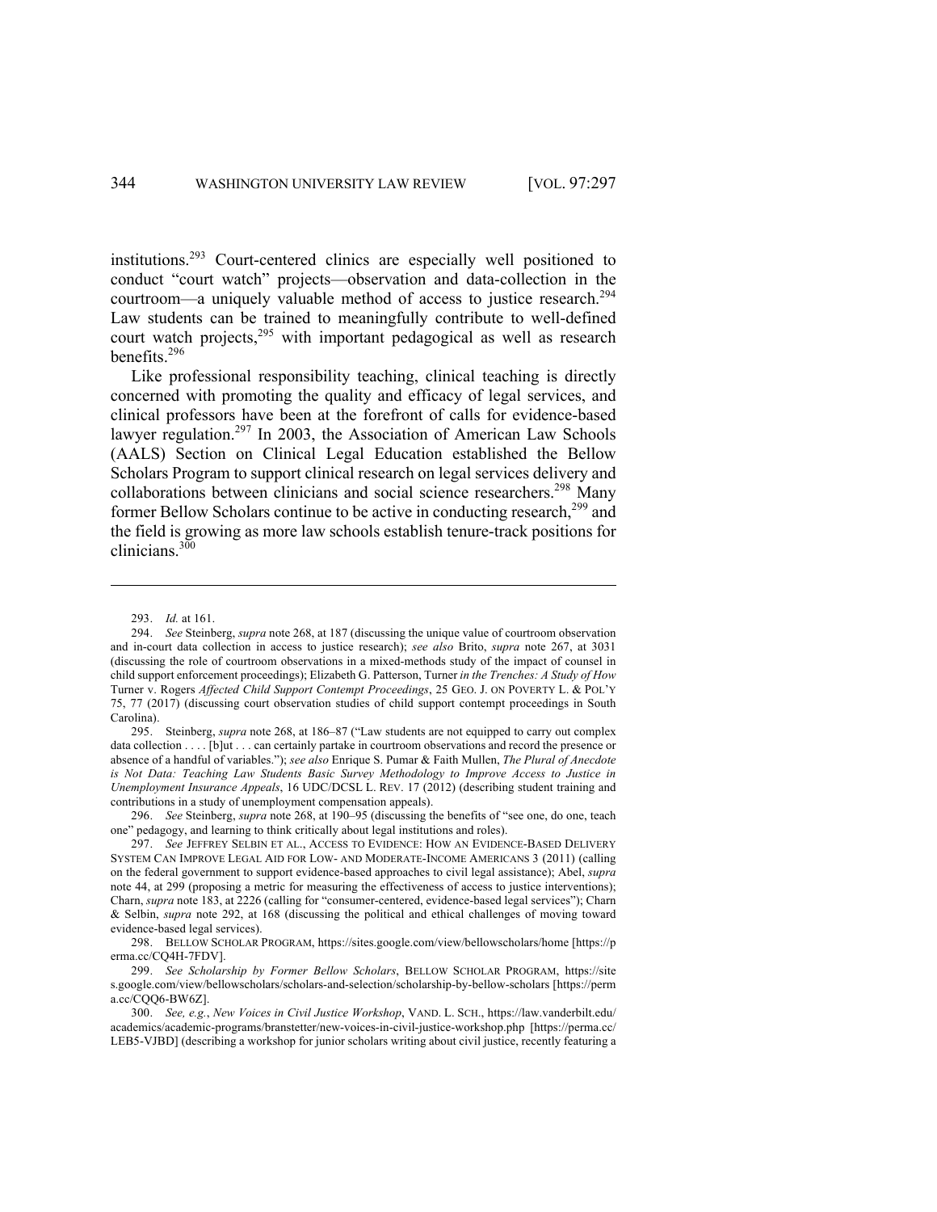institutions.[293] Court-centered clinics are especially well positioned to conduct "court watch" projects—observation and data-collection in the courtroom—a uniquely valuable method of access to justice research.[294] Law students can be trained to meaningfully contribute to well-defined court watch projects,[295] with important pedagogical as well as research benefits.[296]

Like professional responsibility teaching, clinical teaching is directly concerned with promoting the quality and efficacy of legal services, and clinical professors have been at the forefront of calls for evidence-based lawyer regulation.[297] In 2003, the Association of American Law Schools (AALS) Section on Clinical Legal Education established the Bellow Scholars Program to support clinical research on legal services delivery and collaborations between clinicians and social science researchers.[298] Many former Bellow Scholars continue to be active in conducting research,[299] and the field is growing as more law schools establish tenure-track positions for clinicians.[300]

---

293. *Id.* at 161.

294. *See* Steinberg, *supra* note 268, at 187 (discussing the unique value of courtroom observation and in-court data collection in access to justice research); *see also* Brito, *supra* note 267, at 3031 (discussing the role of courtroom observations in a mixed-methods study of the impact of counsel in child support enforcement proceedings); Elizabeth G. Patterson, Turner *in the Trenches: A Study of How* Turner v. Rogers *Affected Child Support Contempt Proceedings*, 25 GEO. J. ON POVERTY L. & POL'Y 75, 77 (2017) (discussing court observation studies of child support contempt proceedings in South Carolina).

295. Steinberg, *supra* note 268, at 186–87 ("Law students are not equipped to carry out complex data collection . . . . [b]ut . . . can certainly partake in courtroom observations and record the presence or absence of a handful of variables."); *see also* Enrique S. Pumar & Faith Mullen, *The Plural of Anecdote is Not Data: Teaching Law Students Basic Survey Methodology to Improve Access to Justice in Unemployment Insurance Appeals*, 16 UDC/DCSL L. REV. 17 (2012) (describing student training and contributions in a study of unemployment compensation appeals).

296. *See* Steinberg, *supra* note 268, at 190–95 (discussing the benefits of "see one, do one, teach one" pedagogy, and learning to think critically about legal institutions and roles).

297. *See* JEFFREY SELBIN ET AL., ACCESS TO EVIDENCE: HOW AN EVIDENCE-BASED DELIVERY SYSTEM CAN IMPROVE LEGAL AID FOR LOW- AND MODERATE-INCOME AMERICANS 3 (2011) (calling on the federal government to support evidence-based approaches to civil legal assistance); Abel, *supra* note 44, at 299 (proposing a metric for measuring the effectiveness of access to justice interventions); Charn, *supra* note 183, at 2226 (calling for "consumer-centered, evidence-based legal services"); Charn & Selbin, *supra* note 292, at 168 (discussing the political and ethical challenges of moving toward evidence-based legal services).

298. BELLOW SCHOLAR PROGRAM, https://sites.google.com/view/bellowscholars/home [https://perma.cc/CQ4H-7FDV].

299. *See Scholarship by Former Bellow Scholars*, BELLOW SCHOLAR PROGRAM, https://sites.google.com/view/bellowscholars/scholars-and-selection/scholarship-by-bellow-scholars [https://perma.cc/CQQ6-BW6Z].

300. *See, e.g.*, *New Voices in Civil Justice Workshop*, VAND. L. SCH., https://law.vanderbilt.edu/academics/academic-programs/branstetter/new-voices-in-civil-justice-workshop.php [https://perma.cc/LEB5-VJBD] (describing a workshop for junior scholars writing about civil justice, recently featuring a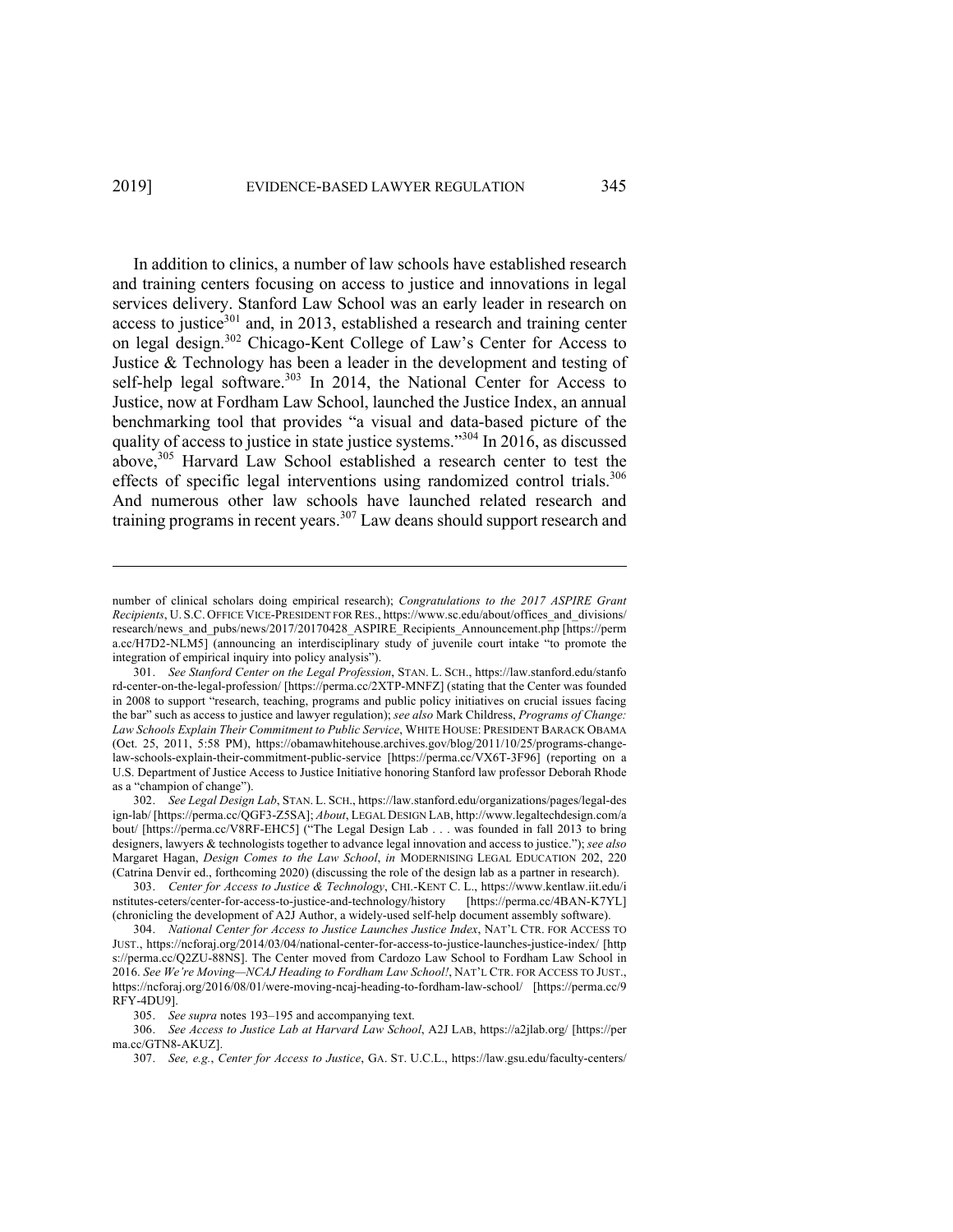In addition to clinics, a number of law schools have established research and training centers focusing on access to justice and innovations in legal services delivery. Stanford Law School was an early leader in research on access to justice[301] and, in 2013, established a research and training center on legal design.[302] Chicago-Kent College of Law's Center for Access to Justice & Technology has been a leader in the development and testing of self-help legal software.[303] In 2014, the National Center for Access to Justice, now at Fordham Law School, launched the Justice Index, an annual benchmarking tool that provides "a visual and data-based picture of the quality of access to justice in state justice systems."[304] In 2016, as discussed above,[305] Harvard Law School established a research center to test the effects of specific legal interventions using randomized control trials.[306] And numerous other law schools have launched related research and training programs in recent years.[307] Law deans should support research and

---

number of clinical scholars doing empirical research); *Congratulations to the 2017 ASPIRE Grant Recipients*, U.S.C. OFFICE VICE-PRESIDENT FOR RES., https://www.sc.edu/about/offices_and_divisions/research/news_and_pubs/news/2017/20170428_ASPIRE_Recipients_Announcement.php [https://perma.cc/H7D2-NLM5] (announcing an interdisciplinary study of juvenile court intake "to promote the integration of empirical inquiry into policy analysis").

301. *See Stanford Center on the Legal Profession*, STAN. L. SCH., https://law.stanford.edu/stanford-center-on-the-legal-profession/ [https://perma.cc/2XTP-MNFZ] (stating that the Center was founded in 2008 to support "research, teaching, programs and public policy initiatives on crucial issues facing the bar" such as access to justice and lawyer regulation); *see also* Mark Childress, *Programs of Change: Law Schools Explain Their Commitment to Public Service*, WHITE HOUSE: PRESIDENT BARACK OBAMA (Oct. 25, 2011, 5:58 PM), https://obamawhitehouse.archives.gov/blog/2011/10/25/programs-change-law-schools-explain-their-commitment-public-service [https://perma.cc/VX6T-3F96] (reporting on a U.S. Department of Justice Access to Justice Initiative honoring Stanford law professor Deborah Rhode as a "champion of change").

302. *See Legal Design Lab*, STAN. L. SCH., https://law.stanford.edu/organizations/pages/legal-design-lab/ [https://perma.cc/QGF3-Z5SA]; *About*, LEGAL DESIGN LAB, http://www.legaltechdesign.com/about/ [https://perma.cc/V8RF-EHC5] ("The Legal Design Lab . . . was founded in fall 2013 to bring designers, lawyers & technologists together to advance legal innovation and access to justice."); *see also* Margaret Hagan, *Design Comes to the Law School*, *in* MODERNISING LEGAL EDUCATION 202, 220 (Catrina Denvir ed., forthcoming 2020) (discussing the role of the design lab as a partner in research).

303. *Center for Access to Justice & Technology*, CHI.-KENT C. L., https://www.kentlaw.iit.edu/institutes-ceters/center-for-access-to-justice-and-technology/history [https://perma.cc/4BAN-K7YL] (chronicling the development of A2J Author, a widely-used self-help document assembly software).

304. *National Center for Access to Justice Launches Justice Index*, NAT'L CTR. FOR ACCESS TO JUST., https://ncforaj.org/2014/03/04/national-center-for-access-to-justice-launches-justice-index/ [https://perma.cc/Q2ZU-88NS]. The Center moved from Cardozo Law School to Fordham Law School in 2016. *See We're Moving—NCAJ Heading to Fordham Law School!*, NAT'L CTR. FOR ACCESS TO JUST., https://ncforaj.org/2016/08/01/were-moving-ncaj-heading-to-fordham-law-school/ [https://perma.cc/9RFY-4DU9].

305. *See supra* notes 193–195 and accompanying text.

306. *See Access to Justice Lab at Harvard Law School*, A2J LAB, https://a2jlab.org/ [https://perma.cc/GTN8-AKUZ].

307. *See, e.g.*, *Center for Access to Justice*, GA. ST. U.C.L., https://law.gsu.edu/faculty-centers/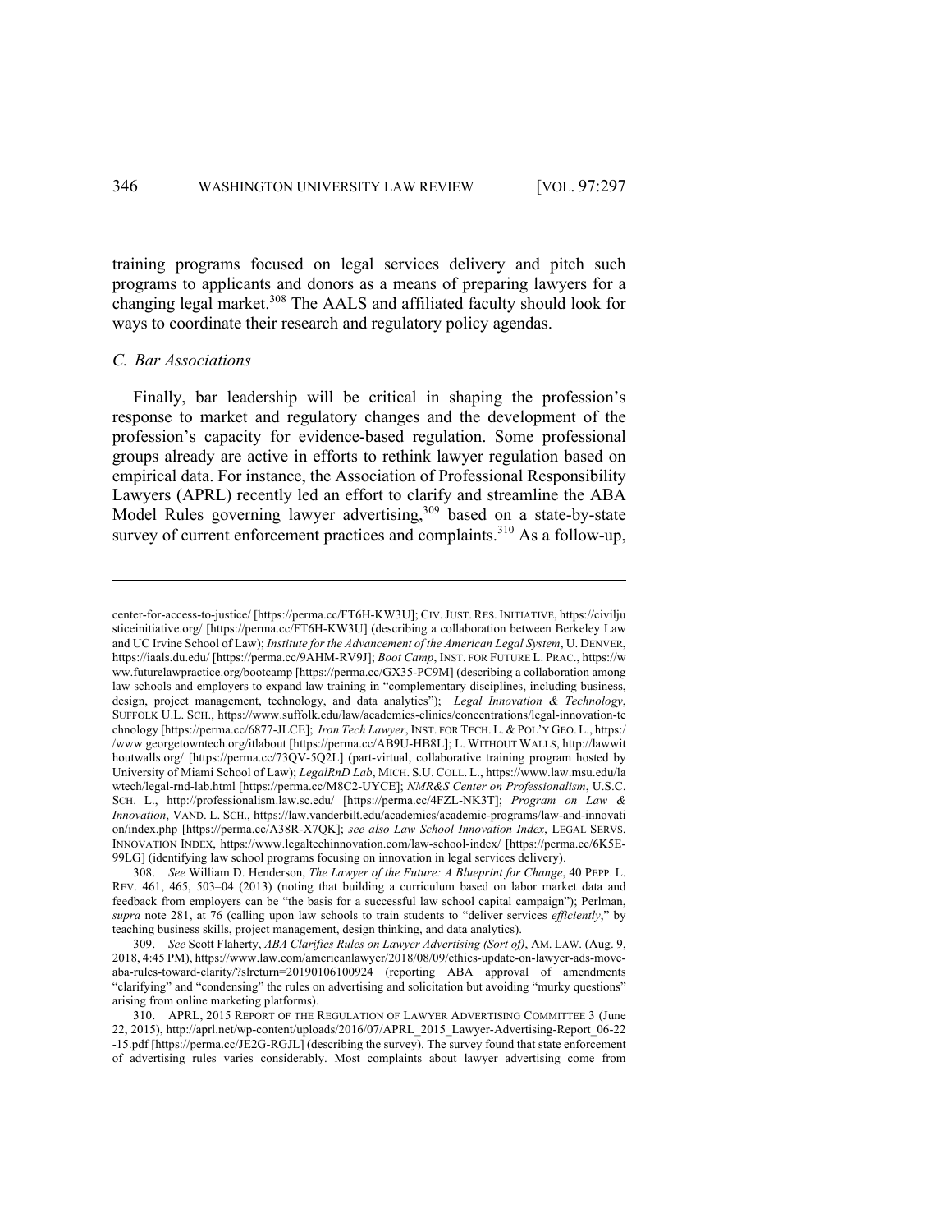training programs focused on legal services delivery and pitch such programs to applicants and donors as a means of preparing lawyers for a changing legal market.[308] The AALS and affiliated faculty should look for ways to coordinate their research and regulatory policy agendas.

### *C. Bar Associations*

Finally, bar leadership will be critical in shaping the profession's response to market and regulatory changes and the development of the profession's capacity for evidence-based regulation. Some professional groups already are active in efforts to rethink lawyer regulation based on empirical data. For instance, the Association of Professional Responsibility Lawyers (APRL) recently led an effort to clarify and streamline the ABA Model Rules governing lawyer advertising,[309] based on a state-by-state survey of current enforcement practices and complaints.[310] As a follow-up,

---

center-for-access-to-justice/ [https://perma.cc/FT6H-KW3U]; CIV. JUST. RES. INITIATIVE, https://civiljusticeinitiative.org/ [https://perma.cc/FT6H-KW3U] (describing a collaboration between Berkeley Law and UC Irvine School of Law); *Institute for the Advancement of the American Legal System*, U. DENVER, https://iaals.du.edu/ [https://perma.cc/9AHM-RV9J]; *Boot Camp*, INST. FOR FUTURE L. PRAC., https://www.futurelawpractice.org/bootcamp [https://perma.cc/GX35-PC9M] (describing a collaboration among law schools and employers to expand law training in "complementary disciplines, including business, design, project management, technology, and data analytics"); *Legal Innovation & Technology*, SUFFOLK U.L. SCH., https://www.suffolk.edu/law/academics-clinics/concentrations/legal-innovation-technology [https://perma.cc/6877-JLCE]; *Iron Tech Lawyer*, INST. FOR TECH. L. & POL'Y GEO. L., https://www.georgetowntech.org/itlabout [https://perma.cc/AB9U-HB8L]; L. WITHOUT WALLS, http://lawwithoutwalls.org/ [https://perma.cc/73QV-5Q2L] (part-virtual, collaborative training program hosted by University of Miami School of Law); *LegalRnD Lab*, MICH. S.U. COLL. L., https://www.law.msu.edu/lawtech/legal-rnd-lab.html [https://perma.cc/M8C2-UYCE]; *NMR&S Center on Professionalism*, U.S.C. SCH. L., http://professionalism.law.sc.edu/ [https://perma.cc/4FZL-NK3T]; *Program on Law & Innovation*, VAND. L. SCH., https://law.vanderbilt.edu/academics/academic-programs/law-and-innovation/index.php [https://perma.cc/A38R-X7QK]; *see also Law School Innovation Index*, LEGAL SERVS. INNOVATION INDEX, https://www.legaltechinnovation.com/law-school-index/ [https://perma.cc/6K5E-99LG] (identifying law school programs focusing on innovation in legal services delivery).

308. *See* William D. Henderson, *The Lawyer of the Future: A Blueprint for Change*, 40 PEPP. L. REV. 461, 465, 503–04 (2013) (noting that building a curriculum based on labor market data and feedback from employers can be "the basis for a successful law school capital campaign"); Perlman, *supra* note 281, at 76 (calling upon law schools to train students to "deliver services *efficiently*," by teaching business skills, project management, design thinking, and data analytics).

309. *See* Scott Flaherty, *ABA Clarifies Rules on Lawyer Advertising (Sort of)*, AM. LAW. (Aug. 9, 2018, 4:45 PM), https://www.law.com/americanlawyer/2018/08/09/ethics-update-on-lawyer-ads-move-aba-rules-toward-clarity/?slreturn=20190106100924 (reporting ABA approval of amendments "clarifying" and "condensing" the rules on advertising and solicitation but avoiding "murky questions" arising from online marketing platforms).

310. APRL, 2015 REPORT OF THE REGULATION OF LAWYER ADVERTISING COMMITTEE 3 (June 22, 2015), http://aprl.net/wp-content/uploads/2016/07/APRL_2015_Lawyer-Advertising-Report_06-22-15.pdf [https://perma.cc/JE2G-RGJL] (describing the survey). The survey found that state enforcement of advertising rules varies considerably. Most complaints about lawyer advertising come from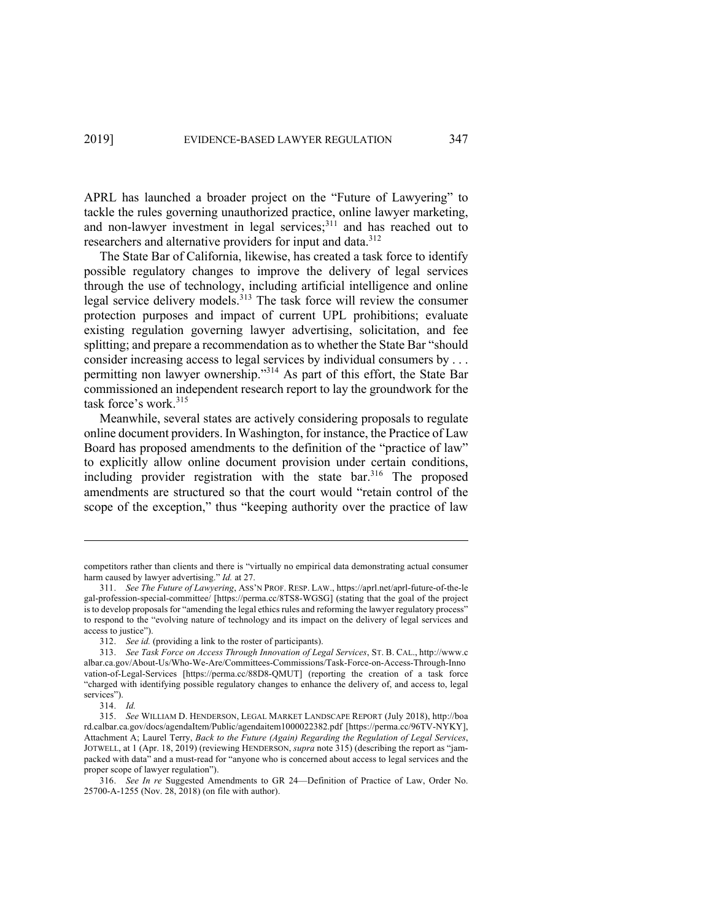APRL has launched a broader project on the "Future of Lawyering" to tackle the rules governing unauthorized practice, online lawyer marketing, and non-lawyer investment in legal services;[311] and has reached out to researchers and alternative providers for input and data.[312]

The State Bar of California, likewise, has created a task force to identify possible regulatory changes to improve the delivery of legal services through the use of technology, including artificial intelligence and online legal service delivery models.[313] The task force will review the consumer protection purposes and impact of current UPL prohibitions; evaluate existing regulation governing lawyer advertising, solicitation, and fee splitting; and prepare a recommendation as to whether the State Bar "should consider increasing access to legal services by individual consumers by . . . permitting non lawyer ownership."[314] As part of this effort, the State Bar commissioned an independent research report to lay the groundwork for the task force's work.[315]

Meanwhile, several states are actively considering proposals to regulate online document providers. In Washington, for instance, the Practice of Law Board has proposed amendments to the definition of the "practice of law" to explicitly allow online document provision under certain conditions, including provider registration with the state bar.[316] The proposed amendments are structured so that the court would "retain control of the scope of the exception," thus "keeping authority over the practice of law

---

competitors rather than clients and there is "virtually no empirical data demonstrating actual consumer harm caused by lawyer advertising." *Id.* at 27.

311. *See The Future of Lawyering*, ASS'N PROF. RESP. LAW., https://aprl.net/aprl-future-of-the-legal-profession-special-committee/ [https://perma.cc/8TS8-WGSG] (stating that the goal of the project is to develop proposals for "amending the legal ethics rules and reforming the lawyer regulatory process" to respond to the "evolving nature of technology and its impact on the delivery of legal services and access to justice").

312. *See id.* (providing a link to the roster of participants).

313. *See Task Force on Access Through Innovation of Legal Services*, ST. B. CAL., http://www.calbar.ca.gov/About-Us/Who-We-Are/Committees-Commissions/Task-Force-on-Access-Through-Innovation-of-Legal-Services [https://perma.cc/88D8-QMUT] (reporting the creation of a task force "charged with identifying possible regulatory changes to enhance the delivery of, and access to, legal services").

314. *Id.*

315. *See* WILLIAM D. HENDERSON, LEGAL MARKET LANDSCAPE REPORT (July 2018), http://board.calbar.ca.gov/docs/agendaItem/Public/agendaitem1000022382.pdf [https://perma.cc/96TV-NYKY], Attachment A; Laurel Terry, *Back to the Future (Again) Regarding the Regulation of Legal Services*, JOTWELL, at 1 (Apr. 18, 2019) (reviewing HENDERSON, *supra* note 315) (describing the report as "jam-packed with data" and a must-read for "anyone who is concerned about access to legal services and the proper scope of lawyer regulation").

316. *See In re* Suggested Amendments to GR 24—Definition of Practice of Law, Order No. 25700-A-1255 (Nov. 28, 2018) (on file with author).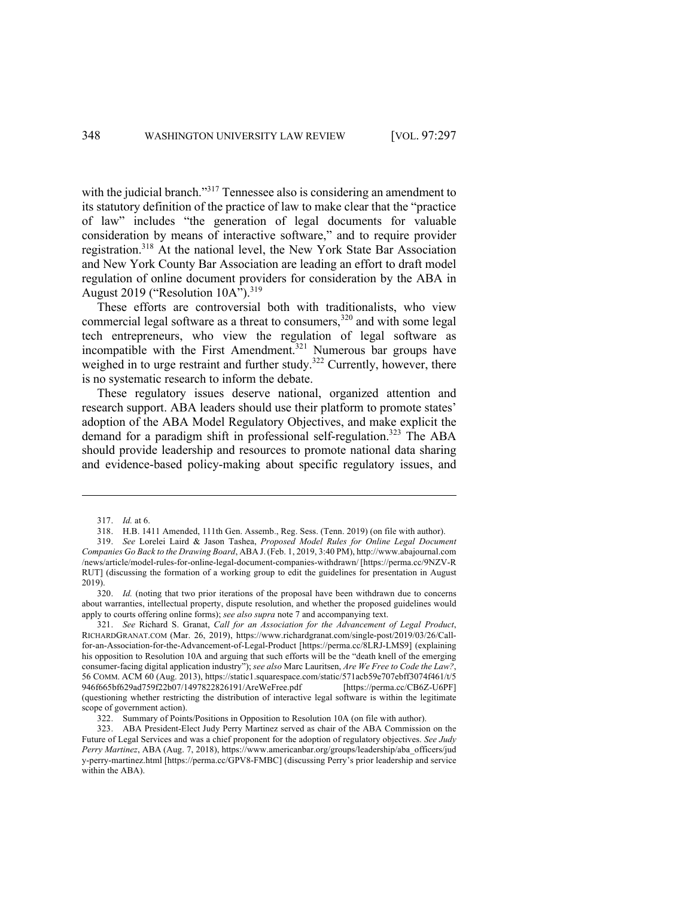with the judicial branch."[317] Tennessee also is considering an amendment to its statutory definition of the practice of law to make clear that the "practice of law" includes "the generation of legal documents for valuable consideration by means of interactive software," and to require provider registration.[318] At the national level, the New York State Bar Association and New York County Bar Association are leading an effort to draft model regulation of online document providers for consideration by the ABA in August 2019 ("Resolution 10A").[319]

These efforts are controversial both with traditionalists, who view commercial legal software as a threat to consumers,[320] and with some legal tech entrepreneurs, who view the regulation of legal software as incompatible with the First Amendment.[321] Numerous bar groups have weighed in to urge restraint and further study.[322] Currently, however, there is no systematic research to inform the debate.

These regulatory issues deserve national, organized attention and research support. ABA leaders should use their platform to promote states' adoption of the ABA Model Regulatory Objectives, and make explicit the demand for a paradigm shift in professional self-regulation.[323] The ABA should provide leadership and resources to promote national data sharing and evidence-based policy-making about specific regulatory issues, and

---

317. *Id.* at 6.

318. H.B. 1411 Amended, 111th Gen. Assemb., Reg. Sess. (Tenn. 2019) (on file with author).

319. *See* Lorelei Laird & Jason Tashea, *Proposed Model Rules for Online Legal Document Companies Go Back to the Drawing Board*, ABA J. (Feb. 1, 2019, 3:40 PM), http://www.abajournal.com/news/article/model-rules-for-online-legal-document-companies-withdrawn/ [https://perma.cc/9NZV-RRUT] (discussing the formation of a working group to edit the guidelines for presentation in August 2019).

320. *Id.* (noting that two prior iterations of the proposal have been withdrawn due to concerns about warranties, intellectual property, dispute resolution, and whether the proposed guidelines would apply to courts offering online forms); *see also supra* note 7 and accompanying text.

321. *See* Richard S. Granat, *Call for an Association for the Advancement of Legal Product*, RICHARDGRANAT.COM (Mar. 26, 2019), https://www.richardgranat.com/single-post/2019/03/26/Call-for-an-Association-for-the-Advancement-of-Legal-Product [https://perma.cc/8LRJ-LMS9] (explaining his opposition to Resolution 10A and arguing that such efforts will be the "death knell of the emerging consumer-facing digital application industry"); *see also* Marc Lauritsen, *Are We Free to Code the Law?*, 56 COMM. ACM 60 (Aug. 2013), https://static1.squarespace.com/static/571acb59e707ebff3074f461/t/5946f665bf629ad759f22b07/1497822826191/AreWeFree.pdf [https://perma.cc/CB6Z-U6PF] (questioning whether restricting the distribution of interactive legal software is within the legitimate scope of government action).

322. Summary of Points/Positions in Opposition to Resolution 10A (on file with author).

323. ABA President-Elect Judy Perry Martinez served as chair of the ABA Commission on the Future of Legal Services and was a chief proponent for the adoption of regulatory objectives. *See Judy Perry Martinez*, ABA (Aug. 7, 2018), https://www.americanbar.org/groups/leadership/aba_officers/judy-perry-martinez.html [https://perma.cc/GPV8-FMBC] (discussing Perry's prior leadership and service within the ABA).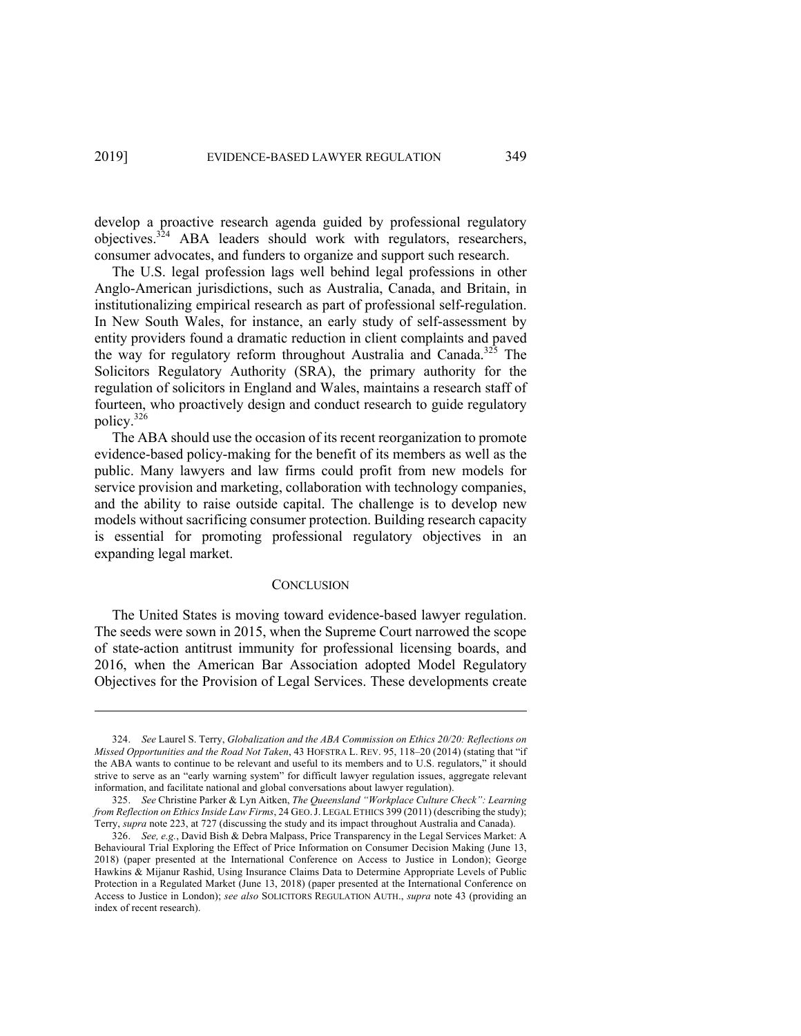develop a proactive research agenda guided by professional regulatory objectives.[324] ABA leaders should work with regulators, researchers, consumer advocates, and funders to organize and support such research.

The U.S. legal profession lags well behind legal professions in other Anglo-American jurisdictions, such as Australia, Canada, and Britain, in institutionalizing empirical research as part of professional self-regulation. In New South Wales, for instance, an early study of self-assessment by entity providers found a dramatic reduction in client complaints and paved the way for regulatory reform throughout Australia and Canada.[325] The Solicitors Regulatory Authority (SRA), the primary authority for the regulation of solicitors in England and Wales, maintains a research staff of fourteen, who proactively design and conduct research to guide regulatory policy.[326]

The ABA should use the occasion of its recent reorganization to promote evidence-based policy-making for the benefit of its members as well as the public. Many lawyers and law firms could profit from new models for service provision and marketing, collaboration with technology companies, and the ability to raise outside capital. The challenge is to develop new models without sacrificing consumer protection. Building research capacity is essential for promoting professional regulatory objectives in an expanding legal market.

## CONCLUSION

The United States is moving toward evidence-based lawyer regulation. The seeds were sown in 2015, when the Supreme Court narrowed the scope of state-action antitrust immunity for professional licensing boards, and 2016, when the American Bar Association adopted Model Regulatory Objectives for the Provision of Legal Services. These developments create

---

324. *See* Laurel S. Terry, *Globalization and the ABA Commission on Ethics 20/20: Reflections on Missed Opportunities and the Road Not Taken*, 43 HOFSTRA L. REV. 95, 118–20 (2014) (stating that "if the ABA wants to continue to be relevant and useful to its members and to U.S. regulators," it should strive to serve as an "early warning system" for difficult lawyer regulation issues, aggregate relevant information, and facilitate national and global conversations about lawyer regulation).

325. *See* Christine Parker & Lyn Aitken, *The Queensland "Workplace Culture Check": Learning from Reflection on Ethics Inside Law Firms*, 24 GEO. J. LEGAL ETHICS 399 (2011) (describing the study); Terry, *supra* note 223, at 727 (discussing the study and its impact throughout Australia and Canada).

326. *See, e.g.*, David Bish & Debra Malpass, Price Transparency in the Legal Services Market: A Behavioural Trial Exploring the Effect of Price Information on Consumer Decision Making (June 13, 2018) (paper presented at the International Conference on Access to Justice in London); George Hawkins & Mijanur Rashid, Using Insurance Claims Data to Determine Appropriate Levels of Public Protection in a Regulated Market (June 13, 2018) (paper presented at the International Conference on Access to Justice in London); *see also* SOLICITORS REGULATION AUTH., *supra* note 43 (providing an index of recent research).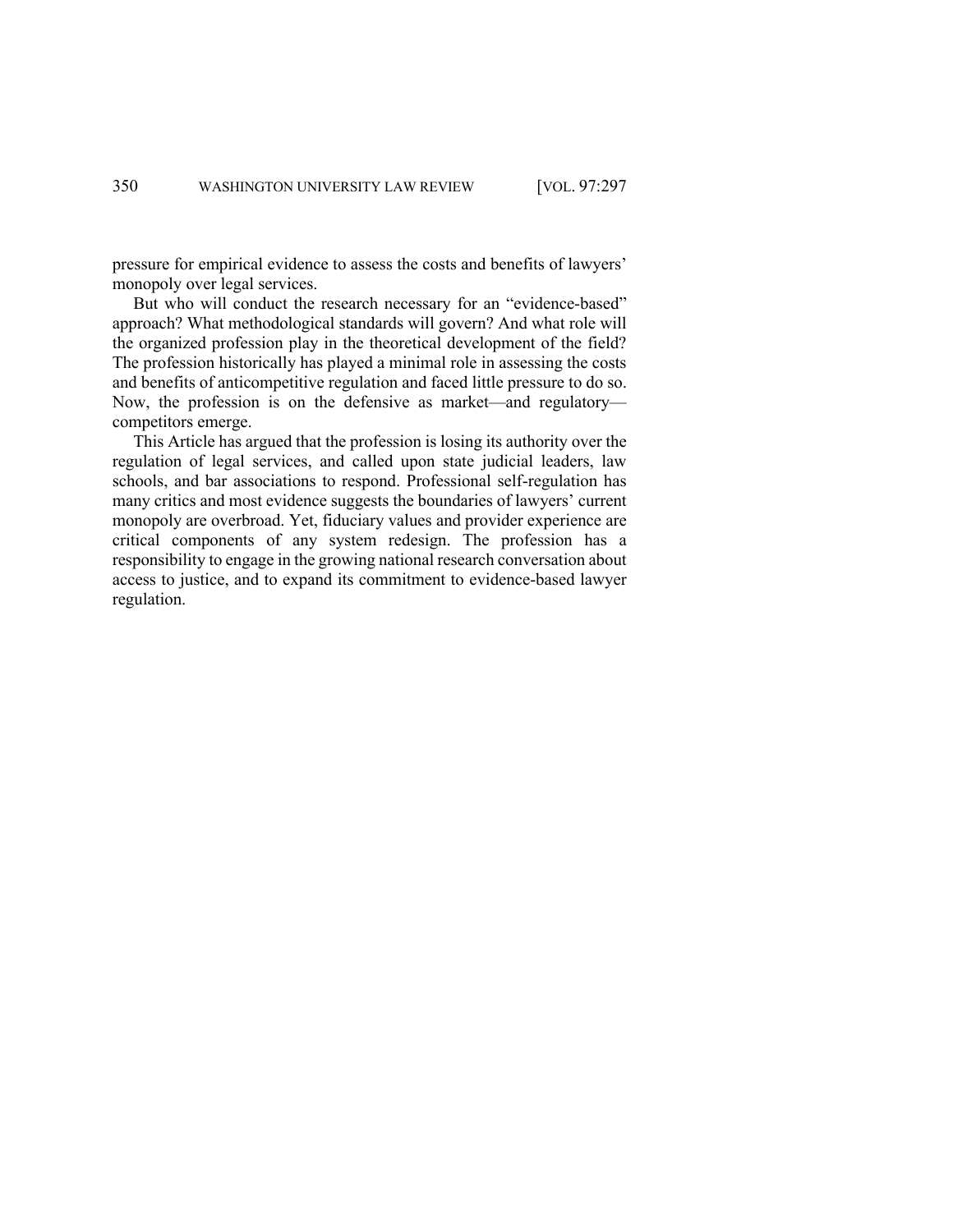pressure for empirical evidence to assess the costs and benefits of lawyers' monopoly over legal services.

But who will conduct the research necessary for an "evidence-based" approach? What methodological standards will govern? And what role will the organized profession play in the theoretical development of the field? The profession historically has played a minimal role in assessing the costs and benefits of anticompetitive regulation and faced little pressure to do so. Now, the profession is on the defensive as market—and regulatory—competitors emerge.

This Article has argued that the profession is losing its authority over the regulation of legal services, and called upon state judicial leaders, law schools, and bar associations to respond. Professional self-regulation has many critics and most evidence suggests the boundaries of lawyers' current monopoly are overbroad. Yet, fiduciary values and provider experience are critical components of any system redesign. The profession has a responsibility to engage in the growing national research conversation about access to justice, and to expand its commitment to evidence-based lawyer regulation.